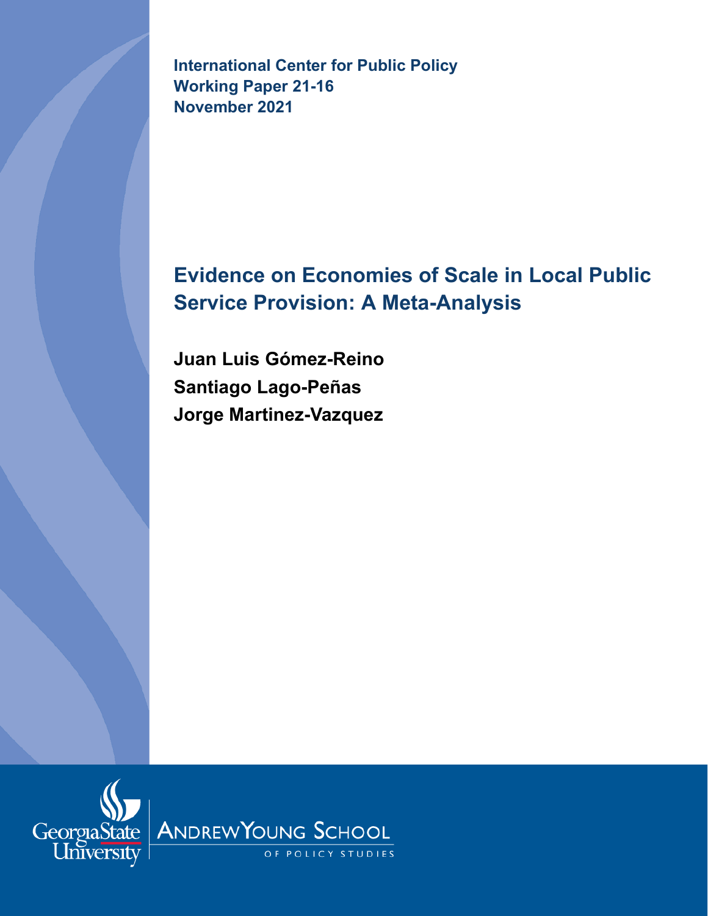**International Center for Public Policy**
**Working Paper 21-16**
**November 2021**

# Evidence on Economies of Scale in Local Public Service Provision: A Meta-Analysis

**Juan Luis Gómez-Reino**
**Santiago Lago-Peñas**
**Jorge Martinez-Vazquez**

Georgia State University | ANDREW YOUNG SCHOOL OF POLICY STUDIES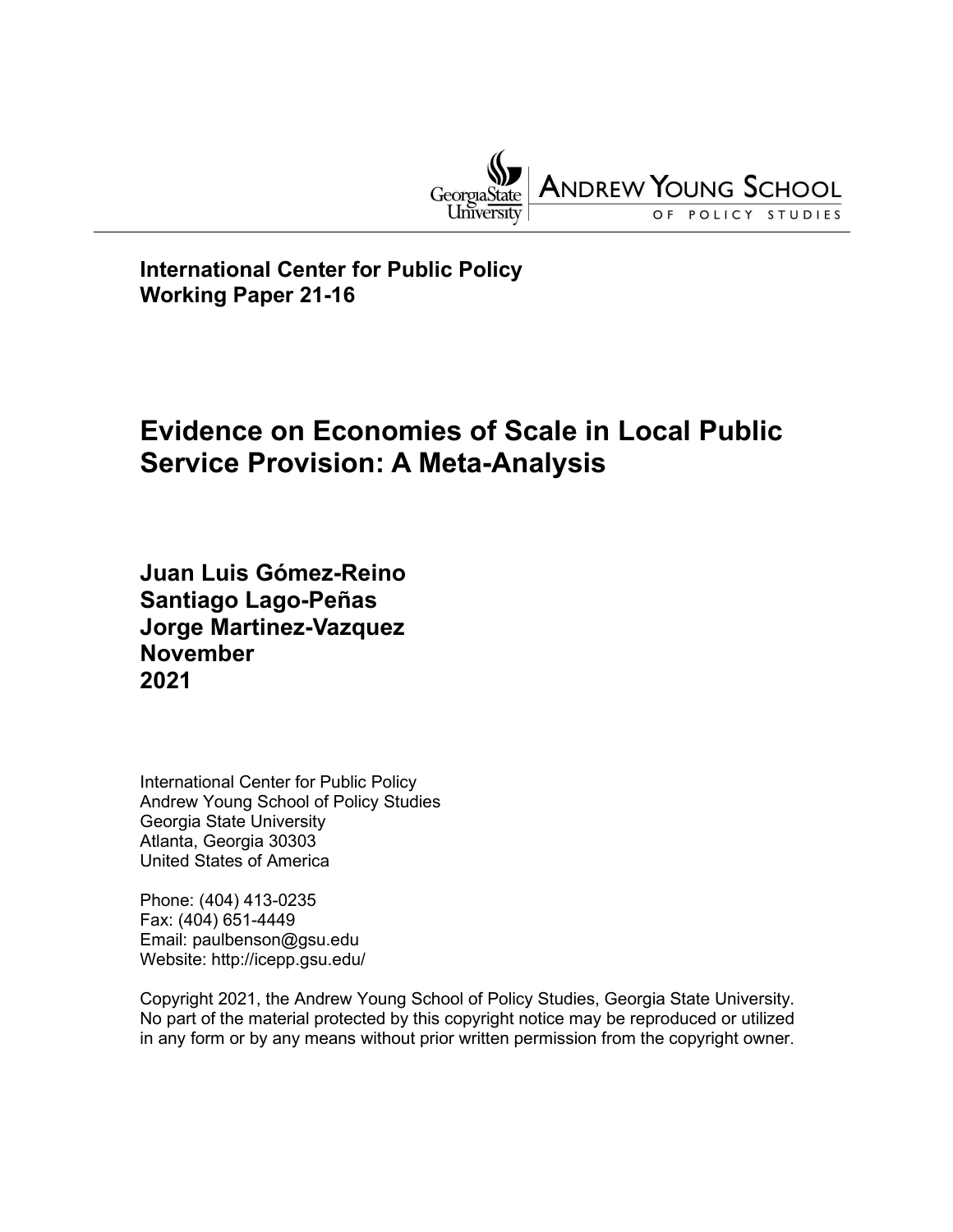**International Center for Public Policy**
**Working Paper 21-16**

# Evidence on Economies of Scale in Local Public Service Provision: A Meta-Analysis

**Juan Luis Gómez-Reino**
**Santiago Lago-Peñas**
**Jorge Martinez-Vazquez**
**November**
**2021**

International Center for Public Policy
Andrew Young School of Policy Studies
Georgia State University
Atlanta, Georgia 30303
United States of America

Phone: (404) 413-0235
Fax: (404) 651-4449
Email: paulbenson@gsu.edu
Website: http://icepp.gsu.edu/

Copyright 2021, the Andrew Young School of Policy Studies, Georgia State University. No part of the material protected by this copyright notice may be reproduced or utilized in any form or by any means without prior written permission from the copyright owner.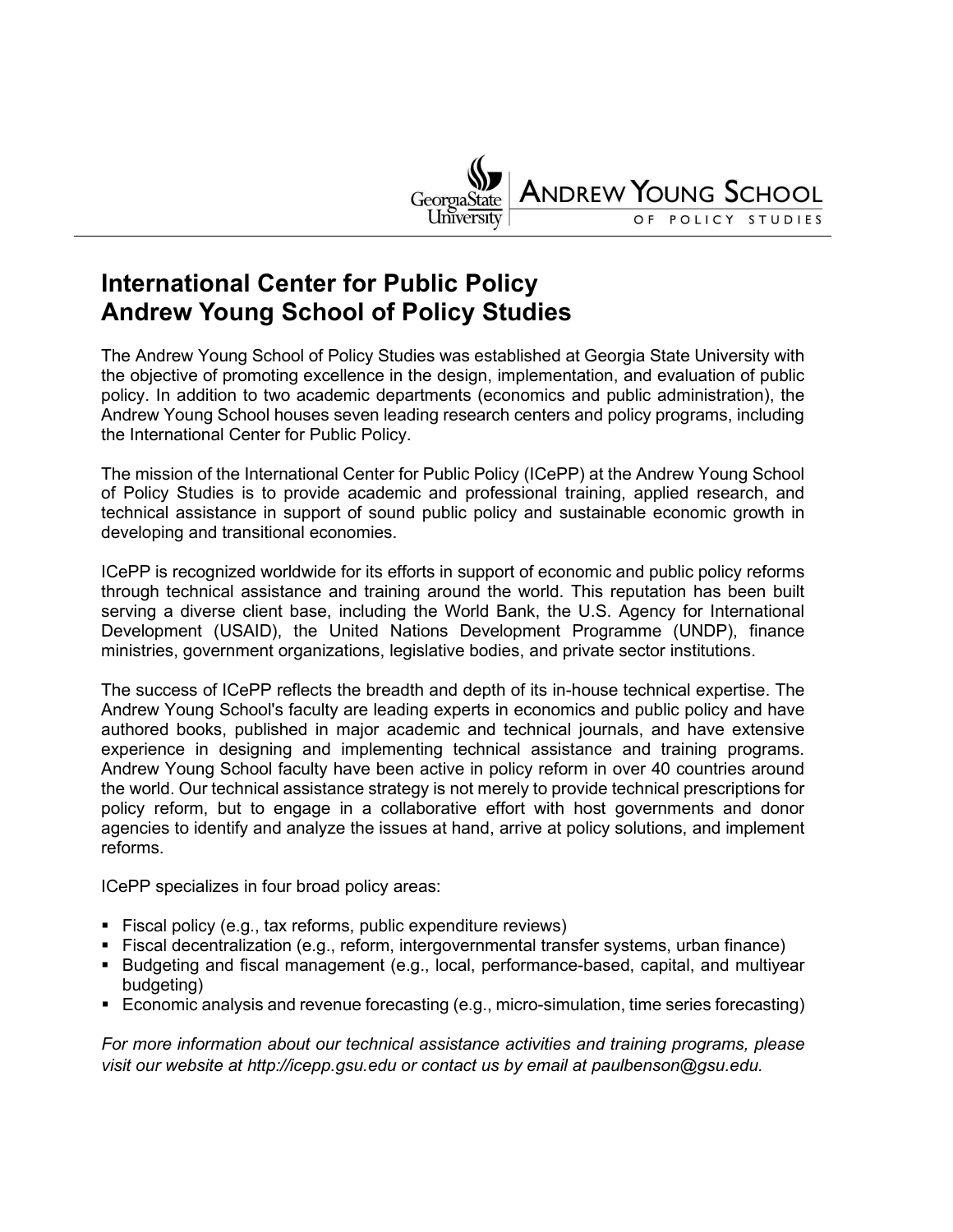# International Center for Public Policy
# Andrew Young School of Policy Studies

The Andrew Young School of Policy Studies was established at Georgia State University with the objective of promoting excellence in the design, implementation, and evaluation of public policy. In addition to two academic departments (economics and public administration), the Andrew Young School houses seven leading research centers and policy programs, including the International Center for Public Policy.

The mission of the International Center for Public Policy (ICePP) at the Andrew Young School of Policy Studies is to provide academic and professional training, applied research, and technical assistance in support of sound public policy and sustainable economic growth in developing and transitional economies.

ICePP is recognized worldwide for its efforts in support of economic and public policy reforms through technical assistance and training around the world. This reputation has been built serving a diverse client base, including the World Bank, the U.S. Agency for International Development (USAID), the United Nations Development Programme (UNDP), finance ministries, government organizations, legislative bodies, and private sector institutions.

The success of ICePP reflects the breadth and depth of its in-house technical expertise. The Andrew Young School's faculty are leading experts in economics and public policy and have authored books, published in major academic and technical journals, and have extensive experience in designing and implementing technical assistance and training programs. Andrew Young School faculty have been active in policy reform in over 40 countries around the world. Our technical assistance strategy is not merely to provide technical prescriptions for policy reform, but to engage in a collaborative effort with host governments and donor agencies to identify and analyze the issues at hand, arrive at policy solutions, and implement reforms.

ICePP specializes in four broad policy areas:

- Fiscal policy (e.g., tax reforms, public expenditure reviews)
- Fiscal decentralization (e.g., reform, intergovernmental transfer systems, urban finance)
- Budgeting and fiscal management (e.g., local, performance-based, capital, and multiyear budgeting)
- Economic analysis and revenue forecasting (e.g., micro-simulation, time series forecasting)

*For more information about our technical assistance activities and training programs, please visit our website at http://icepp.gsu.edu or contact us by email at paulbenson@gsu.edu.*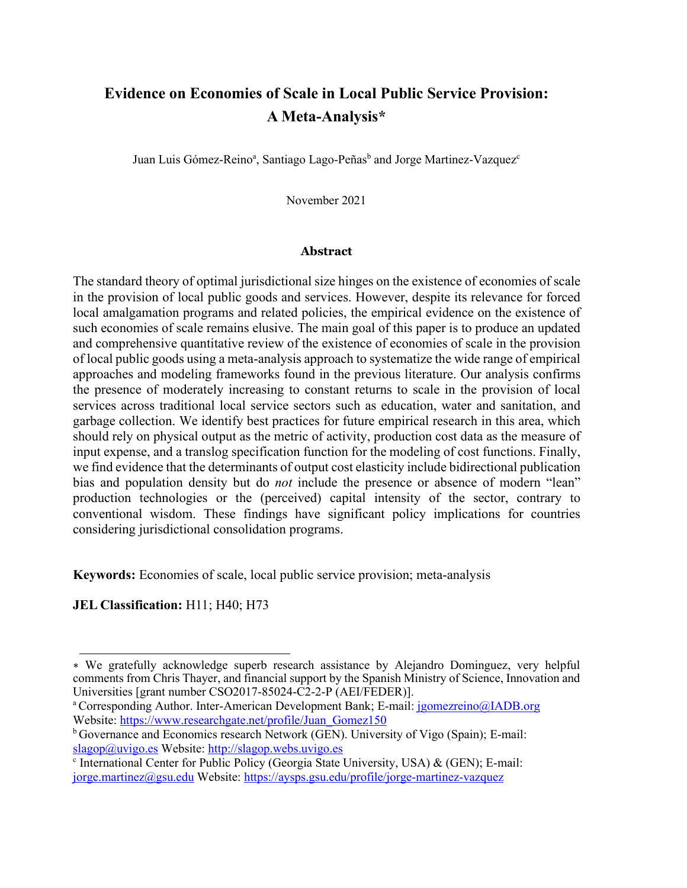# Evidence on Economies of Scale in Local Public Service Provision: A Meta-Analysis*

Juan Luis Gómez-Reino[a], Santiago Lago-Peñas[b] and Jorge Martinez-Vazquez[c]

November 2021

## Abstract

The standard theory of optimal jurisdictional size hinges on the existence of economies of scale in the provision of local public goods and services. However, despite its relevance for forced local amalgamation programs and related policies, the empirical evidence on the existence of such economies of scale remains elusive. The main goal of this paper is to produce an updated and comprehensive quantitative review of the existence of economies of scale in the provision of local public goods using a meta-analysis approach to systematize the wide range of empirical approaches and modeling frameworks found in the previous literature. Our analysis confirms the presence of moderately increasing to constant returns to scale in the provision of local services across traditional local service sectors such as education, water and sanitation, and garbage collection. We identify best practices for future empirical research in this area, which should rely on physical output as the metric of activity, production cost data as the measure of input expense, and a translog specification function for the modeling of cost functions. Finally, we find evidence that the determinants of output cost elasticity include bidirectional publication bias and population density but do *not* include the presence or absence of modern "lean" production technologies or the (perceived) capital intensity of the sector, contrary to conventional wisdom. These findings have significant policy implications for countries considering jurisdictional consolidation programs.

**Keywords:** Economies of scale, local public service provision; meta-analysis

**JEL Classification:** H11; H40; H73

---

* We gratefully acknowledge superb research assistance by Alejandro Dominguez, very helpful comments from Chris Thayer, and financial support by the Spanish Ministry of Science, Innovation and Universities [grant number CSO2017-85024-C2-2-P (AEI/FEDER)].

[a] Corresponding Author. Inter-American Development Bank; E-mail: jgomezreino@IADB.org Website: https://www.researchgate.net/profile/Juan_Gomez150

[b] Governance and Economics research Network (GEN). University of Vigo (Spain); E-mail: slagop@uvigo.es Website: http://slagop.webs.uvigo.es

[c] International Center for Public Policy (Georgia State University, USA) & (GEN); E-mail: jorge.martinez@gsu.edu Website: https://aysps.gsu.edu/profile/jorge-martinez-vazquez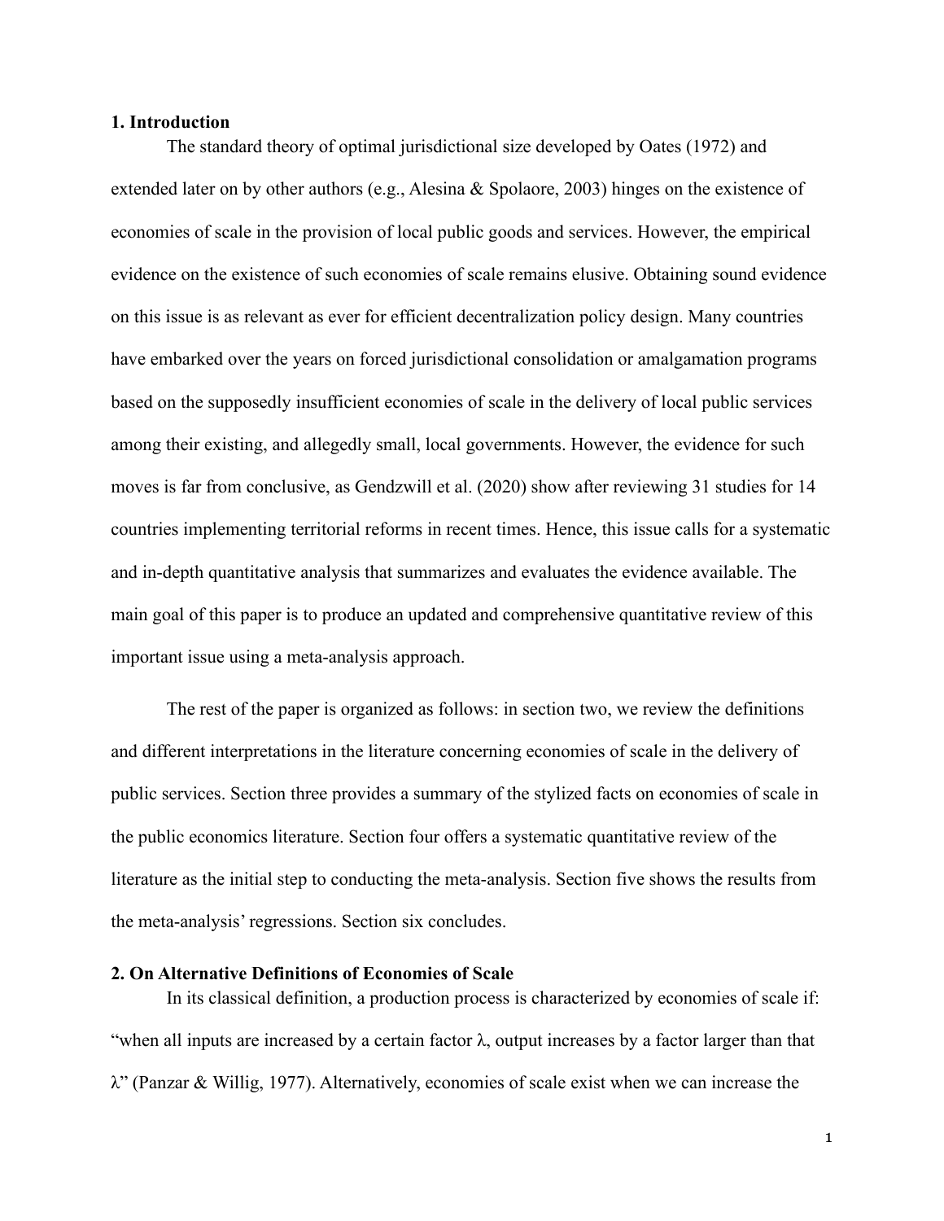## 1. Introduction

The standard theory of optimal jurisdictional size developed by Oates (1972) and extended later on by other authors (e.g., Alesina & Spolaore, 2003) hinges on the existence of economies of scale in the provision of local public goods and services. However, the empirical evidence on the existence of such economies of scale remains elusive. Obtaining sound evidence on this issue is as relevant as ever for efficient decentralization policy design. Many countries have embarked over the years on forced jurisdictional consolidation or amalgamation programs based on the supposedly insufficient economies of scale in the delivery of local public services among their existing, and allegedly small, local governments. However, the evidence for such moves is far from conclusive, as Gendzwill et al. (2020) show after reviewing 31 studies for 14 countries implementing territorial reforms in recent times. Hence, this issue calls for a systematic and in-depth quantitative analysis that summarizes and evaluates the evidence available. The main goal of this paper is to produce an updated and comprehensive quantitative review of this important issue using a meta-analysis approach.

The rest of the paper is organized as follows: in section two, we review the definitions and different interpretations in the literature concerning economies of scale in the delivery of public services. Section three provides a summary of the stylized facts on economies of scale in the public economics literature. Section four offers a systematic quantitative review of the literature as the initial step to conducting the meta-analysis. Section five shows the results from the meta-analysis' regressions. Section six concludes.

## 2. On Alternative Definitions of Economies of Scale

In its classical definition, a production process is characterized by economies of scale if: "when all inputs are increased by a certain factor $\lambda$, output increases by a factor larger than that $\lambda$" (Panzar & Willig, 1977). Alternatively, economies of scale exist when we can increase the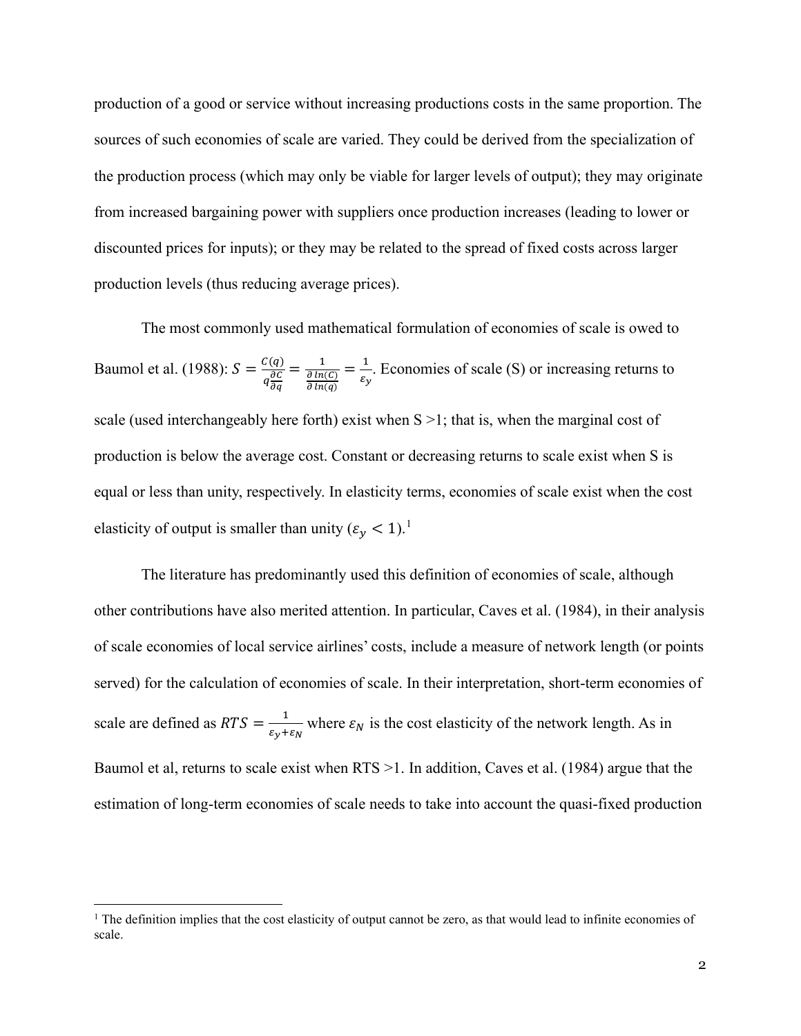production of a good or service without increasing productions costs in the same proportion. The sources of such economies of scale are varied. They could be derived from the specialization of the production process (which may only be viable for larger levels of output); they may originate from increased bargaining power with suppliers once production increases (leading to lower or discounted prices for inputs); or they may be related to the spread of fixed costs across larger production levels (thus reducing average prices).

The most commonly used mathematical formulation of economies of scale is owed to Baumol et al. (1988): $S = \frac{C(q)}{q\frac{\partial C}{\partial q}} = \frac{1}{\frac{\partial\, ln(C)}{\partial\, ln(q)}} = \frac{1}{\varepsilon_y}$. Economies of scale (S) or increasing returns to scale (used interchangeably here forth) exist when S >1; that is, when the marginal cost of production is below the average cost. Constant or decreasing returns to scale exist when S is equal or less than unity, respectively. In elasticity terms, economies of scale exist when the cost elasticity of output is smaller than unity ($\varepsilon_y < 1$).[1]

The literature has predominantly used this definition of economies of scale, although other contributions have also merited attention. In particular, Caves et al. (1984), in their analysis of scale economies of local service airlines' costs, include a measure of network length (or points served) for the calculation of economies of scale. In their interpretation, short-term economies of scale are defined as $RTS = \frac{1}{\varepsilon_y + \varepsilon_N}$ where $\varepsilon_N$ is the cost elasticity of the network length. As in Baumol et al, returns to scale exist when RTS >1. In addition, Caves et al. (1984) argue that the estimation of long-term economies of scale needs to take into account the quasi-fixed production

[1] The definition implies that the cost elasticity of output cannot be zero, as that would lead to infinite economies of scale.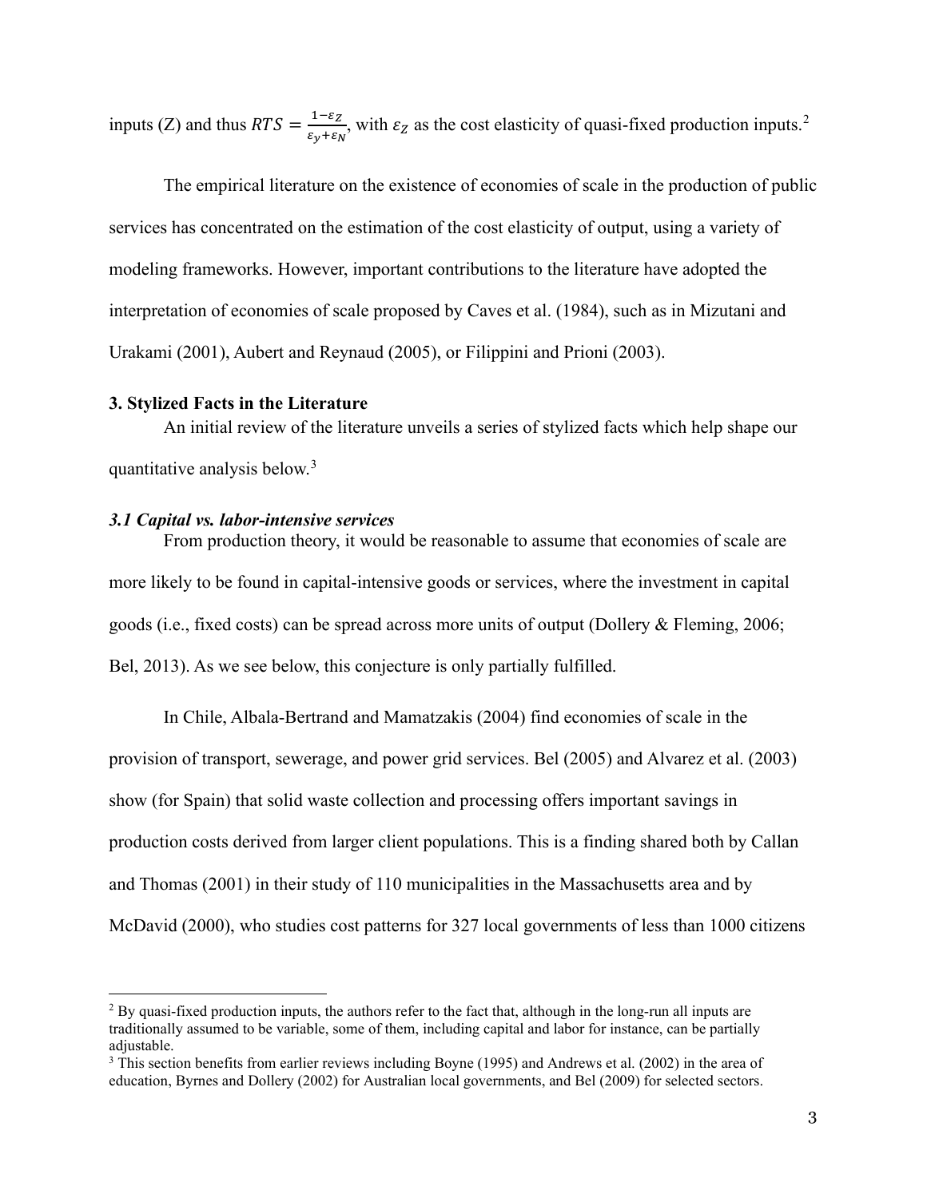inputs (Z) and thus $RTS = \frac{1-\varepsilon_Z}{\varepsilon_y+\varepsilon_N}$, with $\varepsilon_Z$ as the cost elasticity of quasi-fixed production inputs.[2]

The empirical literature on the existence of economies of scale in the production of public services has concentrated on the estimation of the cost elasticity of output, using a variety of modeling frameworks. However, important contributions to the literature have adopted the interpretation of economies of scale proposed by Caves et al. (1984), such as in Mizutani and Urakami (2001), Aubert and Reynaud (2005), or Filippini and Prioni (2003).

### 3. Stylized Facts in the Literature

An initial review of the literature unveils a series of stylized facts which help shape our quantitative analysis below.[3]

#### *3.1 Capital vs. labor-intensive services*

From production theory, it would be reasonable to assume that economies of scale are more likely to be found in capital-intensive goods or services, where the investment in capital goods (i.e., fixed costs) can be spread across more units of output (Dollery & Fleming, 2006; Bel, 2013). As we see below, this conjecture is only partially fulfilled.

In Chile, Albala-Bertrand and Mamatzakis (2004) find economies of scale in the provision of transport, sewerage, and power grid services. Bel (2005) and Alvarez et al. (2003) show (for Spain) that solid waste collection and processing offers important savings in production costs derived from larger client populations. This is a finding shared both by Callan and Thomas (2001) in their study of 110 municipalities in the Massachusetts area and by McDavid (2000), who studies cost patterns for 327 local governments of less than 1000 citizens

---

[2] By quasi-fixed production inputs, the authors refer to the fact that, although in the long-run all inputs are traditionally assumed to be variable, some of them, including capital and labor for instance, can be partially adjustable.

[3] This section benefits from earlier reviews including Boyne (1995) and Andrews et al. (2002) in the area of education, Byrnes and Dollery (2002) for Australian local governments, and Bel (2009) for selected sectors.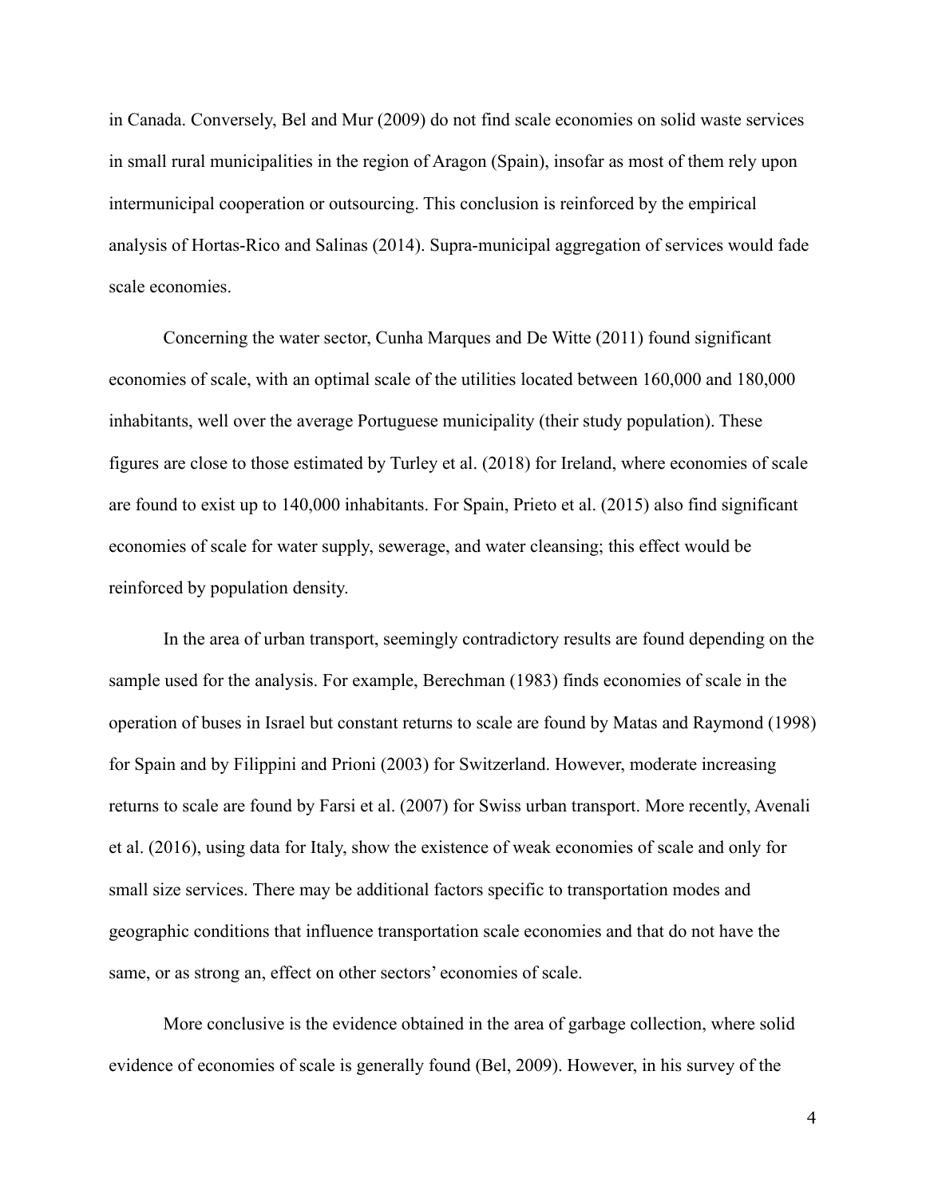in Canada. Conversely, Bel and Mur (2009) do not find scale economies on solid waste services in small rural municipalities in the region of Aragon (Spain), insofar as most of them rely upon intermunicipal cooperation or outsourcing. This conclusion is reinforced by the empirical analysis of Hortas-Rico and Salinas (2014). Supra-municipal aggregation of services would fade scale economies.

Concerning the water sector, Cunha Marques and De Witte (2011) found significant economies of scale, with an optimal scale of the utilities located between 160,000 and 180,000 inhabitants, well over the average Portuguese municipality (their study population). These figures are close to those estimated by Turley et al. (2018) for Ireland, where economies of scale are found to exist up to 140,000 inhabitants. For Spain, Prieto et al. (2015) also find significant economies of scale for water supply, sewerage, and water cleansing; this effect would be reinforced by population density.

In the area of urban transport, seemingly contradictory results are found depending on the sample used for the analysis. For example, Berechman (1983) finds economies of scale in the operation of buses in Israel but constant returns to scale are found by Matas and Raymond (1998) for Spain and by Filippini and Prioni (2003) for Switzerland. However, moderate increasing returns to scale are found by Farsi et al. (2007) for Swiss urban transport. More recently, Avenali et al. (2016), using data for Italy, show the existence of weak economies of scale and only for small size services. There may be additional factors specific to transportation modes and geographic conditions that influence transportation scale economies and that do not have the same, or as strong an, effect on other sectors' economies of scale.

More conclusive is the evidence obtained in the area of garbage collection, where solid evidence of economies of scale is generally found (Bel, 2009). However, in his survey of the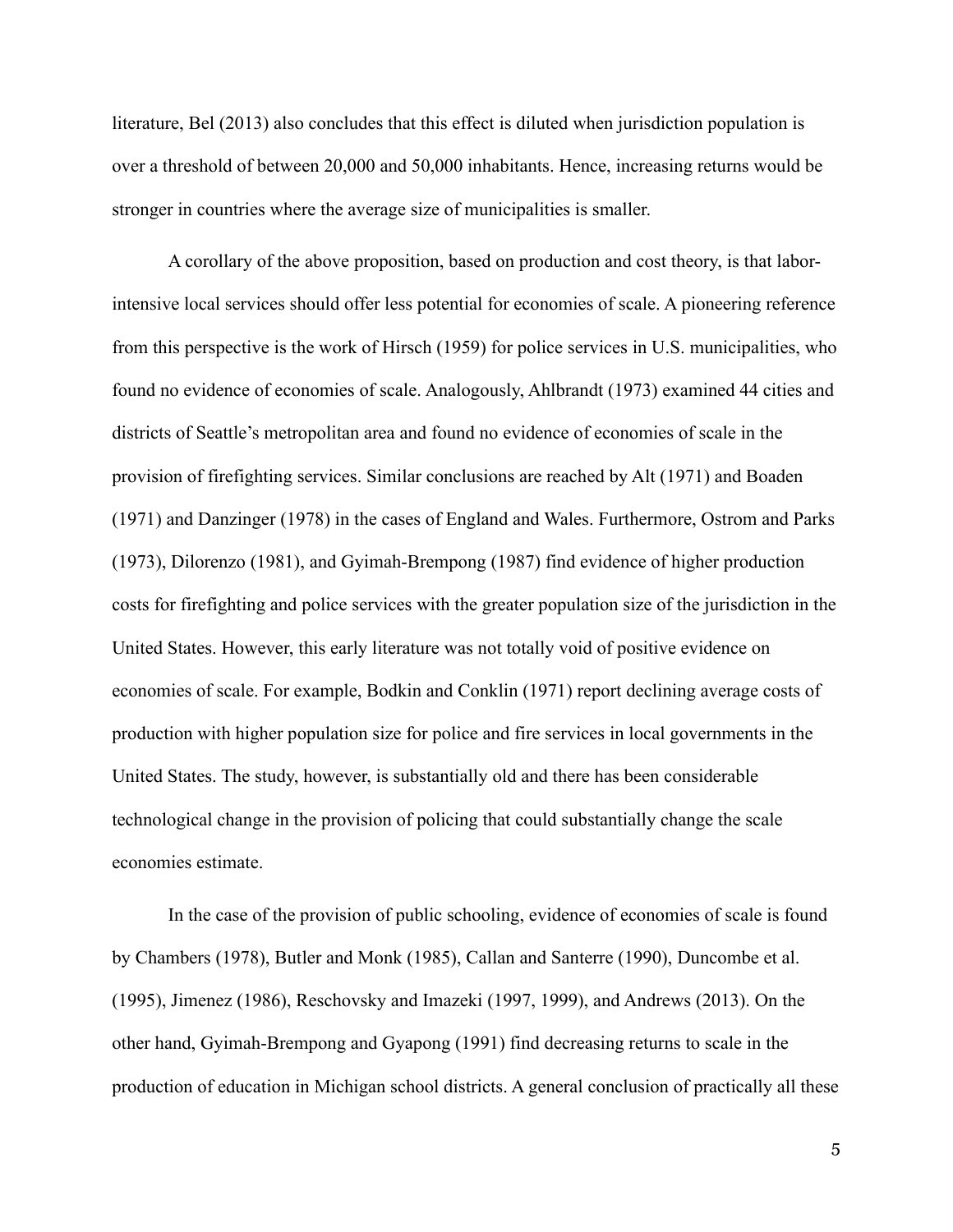literature, Bel (2013) also concludes that this effect is diluted when jurisdiction population is over a threshold of between 20,000 and 50,000 inhabitants. Hence, increasing returns would be stronger in countries where the average size of municipalities is smaller.

A corollary of the above proposition, based on production and cost theory, is that labor-intensive local services should offer less potential for economies of scale. A pioneering reference from this perspective is the work of Hirsch (1959) for police services in U.S. municipalities, who found no evidence of economies of scale. Analogously, Ahlbrandt (1973) examined 44 cities and districts of Seattle's metropolitan area and found no evidence of economies of scale in the provision of firefighting services. Similar conclusions are reached by Alt (1971) and Boaden (1971) and Danzinger (1978) in the cases of England and Wales. Furthermore, Ostrom and Parks (1973), Dilorenzo (1981), and Gyimah-Brempong (1987) find evidence of higher production costs for firefighting and police services with the greater population size of the jurisdiction in the United States. However, this early literature was not totally void of positive evidence on economies of scale. For example, Bodkin and Conklin (1971) report declining average costs of production with higher population size for police and fire services in local governments in the United States. The study, however, is substantially old and there has been considerable technological change in the provision of policing that could substantially change the scale economies estimate.

In the case of the provision of public schooling, evidence of economies of scale is found by Chambers (1978), Butler and Monk (1985), Callan and Santerre (1990), Duncombe et al. (1995), Jimenez (1986), Reschovsky and Imazeki (1997, 1999), and Andrews (2013). On the other hand, Gyimah-Brempong and Gyapong (1991) find decreasing returns to scale in the production of education in Michigan school districts. A general conclusion of practically all these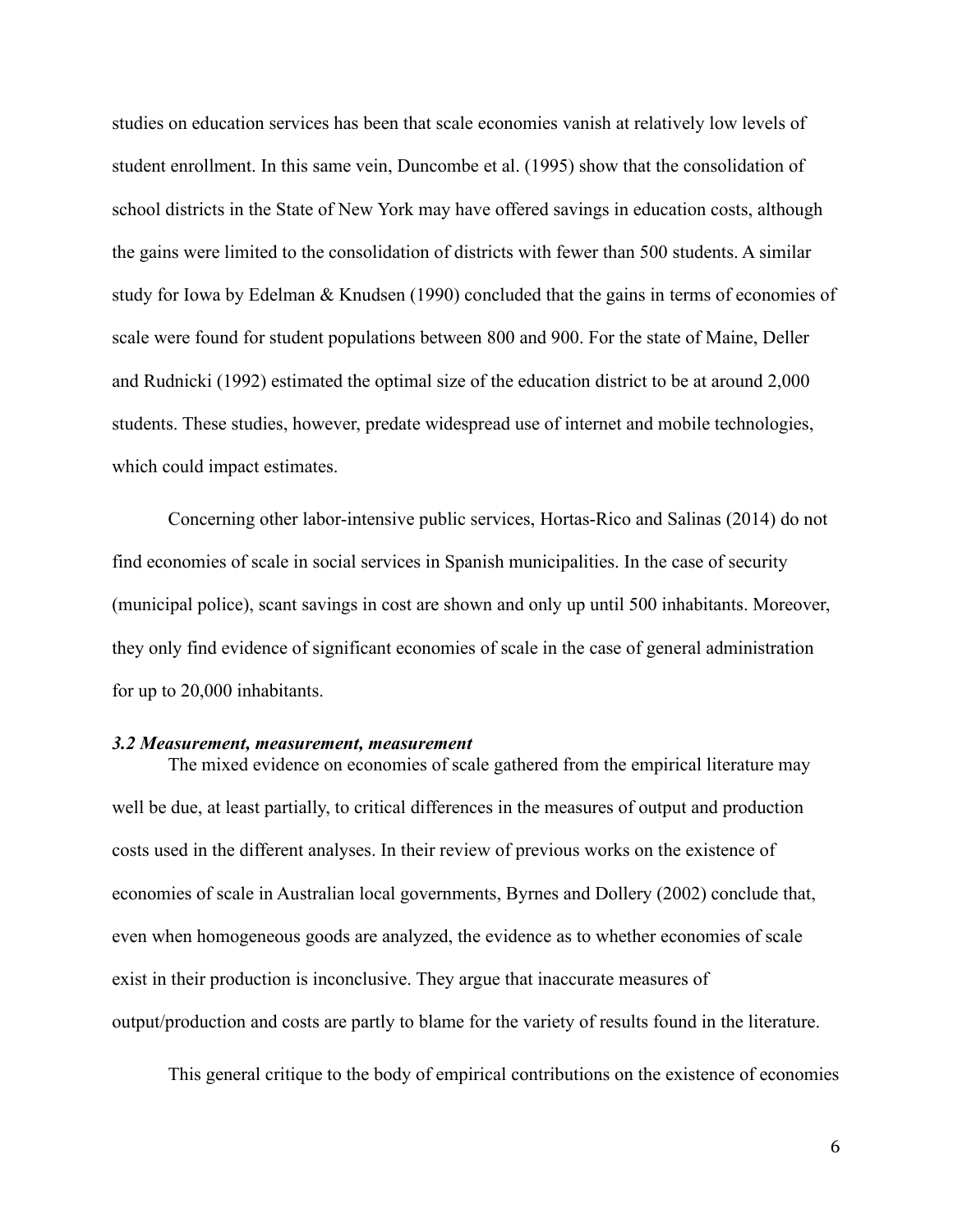studies on education services has been that scale economies vanish at relatively low levels of student enrollment. In this same vein, Duncombe et al. (1995) show that the consolidation of school districts in the State of New York may have offered savings in education costs, although the gains were limited to the consolidation of districts with fewer than 500 students. A similar study for Iowa by Edelman & Knudsen (1990) concluded that the gains in terms of economies of scale were found for student populations between 800 and 900. For the state of Maine, Deller and Rudnicki (1992) estimated the optimal size of the education district to be at around 2,000 students. These studies, however, predate widespread use of internet and mobile technologies, which could impact estimates.

Concerning other labor-intensive public services, Hortas-Rico and Salinas (2014) do not find economies of scale in social services in Spanish municipalities. In the case of security (municipal police), scant savings in cost are shown and only up until 500 inhabitants. Moreover, they only find evidence of significant economies of scale in the case of general administration for up to 20,000 inhabitants.

### *3.2 Measurement, measurement, measurement*

The mixed evidence on economies of scale gathered from the empirical literature may well be due, at least partially, to critical differences in the measures of output and production costs used in the different analyses. In their review of previous works on the existence of economies of scale in Australian local governments, Byrnes and Dollery (2002) conclude that, even when homogeneous goods are analyzed, the evidence as to whether economies of scale exist in their production is inconclusive. They argue that inaccurate measures of output/production and costs are partly to blame for the variety of results found in the literature.

This general critique to the body of empirical contributions on the existence of economies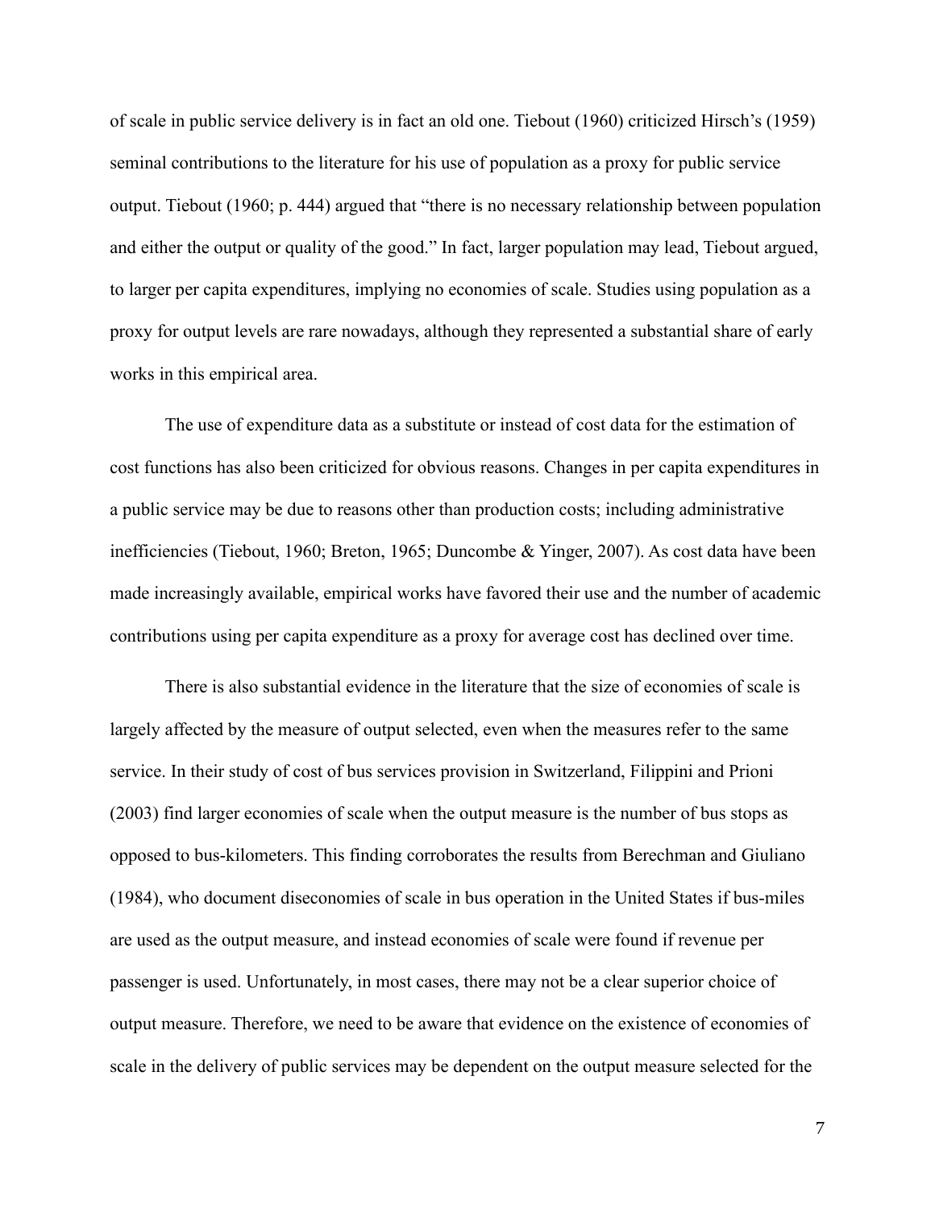of scale in public service delivery is in fact an old one. Tiebout (1960) criticized Hirsch's (1959) seminal contributions to the literature for his use of population as a proxy for public service output. Tiebout (1960; p. 444) argued that "there is no necessary relationship between population and either the output or quality of the good." In fact, larger population may lead, Tiebout argued, to larger per capita expenditures, implying no economies of scale. Studies using population as a proxy for output levels are rare nowadays, although they represented a substantial share of early works in this empirical area.

The use of expenditure data as a substitute or instead of cost data for the estimation of cost functions has also been criticized for obvious reasons. Changes in per capita expenditures in a public service may be due to reasons other than production costs; including administrative inefficiencies (Tiebout, 1960; Breton, 1965; Duncombe & Yinger, 2007). As cost data have been made increasingly available, empirical works have favored their use and the number of academic contributions using per capita expenditure as a proxy for average cost has declined over time.

There is also substantial evidence in the literature that the size of economies of scale is largely affected by the measure of output selected, even when the measures refer to the same service. In their study of cost of bus services provision in Switzerland, Filippini and Prioni (2003) find larger economies of scale when the output measure is the number of bus stops as opposed to bus-kilometers. This finding corroborates the results from Berechman and Giuliano (1984), who document diseconomies of scale in bus operation in the United States if bus-miles are used as the output measure, and instead economies of scale were found if revenue per passenger is used. Unfortunately, in most cases, there may not be a clear superior choice of output measure. Therefore, we need to be aware that evidence on the existence of economies of scale in the delivery of public services may be dependent on the output measure selected for the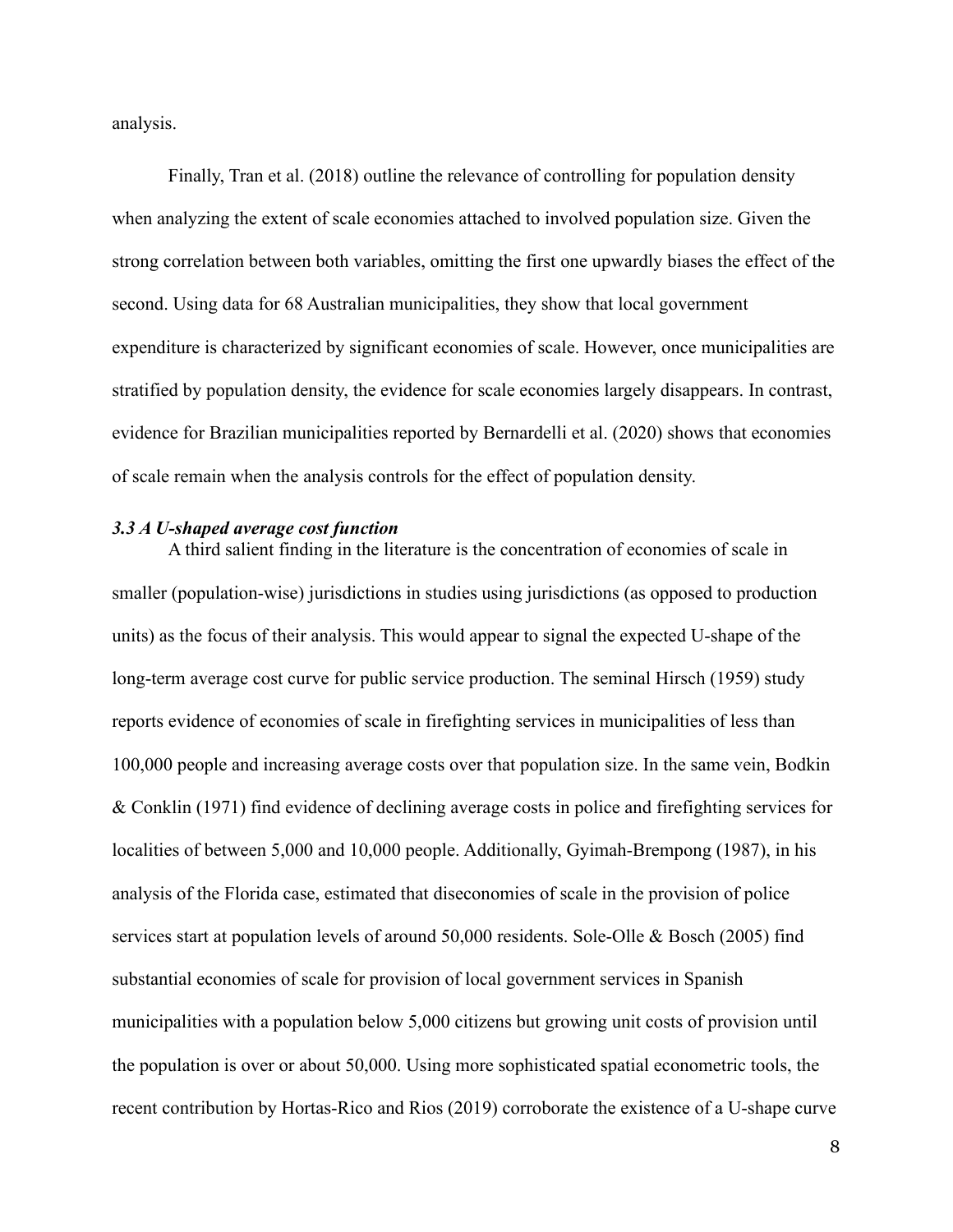analysis.

Finally, Tran et al. (2018) outline the relevance of controlling for population density when analyzing the extent of scale economies attached to involved population size. Given the strong correlation between both variables, omitting the first one upwardly biases the effect of the second. Using data for 68 Australian municipalities, they show that local government expenditure is characterized by significant economies of scale. However, once municipalities are stratified by population density, the evidence for scale economies largely disappears. In contrast, evidence for Brazilian municipalities reported by Bernardelli et al. (2020) shows that economies of scale remain when the analysis controls for the effect of population density.

### *3.3 A U-shaped average cost function*

A third salient finding in the literature is the concentration of economies of scale in smaller (population-wise) jurisdictions in studies using jurisdictions (as opposed to production units) as the focus of their analysis. This would appear to signal the expected U-shape of the long-term average cost curve for public service production. The seminal Hirsch (1959) study reports evidence of economies of scale in firefighting services in municipalities of less than 100,000 people and increasing average costs over that population size. In the same vein, Bodkin & Conklin (1971) find evidence of declining average costs in police and firefighting services for localities of between 5,000 and 10,000 people. Additionally, Gyimah-Brempong (1987), in his analysis of the Florida case, estimated that diseconomies of scale in the provision of police services start at population levels of around 50,000 residents. Sole-Olle & Bosch (2005) find substantial economies of scale for provision of local government services in Spanish municipalities with a population below 5,000 citizens but growing unit costs of provision until the population is over or about 50,000. Using more sophisticated spatial econometric tools, the recent contribution by Hortas-Rico and Rios (2019) corroborate the existence of a U-shape curve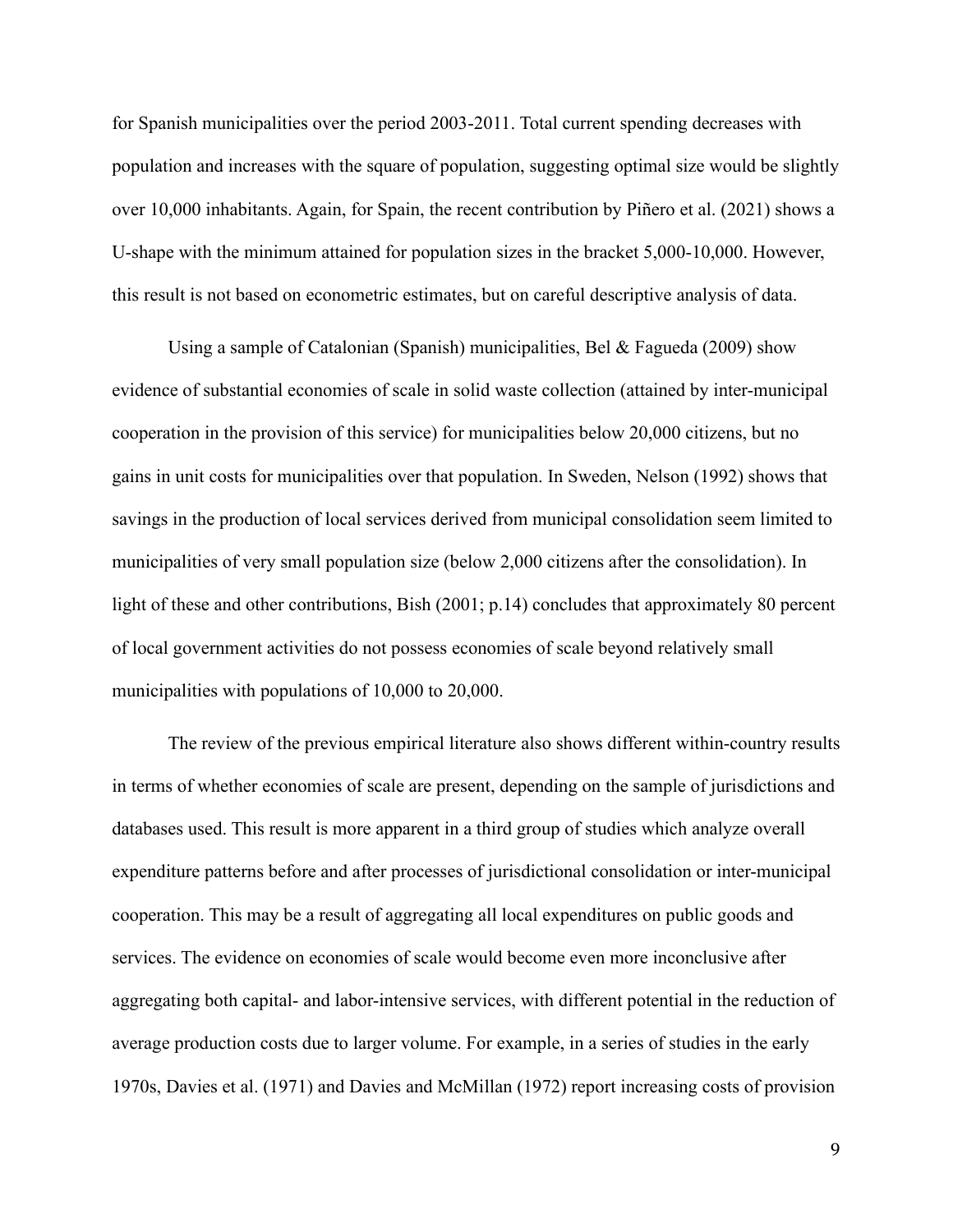for Spanish municipalities over the period 2003-2011. Total current spending decreases with population and increases with the square of population, suggesting optimal size would be slightly over 10,000 inhabitants. Again, for Spain, the recent contribution by Piñero et al. (2021) shows a U-shape with the minimum attained for population sizes in the bracket 5,000-10,000. However, this result is not based on econometric estimates, but on careful descriptive analysis of data.

Using a sample of Catalonian (Spanish) municipalities, Bel & Fagueda (2009) show evidence of substantial economies of scale in solid waste collection (attained by inter-municipal cooperation in the provision of this service) for municipalities below 20,000 citizens, but no gains in unit costs for municipalities over that population. In Sweden, Nelson (1992) shows that savings in the production of local services derived from municipal consolidation seem limited to municipalities of very small population size (below 2,000 citizens after the consolidation). In light of these and other contributions, Bish (2001; p.14) concludes that approximately 80 percent of local government activities do not possess economies of scale beyond relatively small municipalities with populations of 10,000 to 20,000.

The review of the previous empirical literature also shows different within-country results in terms of whether economies of scale are present, depending on the sample of jurisdictions and databases used. This result is more apparent in a third group of studies which analyze overall expenditure patterns before and after processes of jurisdictional consolidation or inter-municipal cooperation. This may be a result of aggregating all local expenditures on public goods and services. The evidence on economies of scale would become even more inconclusive after aggregating both capital- and labor-intensive services, with different potential in the reduction of average production costs due to larger volume. For example, in a series of studies in the early 1970s, Davies et al. (1971) and Davies and McMillan (1972) report increasing costs of provision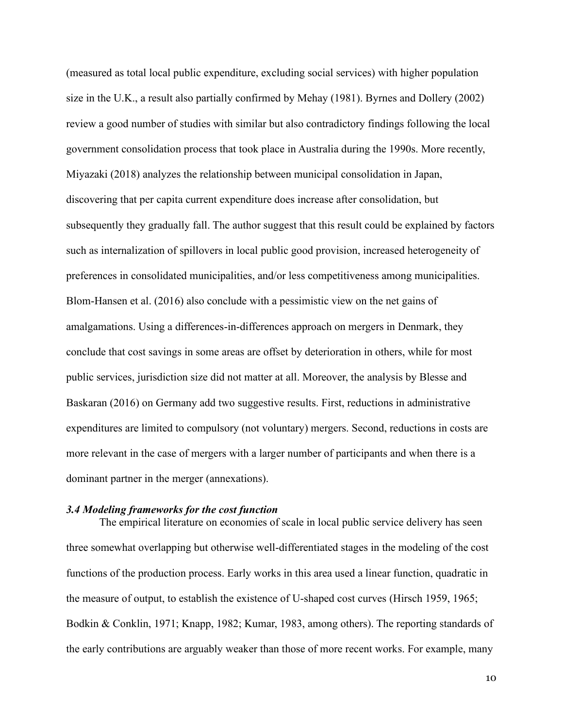(measured as total local public expenditure, excluding social services) with higher population size in the U.K., a result also partially confirmed by Mehay (1981). Byrnes and Dollery (2002) review a good number of studies with similar but also contradictory findings following the local government consolidation process that took place in Australia during the 1990s. More recently, Miyazaki (2018) analyzes the relationship between municipal consolidation in Japan, discovering that per capita current expenditure does increase after consolidation, but subsequently they gradually fall. The author suggest that this result could be explained by factors such as internalization of spillovers in local public good provision, increased heterogeneity of preferences in consolidated municipalities, and/or less competitiveness among municipalities. Blom-Hansen et al. (2016) also conclude with a pessimistic view on the net gains of amalgamations. Using a differences-in-differences approach on mergers in Denmark, they conclude that cost savings in some areas are offset by deterioration in others, while for most public services, jurisdiction size did not matter at all. Moreover, the analysis by Blesse and Baskaran (2016) on Germany add two suggestive results. First, reductions in administrative expenditures are limited to compulsory (not voluntary) mergers. Second, reductions in costs are more relevant in the case of mergers with a larger number of participants and when there is a dominant partner in the merger (annexations).

### *3.4 Modeling frameworks for the cost function*

The empirical literature on economies of scale in local public service delivery has seen three somewhat overlapping but otherwise well-differentiated stages in the modeling of the cost functions of the production process. Early works in this area used a linear function, quadratic in the measure of output, to establish the existence of U-shaped cost curves (Hirsch 1959, 1965; Bodkin & Conklin, 1971; Knapp, 1982; Kumar, 1983, among others). The reporting standards of the early contributions are arguably weaker than those of more recent works. For example, many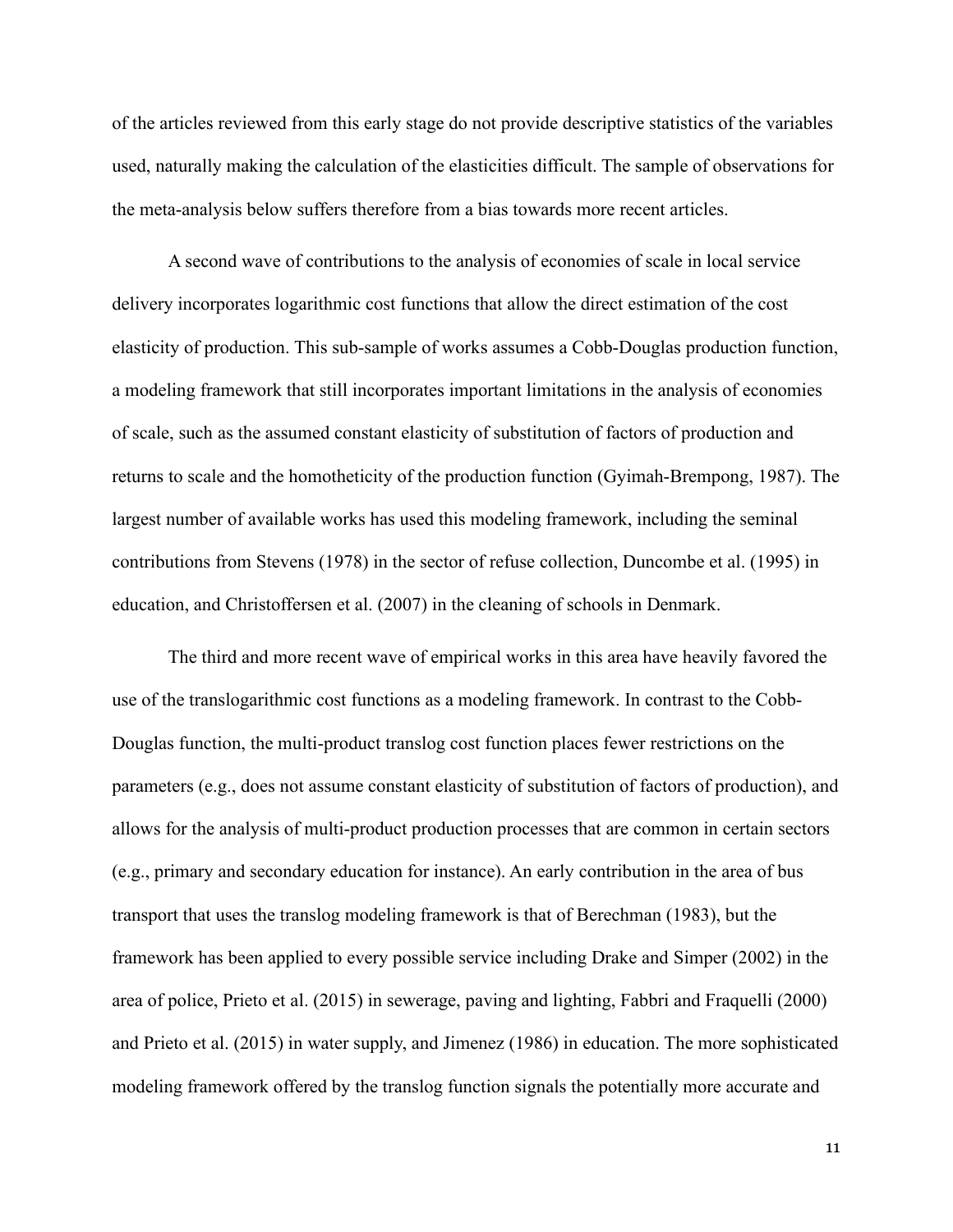of the articles reviewed from this early stage do not provide descriptive statistics of the variables used, naturally making the calculation of the elasticities difficult. The sample of observations for the meta-analysis below suffers therefore from a bias towards more recent articles.

A second wave of contributions to the analysis of economies of scale in local service delivery incorporates logarithmic cost functions that allow the direct estimation of the cost elasticity of production. This sub-sample of works assumes a Cobb-Douglas production function, a modeling framework that still incorporates important limitations in the analysis of economies of scale, such as the assumed constant elasticity of substitution of factors of production and returns to scale and the homotheticity of the production function (Gyimah-Brempong, 1987). The largest number of available works has used this modeling framework, including the seminal contributions from Stevens (1978) in the sector of refuse collection, Duncombe et al. (1995) in education, and Christoffersen et al. (2007) in the cleaning of schools in Denmark.

The third and more recent wave of empirical works in this area have heavily favored the use of the translogarithmic cost functions as a modeling framework. In contrast to the Cobb-Douglas function, the multi-product translog cost function places fewer restrictions on the parameters (e.g., does not assume constant elasticity of substitution of factors of production), and allows for the analysis of multi-product production processes that are common in certain sectors (e.g., primary and secondary education for instance). An early contribution in the area of bus transport that uses the translog modeling framework is that of Berechman (1983), but the framework has been applied to every possible service including Drake and Simper (2002) in the area of police, Prieto et al. (2015) in sewerage, paving and lighting, Fabbri and Fraquelli (2000) and Prieto et al. (2015) in water supply, and Jimenez (1986) in education. The more sophisticated modeling framework offered by the translog function signals the potentially more accurate and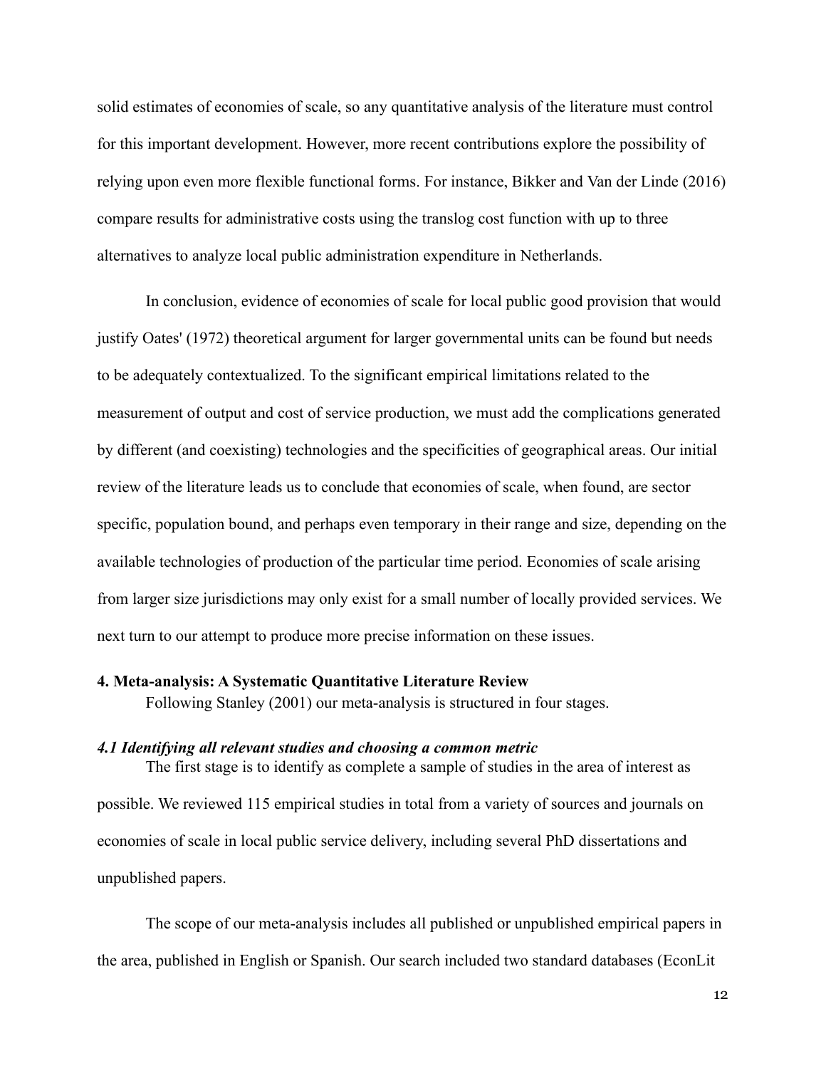solid estimates of economies of scale, so any quantitative analysis of the literature must control for this important development. However, more recent contributions explore the possibility of relying upon even more flexible functional forms. For instance, Bikker and Van der Linde (2016) compare results for administrative costs using the translog cost function with up to three alternatives to analyze local public administration expenditure in Netherlands.

In conclusion, evidence of economies of scale for local public good provision that would justify Oates' (1972) theoretical argument for larger governmental units can be found but needs to be adequately contextualized. To the significant empirical limitations related to the measurement of output and cost of service production, we must add the complications generated by different (and coexisting) technologies and the specificities of geographical areas. Our initial review of the literature leads us to conclude that economies of scale, when found, are sector specific, population bound, and perhaps even temporary in their range and size, depending on the available technologies of production of the particular time period. Economies of scale arising from larger size jurisdictions may only exist for a small number of locally provided services. We next turn to our attempt to produce more precise information on these issues.

## 4. Meta-analysis: A Systematic Quantitative Literature Review

Following Stanley (2001) our meta-analysis is structured in four stages.

### *4.1 Identifying all relevant studies and choosing a common metric*

The first stage is to identify as complete a sample of studies in the area of interest as possible. We reviewed 115 empirical studies in total from a variety of sources and journals on economies of scale in local public service delivery, including several PhD dissertations and unpublished papers.

The scope of our meta-analysis includes all published or unpublished empirical papers in the area, published in English or Spanish. Our search included two standard databases (EconLit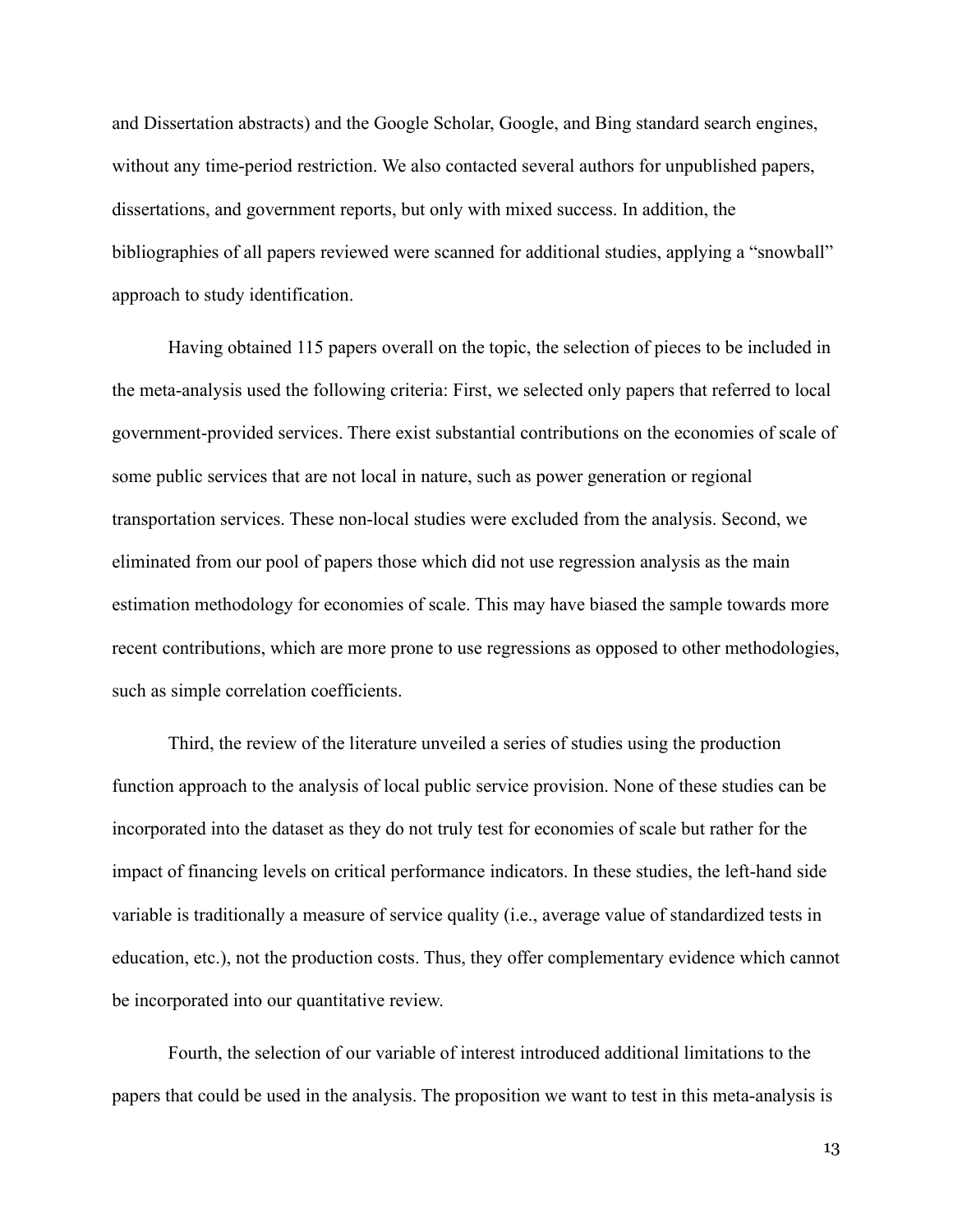and Dissertation abstracts) and the Google Scholar, Google, and Bing standard search engines, without any time-period restriction. We also contacted several authors for unpublished papers, dissertations, and government reports, but only with mixed success. In addition, the bibliographies of all papers reviewed were scanned for additional studies, applying a "snowball" approach to study identification.

Having obtained 115 papers overall on the topic, the selection of pieces to be included in the meta-analysis used the following criteria: First, we selected only papers that referred to local government-provided services. There exist substantial contributions on the economies of scale of some public services that are not local in nature, such as power generation or regional transportation services. These non-local studies were excluded from the analysis. Second, we eliminated from our pool of papers those which did not use regression analysis as the main estimation methodology for economies of scale. This may have biased the sample towards more recent contributions, which are more prone to use regressions as opposed to other methodologies, such as simple correlation coefficients.

Third, the review of the literature unveiled a series of studies using the production function approach to the analysis of local public service provision. None of these studies can be incorporated into the dataset as they do not truly test for economies of scale but rather for the impact of financing levels on critical performance indicators. In these studies, the left-hand side variable is traditionally a measure of service quality (i.e., average value of standardized tests in education, etc.), not the production costs. Thus, they offer complementary evidence which cannot be incorporated into our quantitative review.

Fourth, the selection of our variable of interest introduced additional limitations to the papers that could be used in the analysis. The proposition we want to test in this meta-analysis is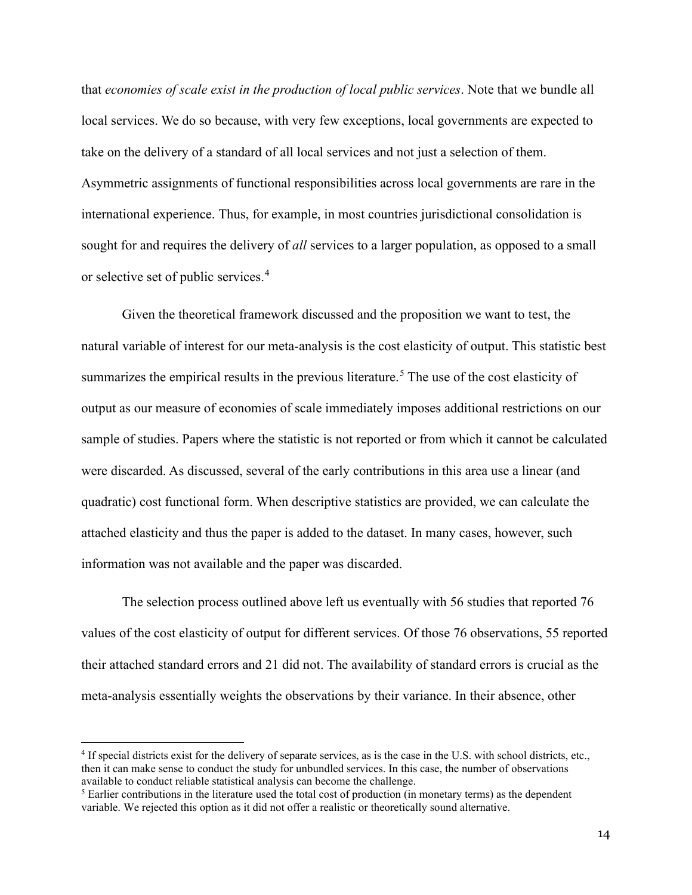that *economies of scale exist in the production of local public services*. Note that we bundle all local services. We do so because, with very few exceptions, local governments are expected to take on the delivery of a standard of all local services and not just a selection of them. Asymmetric assignments of functional responsibilities across local governments are rare in the international experience. Thus, for example, in most countries jurisdictional consolidation is sought for and requires the delivery of *all* services to a larger population, as opposed to a small or selective set of public services.[4]

Given the theoretical framework discussed and the proposition we want to test, the natural variable of interest for our meta-analysis is the cost elasticity of output. This statistic best summarizes the empirical results in the previous literature.[5] The use of the cost elasticity of output as our measure of economies of scale immediately imposes additional restrictions on our sample of studies. Papers where the statistic is not reported or from which it cannot be calculated were discarded. As discussed, several of the early contributions in this area use a linear (and quadratic) cost functional form. When descriptive statistics are provided, we can calculate the attached elasticity and thus the paper is added to the dataset. In many cases, however, such information was not available and the paper was discarded.

The selection process outlined above left us eventually with 56 studies that reported 76 values of the cost elasticity of output for different services. Of those 76 observations, 55 reported their attached standard errors and 21 did not. The availability of standard errors is crucial as the meta-analysis essentially weights the observations by their variance. In their absence, other

[4] If special districts exist for the delivery of separate services, as is the case in the U.S. with school districts, etc., then it can make sense to conduct the study for unbundled services. In this case, the number of observations available to conduct reliable statistical analysis can become the challenge.

[5] Earlier contributions in the literature used the total cost of production (in monetary terms) as the dependent variable. We rejected this option as it did not offer a realistic or theoretically sound alternative.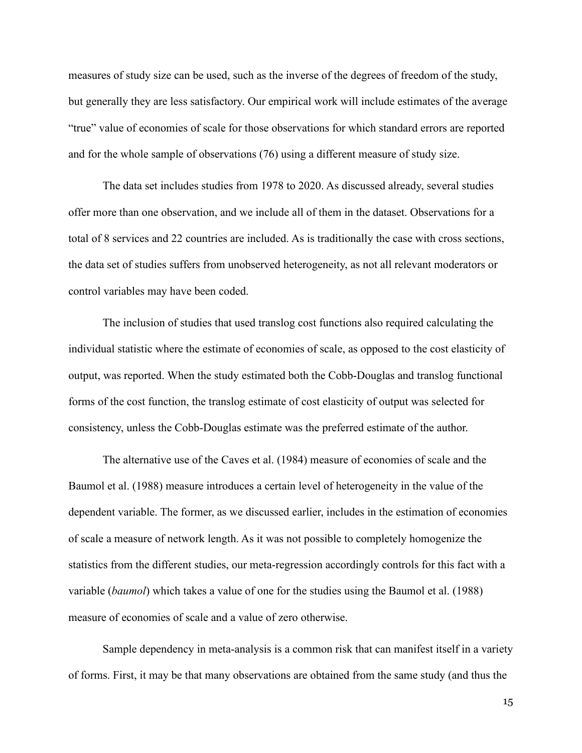measures of study size can be used, such as the inverse of the degrees of freedom of the study, but generally they are less satisfactory. Our empirical work will include estimates of the average "true" value of economies of scale for those observations for which standard errors are reported and for the whole sample of observations (76) using a different measure of study size.

The data set includes studies from 1978 to 2020. As discussed already, several studies offer more than one observation, and we include all of them in the dataset. Observations for a total of 8 services and 22 countries are included. As is traditionally the case with cross sections, the data set of studies suffers from unobserved heterogeneity, as not all relevant moderators or control variables may have been coded.

The inclusion of studies that used translog cost functions also required calculating the individual statistic where the estimate of economies of scale, as opposed to the cost elasticity of output, was reported. When the study estimated both the Cobb-Douglas and translog functional forms of the cost function, the translog estimate of cost elasticity of output was selected for consistency, unless the Cobb-Douglas estimate was the preferred estimate of the author.

The alternative use of the Caves et al. (1984) measure of economies of scale and the Baumol et al. (1988) measure introduces a certain level of heterogeneity in the value of the dependent variable. The former, as we discussed earlier, includes in the estimation of economies of scale a measure of network length. As it was not possible to completely homogenize the statistics from the different studies, our meta-regression accordingly controls for this fact with a variable (*baumol*) which takes a value of one for the studies using the Baumol et al. (1988) measure of economies of scale and a value of zero otherwise.

Sample dependency in meta-analysis is a common risk that can manifest itself in a variety of forms. First, it may be that many observations are obtained from the same study (and thus the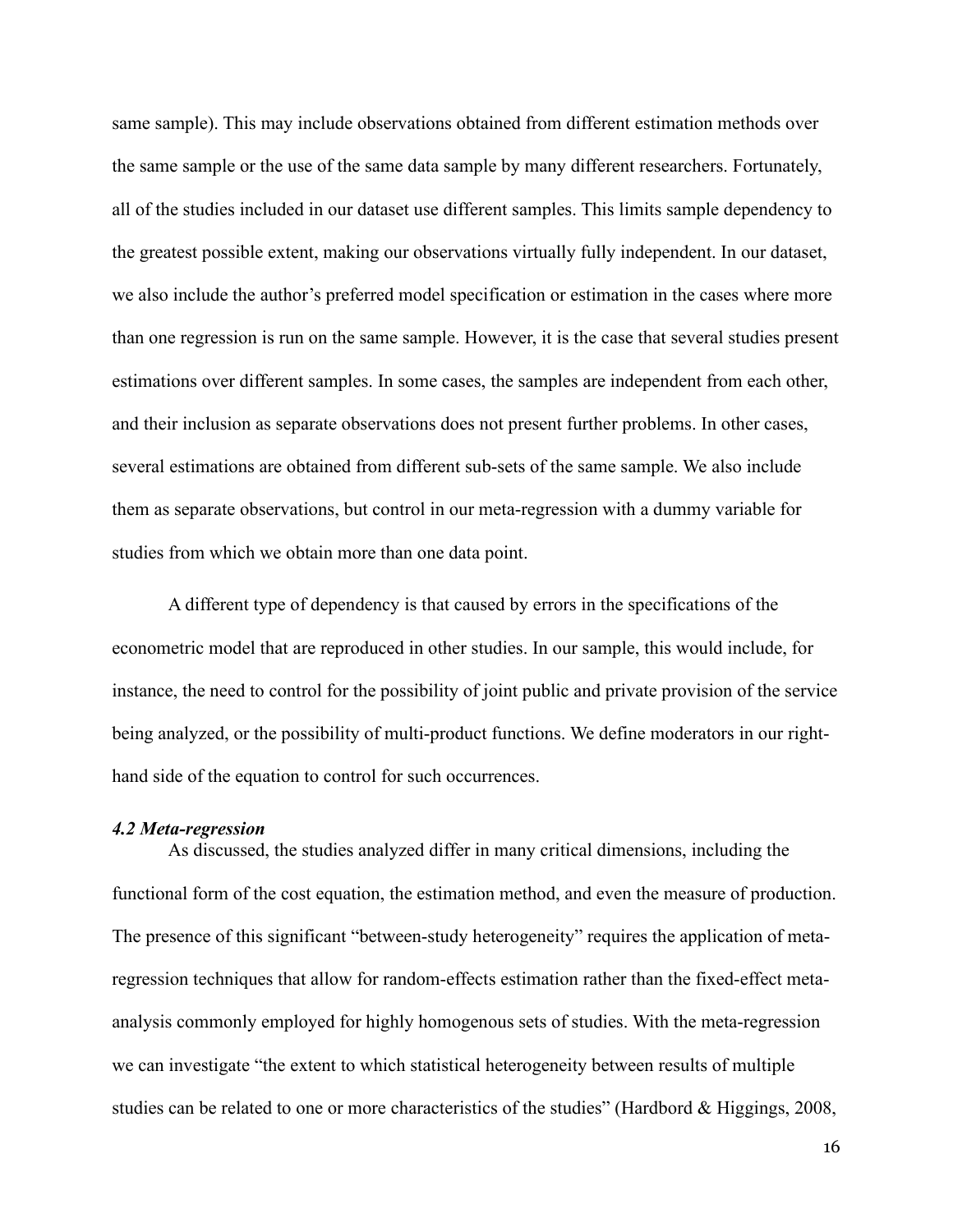same sample). This may include observations obtained from different estimation methods over the same sample or the use of the same data sample by many different researchers. Fortunately, all of the studies included in our dataset use different samples. This limits sample dependency to the greatest possible extent, making our observations virtually fully independent. In our dataset, we also include the author's preferred model specification or estimation in the cases where more than one regression is run on the same sample. However, it is the case that several studies present estimations over different samples. In some cases, the samples are independent from each other, and their inclusion as separate observations does not present further problems. In other cases, several estimations are obtained from different sub-sets of the same sample. We also include them as separate observations, but control in our meta-regression with a dummy variable for studies from which we obtain more than one data point.

A different type of dependency is that caused by errors in the specifications of the econometric model that are reproduced in other studies. In our sample, this would include, for instance, the need to control for the possibility of joint public and private provision of the service being analyzed, or the possibility of multi-product functions. We define moderators in our right-hand side of the equation to control for such occurrences.

### *4.2 Meta-regression*

As discussed, the studies analyzed differ in many critical dimensions, including the functional form of the cost equation, the estimation method, and even the measure of production. The presence of this significant "between-study heterogeneity" requires the application of meta-regression techniques that allow for random-effects estimation rather than the fixed-effect meta-analysis commonly employed for highly homogenous sets of studies. With the meta-regression we can investigate "the extent to which statistical heterogeneity between results of multiple studies can be related to one or more characteristics of the studies" (Hardbord & Higgings, 2008,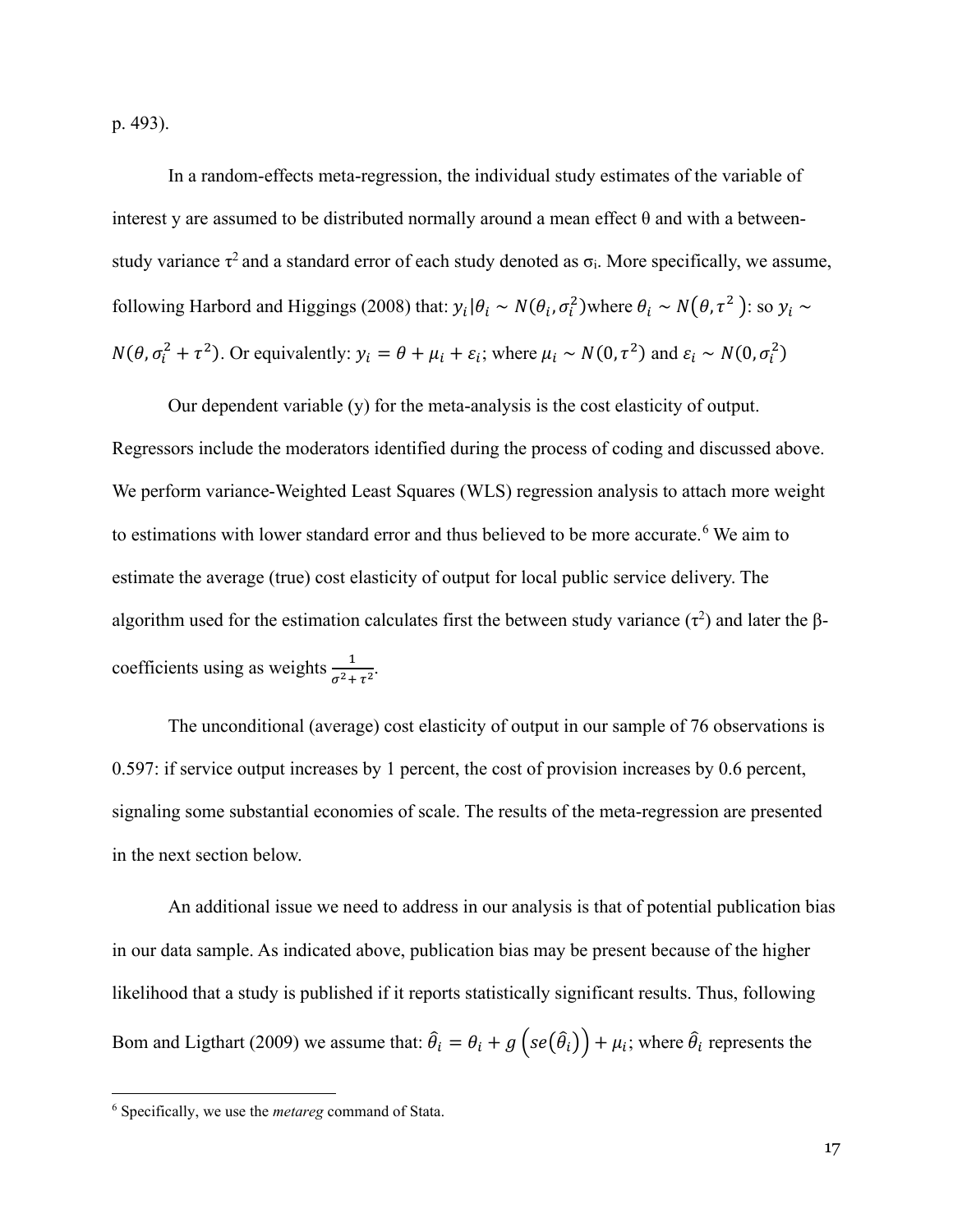p. 493).

In a random-effects meta-regression, the individual study estimates of the variable of interest y are assumed to be distributed normally around a mean effect θ and with a between-study variance $\tau^2$ and a standard error of each study denoted as $\sigma_i$. More specifically, we assume, following Harbord and Higgings (2008) that: $y_i|\theta_i \sim N(\theta_i, \sigma_i^2)$where $\theta_i \sim N(\theta, \tau^2)$: so $y_i \sim N(\theta, \sigma_i^2 + \tau^2)$. Or equivalently: $y_i = \theta + \mu_i + \varepsilon_i$; where $\mu_i \sim N(0, \tau^2)$ and $\varepsilon_i \sim N(0, \sigma_i^2)$

Our dependent variable (y) for the meta-analysis is the cost elasticity of output. Regressors include the moderators identified during the process of coding and discussed above. We perform variance-Weighted Least Squares (WLS) regression analysis to attach more weight to estimations with lower standard error and thus believed to be more accurate.[6] We aim to estimate the average (true) cost elasticity of output for local public service delivery. The algorithm used for the estimation calculates first the between study variance ($\tau^2$) and later the β-coefficients using as weights $\frac{1}{\sigma^2 + \tau^2}$.

The unconditional (average) cost elasticity of output in our sample of 76 observations is 0.597: if service output increases by 1 percent, the cost of provision increases by 0.6 percent, signaling some substantial economies of scale. The results of the meta-regression are presented in the next section below.

An additional issue we need to address in our analysis is that of potential publication bias in our data sample. As indicated above, publication bias may be present because of the higher likelihood that a study is published if it reports statistically significant results. Thus, following Bom and Ligthart (2009) we assume that: $\hat{\theta}_i = \theta_i + g\left(se(\hat{\theta}_i)\right) + \mu_i$; where $\hat{\theta}_i$ represents the

[6] Specifically, we use the *metareg* command of Stata.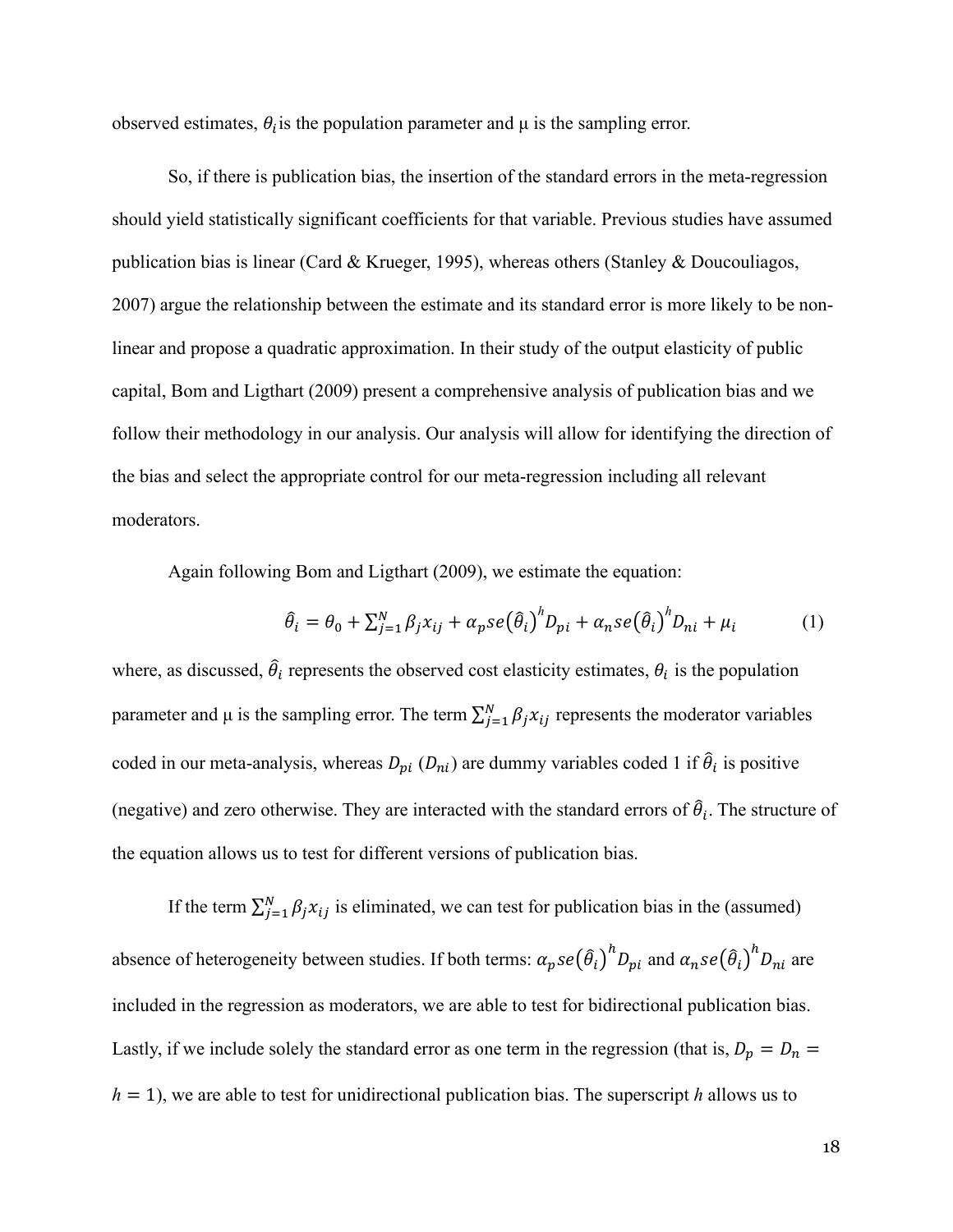observed estimates, $\theta_i$ is the population parameter and μ is the sampling error.

So, if there is publication bias, the insertion of the standard errors in the meta-regression should yield statistically significant coefficients for that variable. Previous studies have assumed publication bias is linear (Card & Krueger, 1995), whereas others (Stanley & Doucouliagos, 2007) argue the relationship between the estimate and its standard error is more likely to be non-linear and propose a quadratic approximation. In their study of the output elasticity of public capital, Bom and Ligthart (2009) present a comprehensive analysis of publication bias and we follow their methodology in our analysis. Our analysis will allow for identifying the direction of the bias and select the appropriate control for our meta-regression including all relevant moderators.

Again following Bom and Ligthart (2009), we estimate the equation:

$$\hat{\theta}_i = \theta_0 + \sum_{j=1}^{N} \beta_j x_{ij} + \alpha_p se(\hat{\theta}_i)^h D_{pi} + \alpha_n se(\hat{\theta}_i)^h D_{ni} + \mu_i \qquad (1)$$

where, as discussed, $\hat{\theta}_i$ represents the observed cost elasticity estimates, $\theta_i$ is the population parameter and μ is the sampling error. The term $\sum_{j=1}^{N} \beta_j x_{ij}$ represents the moderator variables coded in our meta-analysis, whereas $D_{pi}$ ($D_{ni}$) are dummy variables coded 1 if $\hat{\theta}_i$ is positive (negative) and zero otherwise. They are interacted with the standard errors of $\hat{\theta}_i$. The structure of the equation allows us to test for different versions of publication bias.

If the term $\sum_{j=1}^{N} \beta_j x_{ij}$ is eliminated, we can test for publication bias in the (assumed) absence of heterogeneity between studies. If both terms: $\alpha_p se(\hat{\theta}_i)^h D_{pi}$ and $\alpha_n se(\hat{\theta}_i)^h D_{ni}$ are included in the regression as moderators, we are able to test for bidirectional publication bias. Lastly, if we include solely the standard error as one term in the regression (that is, $D_p = D_n = h = 1$), we are able to test for unidirectional publication bias. The superscript $h$ allows us to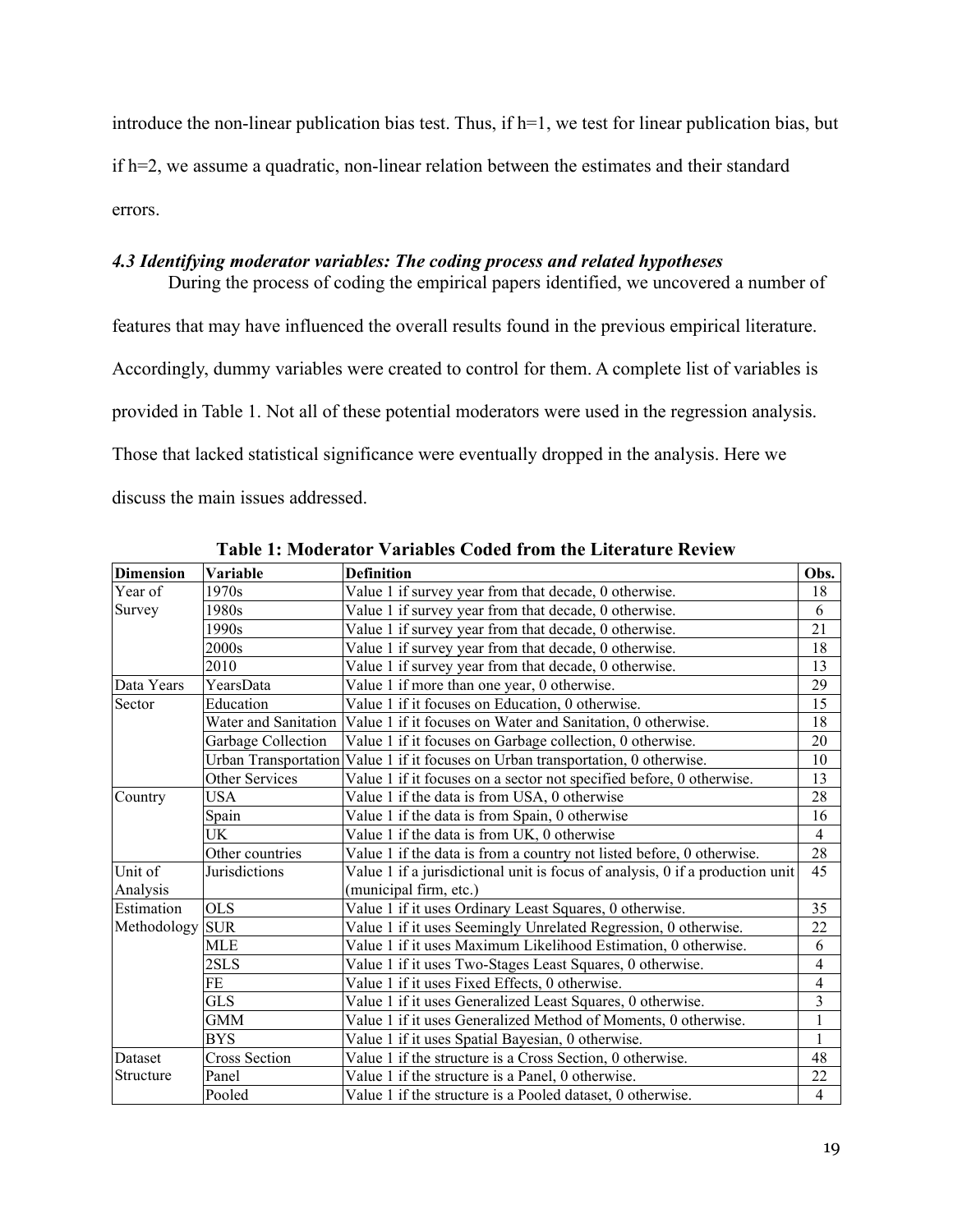introduce the non-linear publication bias test. Thus, if h=1, we test for linear publication bias, but if h=2, we assume a quadratic, non-linear relation between the estimates and their standard errors.

### *4.3 Identifying moderator variables: The coding process and related hypotheses*

During the process of coding the empirical papers identified, we uncovered a number of features that may have influenced the overall results found in the previous empirical literature. Accordingly, dummy variables were created to control for them. A complete list of variables is provided in Table 1. Not all of these potential moderators were used in the regression analysis. Those that lacked statistical significance were eventually dropped in the analysis. Here we discuss the main issues addressed.

**Table 1: Moderator Variables Coded from the Literature Review**

| Dimension | Variable | Definition | Obs. |
|---|---|---|---|
| Year of Survey | 1970s | Value 1 if survey year from that decade, 0 otherwise. | 18 |
| | 1980s | Value 1 if survey year from that decade, 0 otherwise. | 6 |
| | 1990s | Value 1 if survey year from that decade, 0 otherwise. | 21 |
| | 2000s | Value 1 if survey year from that decade, 0 otherwise. | 18 |
| | 2010 | Value 1 if survey year from that decade, 0 otherwise. | 13 |
| Data Years | YearsData | Value 1 if more than one year, 0 otherwise. | 29 |
| Sector | Education | Value 1 if it focuses on Education, 0 otherwise. | 15 |
| | Water and Sanitation | Value 1 if it focuses on Water and Sanitation, 0 otherwise. | 18 |
| | Garbage Collection | Value 1 if it focuses on Garbage collection, 0 otherwise. | 20 |
| | Urban Transportation | Value 1 if it focuses on Urban transportation, 0 otherwise. | 10 |
| | Other Services | Value 1 if it focuses on a sector not specified before, 0 otherwise. | 13 |
| Country | USA | Value 1 if the data is from USA, 0 otherwise | 28 |
| | Spain | Value 1 if the data is from Spain, 0 otherwise | 16 |
| | UK | Value 1 if the data is from UK, 0 otherwise | 4 |
| | Other countries | Value 1 if the data is from a country not listed before, 0 otherwise. | 28 |
| Unit of Analysis | Jurisdictions | Value 1 if a jurisdictional unit is focus of analysis, 0 if a production unit (municipal firm, etc.) | 45 |
| Estimation Methodology | OLS | Value 1 if it uses Ordinary Least Squares, 0 otherwise. | 35 |
| | SUR | Value 1 if it uses Seemingly Unrelated Regression, 0 otherwise. | 22 |
| | MLE | Value 1 if it uses Maximum Likelihood Estimation, 0 otherwise. | 6 |
| | 2SLS | Value 1 if it uses Two-Stages Least Squares, 0 otherwise. | 4 |
| | FE | Value 1 if it uses Fixed Effects, 0 otherwise. | 4 |
| | GLS | Value 1 if it uses Generalized Least Squares, 0 otherwise. | 3 |
| | GMM | Value 1 if it uses Generalized Method of Moments, 0 otherwise. | 1 |
| | BYS | Value 1 if it uses Spatial Bayesian, 0 otherwise. | 1 |
| Dataset Structure | Cross Section | Value 1 if the structure is a Cross Section, 0 otherwise. | 48 |
| | Panel | Value 1 if the structure is a Panel, 0 otherwise. | 22 |
| | Pooled | Value 1 if the structure is a Pooled dataset, 0 otherwise. | 4 |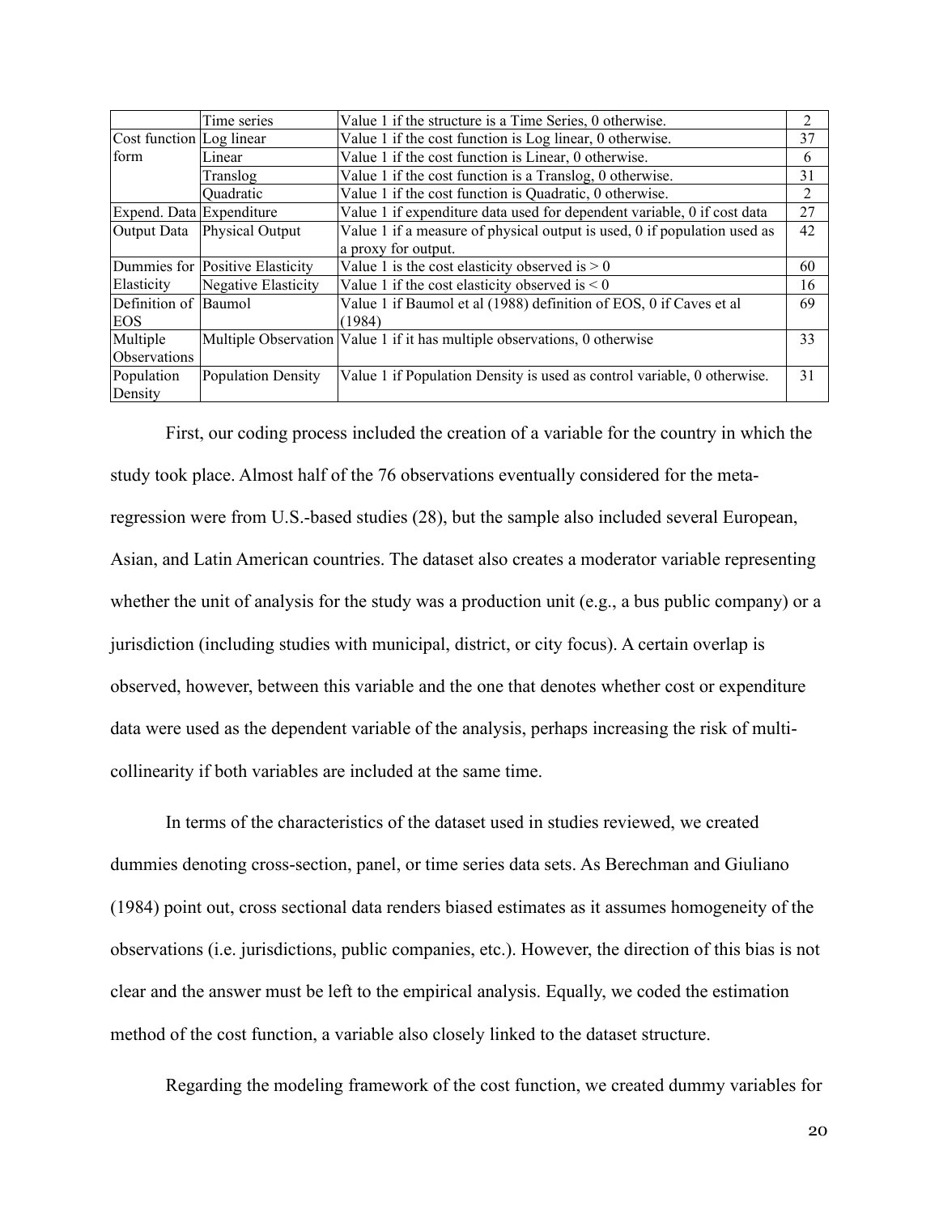| | | | |
|---|---|---|---|
| | Time series | Value 1 if the structure is a Time Series, 0 otherwise. | 2 |
| Cost function form | Log linear | Value 1 if the cost function is Log linear, 0 otherwise. | 37 |
| | Linear | Value 1 if the cost function is Linear, 0 otherwise. | 6 |
| | Translog | Value 1 if the cost function is a Translog, 0 otherwise. | 31 |
| | Quadratic | Value 1 if the cost function is Quadratic, 0 otherwise. | 2 |
| Expend. Data | Expenditure | Value 1 if expenditure data used for dependent variable, 0 if cost data | 27 |
| Output Data | Physical Output | Value 1 if a measure of physical output is used, 0 if population used as a proxy for output. | 42 |
| Dummies for Elasticity | Positive Elasticity | Value 1 is the cost elasticity observed is > 0 | 60 |
| | Negative Elasticity | Value 1 if the cost elasticity observed is < 0 | 16 |
| Definition of EOS | Baumol | Value 1 if Baumol et al (1988) definition of EOS, 0 if Caves et al (1984) | 69 |
| Multiple Observations | Multiple Observation | Value 1 if it has multiple observations, 0 otherwise | 33 |
| Population Density | Population Density | Value 1 if Population Density is used as control variable, 0 otherwise. | 31 |

First, our coding process included the creation of a variable for the country in which the study took place. Almost half of the 76 observations eventually considered for the meta-regression were from U.S.-based studies (28), but the sample also included several European, Asian, and Latin American countries. The dataset also creates a moderator variable representing whether the unit of analysis for the study was a production unit (e.g., a bus public company) or a jurisdiction (including studies with municipal, district, or city focus). A certain overlap is observed, however, between this variable and the one that denotes whether cost or expenditure data were used as the dependent variable of the analysis, perhaps increasing the risk of multi-collinearity if both variables are included at the same time.

In terms of the characteristics of the dataset used in studies reviewed, we created dummies denoting cross-section, panel, or time series data sets. As Berechman and Giuliano (1984) point out, cross sectional data renders biased estimates as it assumes homogeneity of the observations (i.e. jurisdictions, public companies, etc.). However, the direction of this bias is not clear and the answer must be left to the empirical analysis. Equally, we coded the estimation method of the cost function, a variable also closely linked to the dataset structure.

Regarding the modeling framework of the cost function, we created dummy variables for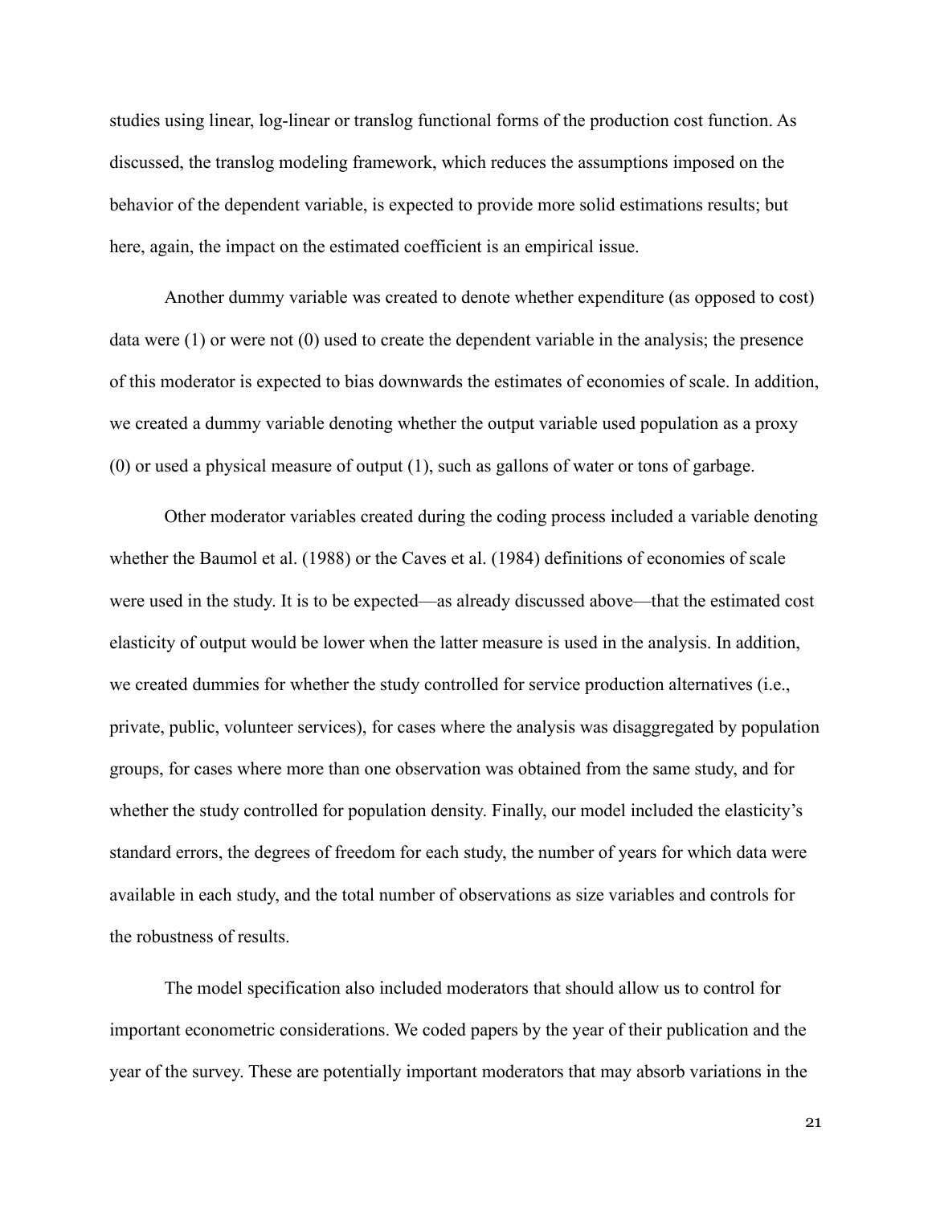studies using linear, log-linear or translog functional forms of the production cost function. As discussed, the translog modeling framework, which reduces the assumptions imposed on the behavior of the dependent variable, is expected to provide more solid estimations results; but here, again, the impact on the estimated coefficient is an empirical issue.

Another dummy variable was created to denote whether expenditure (as opposed to cost) data were (1) or were not (0) used to create the dependent variable in the analysis; the presence of this moderator is expected to bias downwards the estimates of economies of scale. In addition, we created a dummy variable denoting whether the output variable used population as a proxy (0) or used a physical measure of output (1), such as gallons of water or tons of garbage.

Other moderator variables created during the coding process included a variable denoting whether the Baumol et al. (1988) or the Caves et al. (1984) definitions of economies of scale were used in the study. It is to be expected—as already discussed above—that the estimated cost elasticity of output would be lower when the latter measure is used in the analysis. In addition, we created dummies for whether the study controlled for service production alternatives (i.e., private, public, volunteer services), for cases where the analysis was disaggregated by population groups, for cases where more than one observation was obtained from the same study, and for whether the study controlled for population density. Finally, our model included the elasticity's standard errors, the degrees of freedom for each study, the number of years for which data were available in each study, and the total number of observations as size variables and controls for the robustness of results.

The model specification also included moderators that should allow us to control for important econometric considerations. We coded papers by the year of their publication and the year of the survey. These are potentially important moderators that may absorb variations in the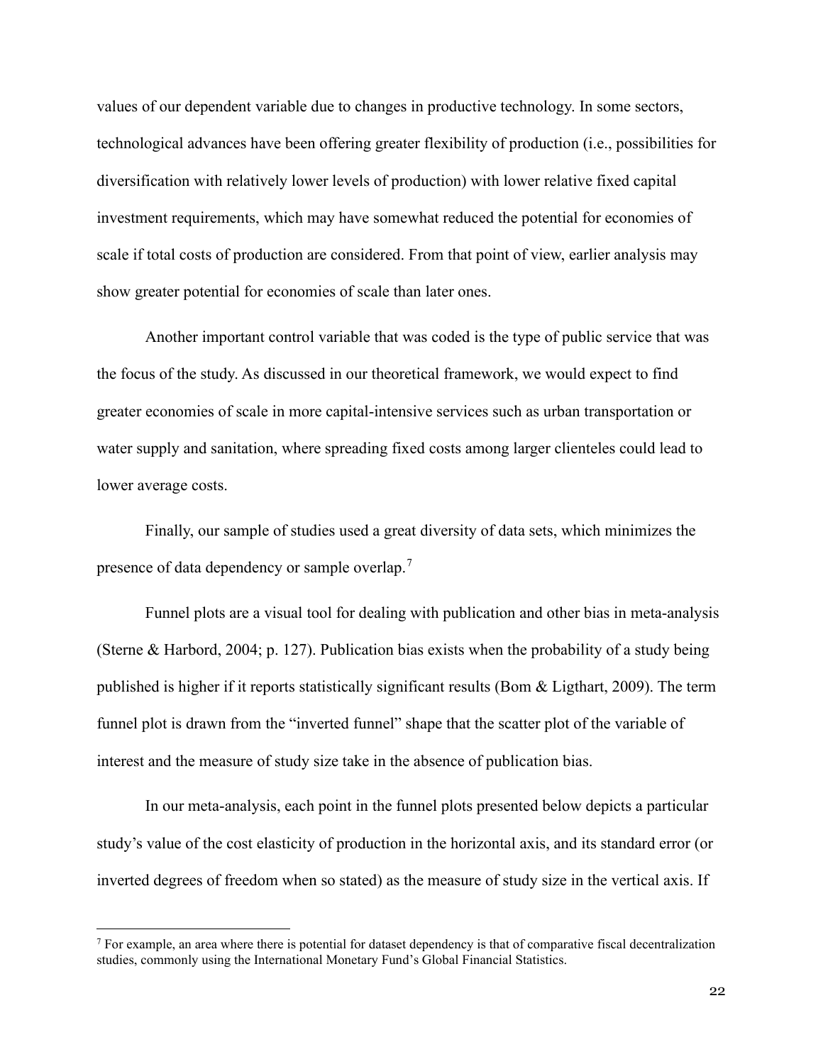values of our dependent variable due to changes in productive technology. In some sectors, technological advances have been offering greater flexibility of production (i.e., possibilities for diversification with relatively lower levels of production) with lower relative fixed capital investment requirements, which may have somewhat reduced the potential for economies of scale if total costs of production are considered. From that point of view, earlier analysis may show greater potential for economies of scale than later ones.

Another important control variable that was coded is the type of public service that was the focus of the study. As discussed in our theoretical framework, we would expect to find greater economies of scale in more capital-intensive services such as urban transportation or water supply and sanitation, where spreading fixed costs among larger clienteles could lead to lower average costs.

Finally, our sample of studies used a great diversity of data sets, which minimizes the presence of data dependency or sample overlap.[7]

Funnel plots are a visual tool for dealing with publication and other bias in meta-analysis (Sterne & Harbord, 2004; p. 127). Publication bias exists when the probability of a study being published is higher if it reports statistically significant results (Bom & Ligthart, 2009). The term funnel plot is drawn from the "inverted funnel" shape that the scatter plot of the variable of interest and the measure of study size take in the absence of publication bias.

In our meta-analysis, each point in the funnel plots presented below depicts a particular study's value of the cost elasticity of production in the horizontal axis, and its standard error (or inverted degrees of freedom when so stated) as the measure of study size in the vertical axis. If

[7] For example, an area where there is potential for dataset dependency is that of comparative fiscal decentralization studies, commonly using the International Monetary Fund's Global Financial Statistics.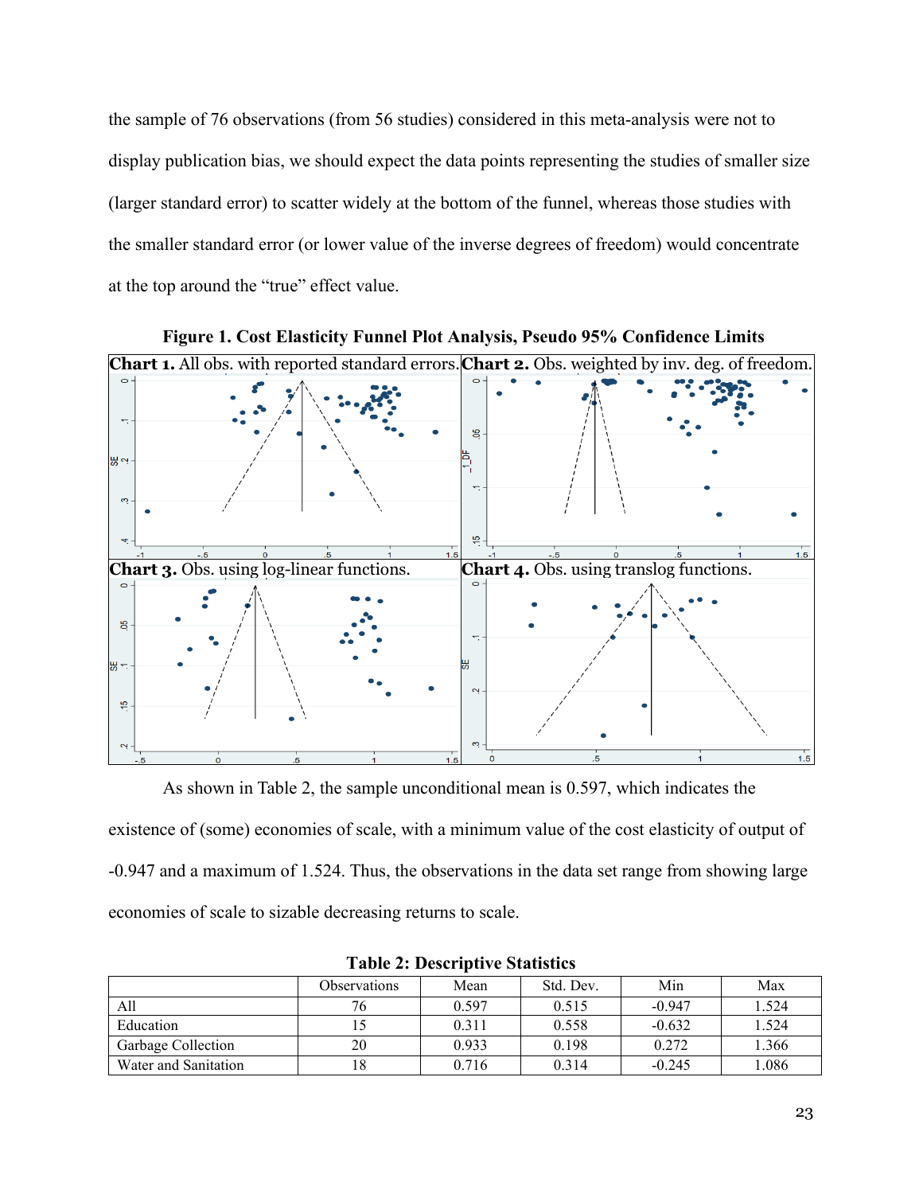the sample of 76 observations (from 56 studies) considered in this meta-analysis were not to display publication bias, we should expect the data points representing the studies of smaller size (larger standard error) to scatter widely at the bottom of the funnel, whereas those studies with the smaller standard error (or lower value of the inverse degrees of freedom) would concentrate at the top around the "true" effect value.

**Figure 1. Cost Elasticity Funnel Plot Analysis, Pseudo 95% Confidence Limits**

**Chart 1.** All obs. with reported standard errors. **Chart 2.** Obs. weighted by inv. deg. of freedom.

**Chart 3.** Obs. using log-linear functions. **Chart 4.** Obs. using translog functions.

As shown in Table 2, the sample unconditional mean is 0.597, which indicates the existence of (some) economies of scale, with a minimum value of the cost elasticity of output of -0.947 and a maximum of 1.524. Thus, the observations in the data set range from showing large economies of scale to sizable decreasing returns to scale.

**Table 2: Descriptive Statistics**

| | Observations | Mean | Std. Dev. | Min | Max |
|---|---|---|---|---|---|
| All | 76 | 0.597 | 0.515 | -0.947 | 1.524 |
| Education | 15 | 0.311 | 0.558 | -0.632 | 1.524 |
| Garbage Collection | 20 | 0.933 | 0.198 | 0.272 | 1.366 |
| Water and Sanitation | 18 | 0.716 | 0.314 | -0.245 | 1.086 |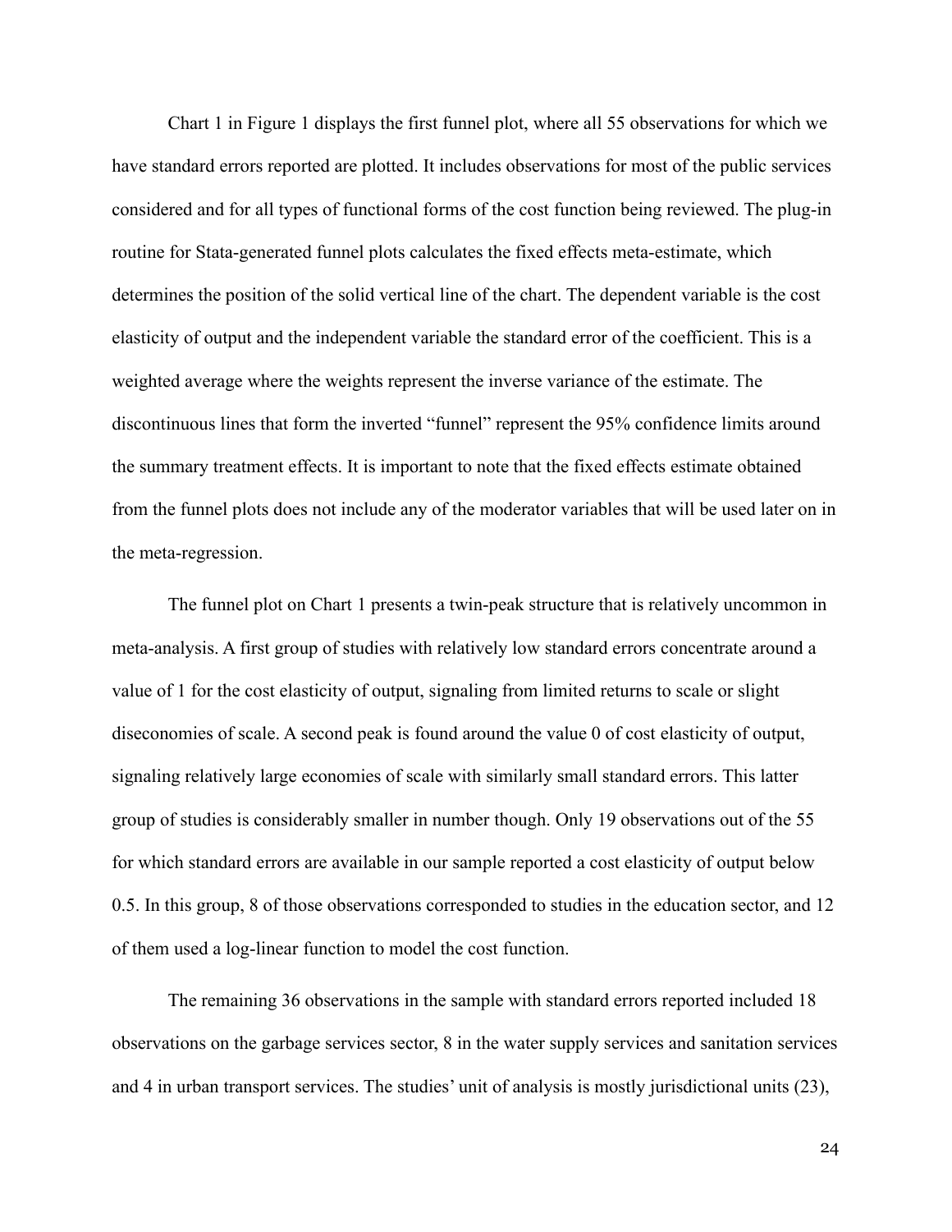Chart 1 in Figure 1 displays the first funnel plot, where all 55 observations for which we have standard errors reported are plotted. It includes observations for most of the public services considered and for all types of functional forms of the cost function being reviewed. The plug-in routine for Stata-generated funnel plots calculates the fixed effects meta-estimate, which determines the position of the solid vertical line of the chart. The dependent variable is the cost elasticity of output and the independent variable the standard error of the coefficient. This is a weighted average where the weights represent the inverse variance of the estimate. The discontinuous lines that form the inverted "funnel" represent the 95% confidence limits around the summary treatment effects. It is important to note that the fixed effects estimate obtained from the funnel plots does not include any of the moderator variables that will be used later on in the meta-regression.

The funnel plot on Chart 1 presents a twin-peak structure that is relatively uncommon in meta-analysis. A first group of studies with relatively low standard errors concentrate around a value of 1 for the cost elasticity of output, signaling from limited returns to scale or slight diseconomies of scale. A second peak is found around the value 0 of cost elasticity of output, signaling relatively large economies of scale with similarly small standard errors. This latter group of studies is considerably smaller in number though. Only 19 observations out of the 55 for which standard errors are available in our sample reported a cost elasticity of output below 0.5. In this group, 8 of those observations corresponded to studies in the education sector, and 12 of them used a log-linear function to model the cost function.

The remaining 36 observations in the sample with standard errors reported included 18 observations on the garbage services sector, 8 in the water supply services and sanitation services and 4 in urban transport services. The studies' unit of analysis is mostly jurisdictional units (23),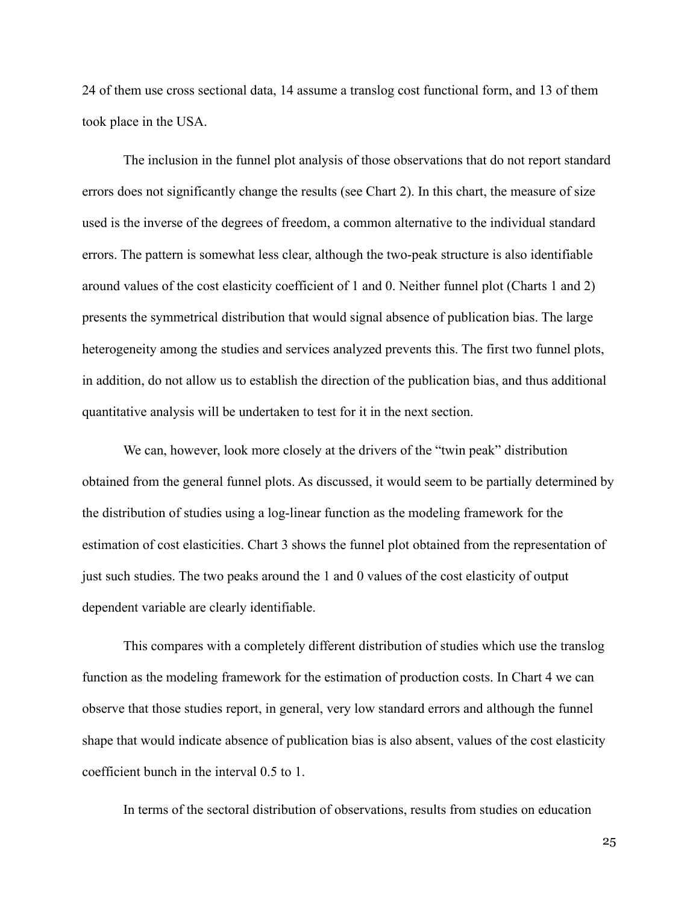24 of them use cross sectional data, 14 assume a translog cost functional form, and 13 of them took place in the USA.

The inclusion in the funnel plot analysis of those observations that do not report standard errors does not significantly change the results (see Chart 2). In this chart, the measure of size used is the inverse of the degrees of freedom, a common alternative to the individual standard errors. The pattern is somewhat less clear, although the two-peak structure is also identifiable around values of the cost elasticity coefficient of 1 and 0. Neither funnel plot (Charts 1 and 2) presents the symmetrical distribution that would signal absence of publication bias. The large heterogeneity among the studies and services analyzed prevents this. The first two funnel plots, in addition, do not allow us to establish the direction of the publication bias, and thus additional quantitative analysis will be undertaken to test for it in the next section.

We can, however, look more closely at the drivers of the "twin peak" distribution obtained from the general funnel plots. As discussed, it would seem to be partially determined by the distribution of studies using a log-linear function as the modeling framework for the estimation of cost elasticities. Chart 3 shows the funnel plot obtained from the representation of just such studies. The two peaks around the 1 and 0 values of the cost elasticity of output dependent variable are clearly identifiable.

This compares with a completely different distribution of studies which use the translog function as the modeling framework for the estimation of production costs. In Chart 4 we can observe that those studies report, in general, very low standard errors and although the funnel shape that would indicate absence of publication bias is also absent, values of the cost elasticity coefficient bunch in the interval 0.5 to 1.

In terms of the sectoral distribution of observations, results from studies on education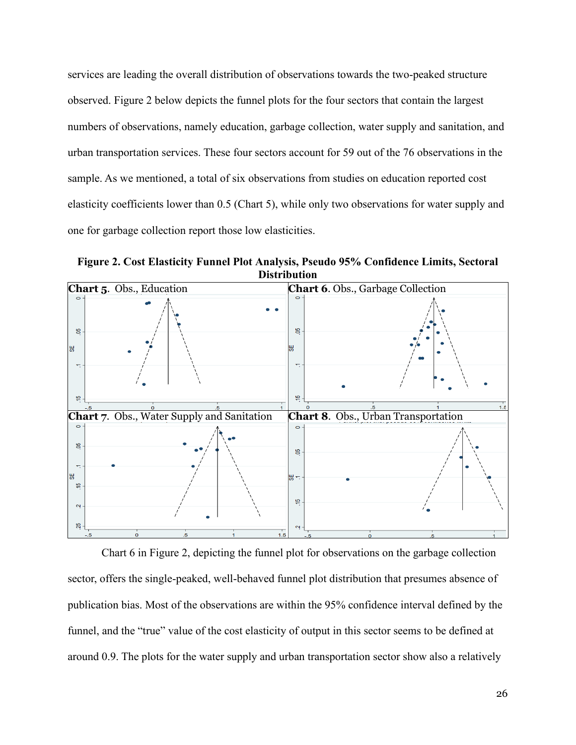services are leading the overall distribution of observations towards the two-peaked structure observed. Figure 2 below depicts the funnel plots for the four sectors that contain the largest numbers of observations, namely education, garbage collection, water supply and sanitation, and urban transportation services. These four sectors account for 59 out of the 76 observations in the sample. As we mentioned, a total of six observations from studies on education reported cost elasticity coefficients lower than 0.5 (Chart 5), while only two observations for water supply and one for garbage collection report those low elasticities.

**Figure 2. Cost Elasticity Funnel Plot Analysis, Pseudo 95% Confidence Limits, Sectoral Distribution**

**Chart 5**. Obs., Education

**Chart 6**. Obs., Garbage Collection

**Chart 7**. Obs., Water Supply and Sanitation

**Chart 8**. Obs., Urban Transportation

Chart 6 in Figure 2, depicting the funnel plot for observations on the garbage collection sector, offers the single-peaked, well-behaved funnel plot distribution that presumes absence of publication bias. Most of the observations are within the 95% confidence interval defined by the funnel, and the "true" value of the cost elasticity of output in this sector seems to be defined at around 0.9. The plots for the water supply and urban transportation sector show also a relatively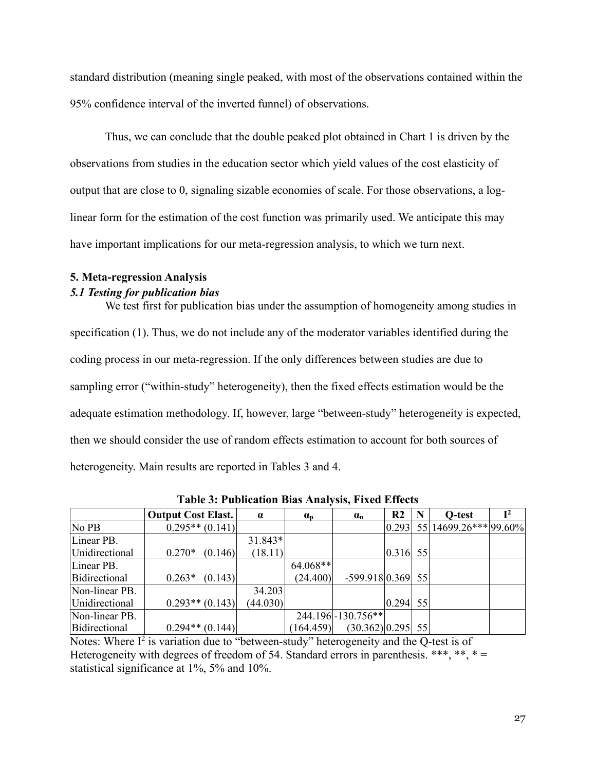standard distribution (meaning single peaked, with most of the observations contained within the 95% confidence interval of the inverted funnel) of observations.

Thus, we can conclude that the double peaked plot obtained in Chart 1 is driven by the observations from studies in the education sector which yield values of the cost elasticity of output that are close to 0, signaling sizable economies of scale. For those observations, a log-linear form for the estimation of the cost function was primarily used. We anticipate this may have important implications for our meta-regression analysis, to which we turn next.

## 5. Meta-regression Analysis

### *5.1 Testing for publication bias*

We test first for publication bias under the assumption of homogeneity among studies in specification (1). Thus, we do not include any of the moderator variables identified during the coding process in our meta-regression. If the only differences between studies are due to sampling error ("within-study" heterogeneity), then the fixed effects estimation would be the adequate estimation methodology. If, however, large "between-study" heterogeneity is expected, then we should consider the use of random effects estimation to account for both sources of heterogeneity. Main results are reported in Tables 3 and 4.

**Table 3: Publication Bias Analysis, Fixed Effects**

| | Output Cost Elast. | $\alpha$ | $\alpha_p$ | $\alpha_n$ | R2 | N | Q-test | $I^2$ |
|---|---|---|---|---|---|---|---|---|
| No PB | 0.295** (0.141) | | | | 0.293 | 55 | 14699.26*** | 99.60% |
| Linear PB. Unidirectional | 0.270* (0.146) | 31.843* (18.11) | | | 0.316 | 55 | | |
| Linear PB. Bidirectional | 0.263* (0.143) | | 64.068** (24.400) | -599.918 | 0.369 | 55 | | |
| Non-linear PB. Unidirectional | 0.293** (0.143) | 34.203 (44.030) | | | 0.294 | 55 | | |
| Non-linear PB. Bidirectional | 0.294** (0.144) | | 244.196 (164.459) | -130.756** (30.362) | 0.295 | 55 | | |

Notes: Where $I^2$ is variation due to "between-study" heterogeneity and the Q-test is of Heterogeneity with degrees of freedom of 54. Standard errors in parenthesis. ***, **, * = statistical significance at 1%, 5% and 10%.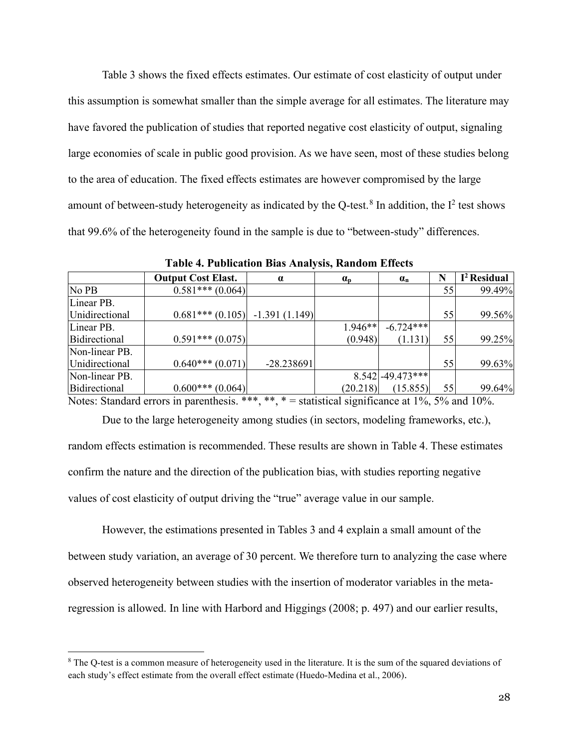Table 3 shows the fixed effects estimates. Our estimate of cost elasticity of output under this assumption is somewhat smaller than the simple average for all estimates. The literature may have favored the publication of studies that reported negative cost elasticity of output, signaling large economies of scale in public good provision. As we have seen, most of these studies belong to the area of education. The fixed effects estimates are however compromised by the large amount of between-study heterogeneity as indicated by the Q-test.[8] In addition, the $I^2$ test shows that 99.6% of the heterogeneity found in the sample is due to "between-study" differences.

**Table 4. Publication Bias Analysis, Random Effects**

| | Output Cost Elast. | $\alpha$ | $\alpha_p$ | $\alpha_n$ | N | $I^2$ Residual |
|---|---|---|---|---|---|---|
| No PB | 0.581*** (0.064) | | | | 55 | 99.49% |
| Linear PB. Unidirectional | 0.681*** (0.105) | -1.391 (1.149) | | | 55 | 99.56% |
| Linear PB. Bidirectional | 0.591*** (0.075) | | 1.946** (0.948) | -6.724*** (1.131) | 55 | 99.25% |
| Non-linear PB. Unidirectional | 0.640*** (0.071) | -28.238691 | | | 55 | 99.63% |
| Non-linear PB. Bidirectional | 0.600*** (0.064) | | 8.542 (20.218) | -49.473*** (15.855) | 55 | 99.64% |

Notes: Standard errors in parenthesis. ***, **, * = statistical significance at 1%, 5% and 10%.

Due to the large heterogeneity among studies (in sectors, modeling frameworks, etc.), random effects estimation is recommended. These results are shown in Table 4. These estimates confirm the nature and the direction of the publication bias, with studies reporting negative values of cost elasticity of output driving the "true" average value in our sample.

However, the estimations presented in Tables 3 and 4 explain a small amount of the between study variation, an average of 30 percent. We therefore turn to analyzing the case where observed heterogeneity between studies with the insertion of moderator variables in the meta-regression is allowed. In line with Harbord and Higgings (2008; p. 497) and our earlier results,

[8] The Q-test is a common measure of heterogeneity used in the literature. It is the sum of the squared deviations of each study's effect estimate from the overall effect estimate (Huedo-Medina et al., 2006).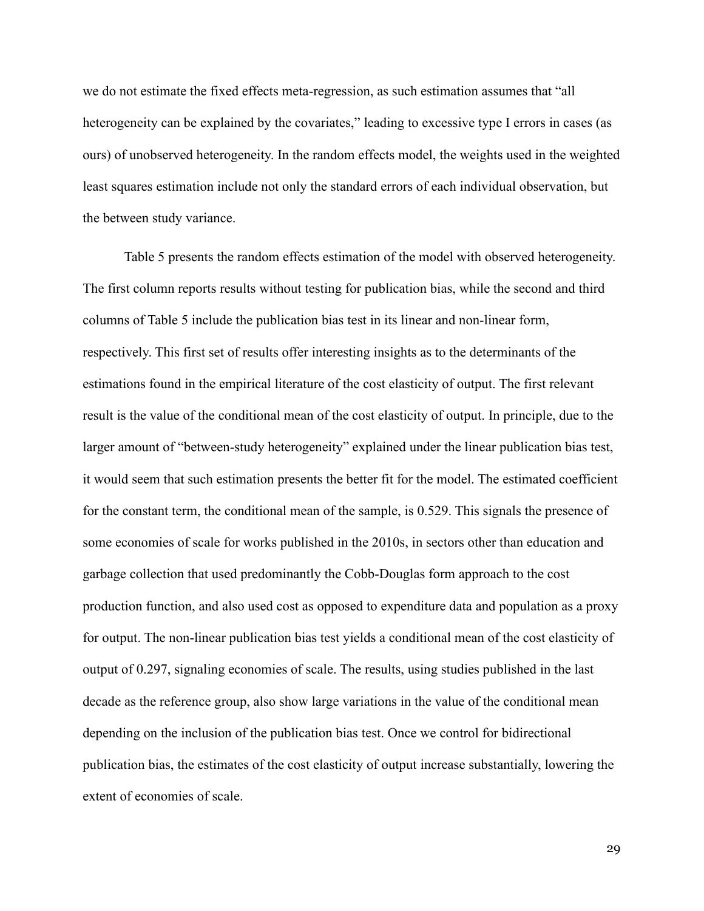we do not estimate the fixed effects meta-regression, as such estimation assumes that "all heterogeneity can be explained by the covariates," leading to excessive type I errors in cases (as ours) of unobserved heterogeneity. In the random effects model, the weights used in the weighted least squares estimation include not only the standard errors of each individual observation, but the between study variance.

Table 5 presents the random effects estimation of the model with observed heterogeneity. The first column reports results without testing for publication bias, while the second and third columns of Table 5 include the publication bias test in its linear and non-linear form, respectively. This first set of results offer interesting insights as to the determinants of the estimations found in the empirical literature of the cost elasticity of output. The first relevant result is the value of the conditional mean of the cost elasticity of output. In principle, due to the larger amount of "between-study heterogeneity" explained under the linear publication bias test, it would seem that such estimation presents the better fit for the model. The estimated coefficient for the constant term, the conditional mean of the sample, is 0.529. This signals the presence of some economies of scale for works published in the 2010s, in sectors other than education and garbage collection that used predominantly the Cobb-Douglas form approach to the cost production function, and also used cost as opposed to expenditure data and population as a proxy for output. The non-linear publication bias test yields a conditional mean of the cost elasticity of output of 0.297, signaling economies of scale. The results, using studies published in the last decade as the reference group, also show large variations in the value of the conditional mean depending on the inclusion of the publication bias test. Once we control for bidirectional publication bias, the estimates of the cost elasticity of output increase substantially, lowering the extent of economies of scale.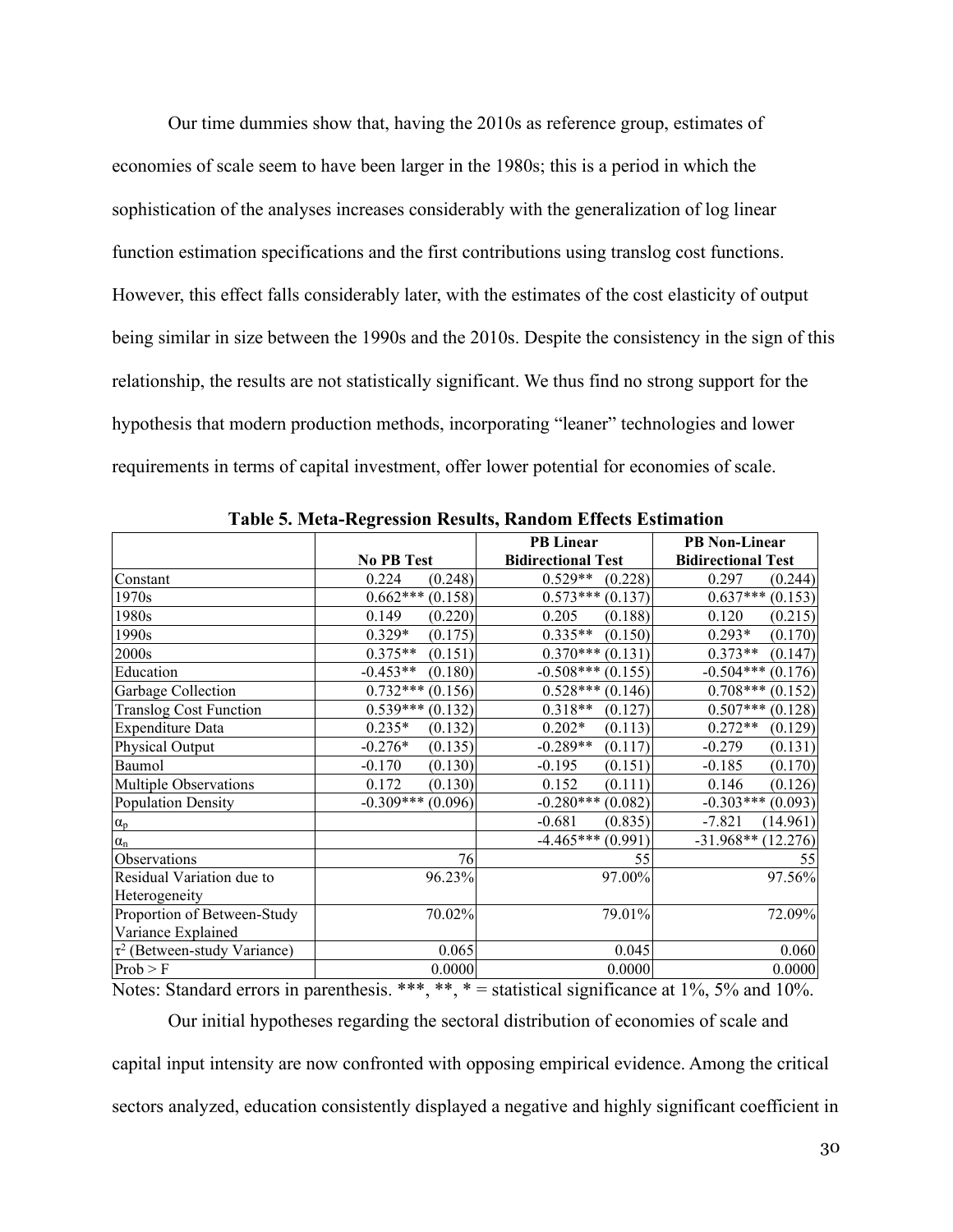Our time dummies show that, having the 2010s as reference group, estimates of economies of scale seem to have been larger in the 1980s; this is a period in which the sophistication of the analyses increases considerably with the generalization of log linear function estimation specifications and the first contributions using translog cost functions. However, this effect falls considerably later, with the estimates of the cost elasticity of output being similar in size between the 1990s and the 2010s. Despite the consistency in the sign of this relationship, the results are not statistically significant. We thus find no strong support for the hypothesis that modern production methods, incorporating "leaner" technologies and lower requirements in terms of capital investment, offer lower potential for economies of scale.

**Table 5. Meta-Regression Results, Random Effects Estimation**

| | No PB Test | | PB Linear Bidirectional Test | | PB Non-Linear Bidirectional Test | |
|---|---|---|---|---|---|---|
| Constant | 0.224 | (0.248) | 0.529** | (0.228) | 0.297 | (0.244) |
| 1970s | 0.662*** | (0.158) | 0.573*** | (0.137) | 0.637*** | (0.153) |
| 1980s | 0.149 | (0.220) | 0.205 | (0.188) | 0.120 | (0.215) |
| 1990s | 0.329* | (0.175) | 0.335** | (0.150) | 0.293* | (0.170) |
| 2000s | 0.375** | (0.151) | 0.370*** | (0.131) | 0.373** | (0.147) |
| Education | -0.453** | (0.180) | -0.508*** | (0.155) | -0.504*** | (0.176) |
| Garbage Collection | 0.732*** | (0.156) | 0.528*** | (0.146) | 0.708*** | (0.152) |
| Translog Cost Function | 0.539*** | (0.132) | 0.318** | (0.127) | 0.507*** | (0.128) |
| Expenditure Data | 0.235* | (0.132) | 0.202* | (0.113) | 0.272** | (0.129) |
| Physical Output | -0.276* | (0.135) | -0.289** | (0.117) | -0.279 | (0.131) |
| Baumol | -0.170 | (0.130) | -0.195 | (0.151) | -0.185 | (0.170) |
| Multiple Observations | 0.172 | (0.130) | 0.152 | (0.111) | 0.146 | (0.126) |
| Population Density | -0.309*** | (0.096) | -0.280*** | (0.082) | -0.303*** | (0.093) |
| $\alpha_p$ | | | -0.681 | (0.835) | -7.821 | (14.961) |
| $\alpha_n$ | | | -4.465*** | (0.991) | -31.968** | (12.276) |
| Observations | 76 | | 55 | | 55 | |
| Residual Variation due to Heterogeneity | 96.23% | | 97.00% | | 97.56% | |
| Proportion of Between-Study Variance Explained | 70.02% | | 79.01% | | 72.09% | |
| $\tau^2$ (Between-study Variance) | 0.065 | | 0.045 | | 0.060 | |
| Prob > F | 0.0000 | | 0.0000 | | 0.0000 | |

Notes: Standard errors in parenthesis. ***, **, * = statistical significance at 1%, 5% and 10%.

Our initial hypotheses regarding the sectoral distribution of economies of scale and capital input intensity are now confronted with opposing empirical evidence. Among the critical sectors analyzed, education consistently displayed a negative and highly significant coefficient in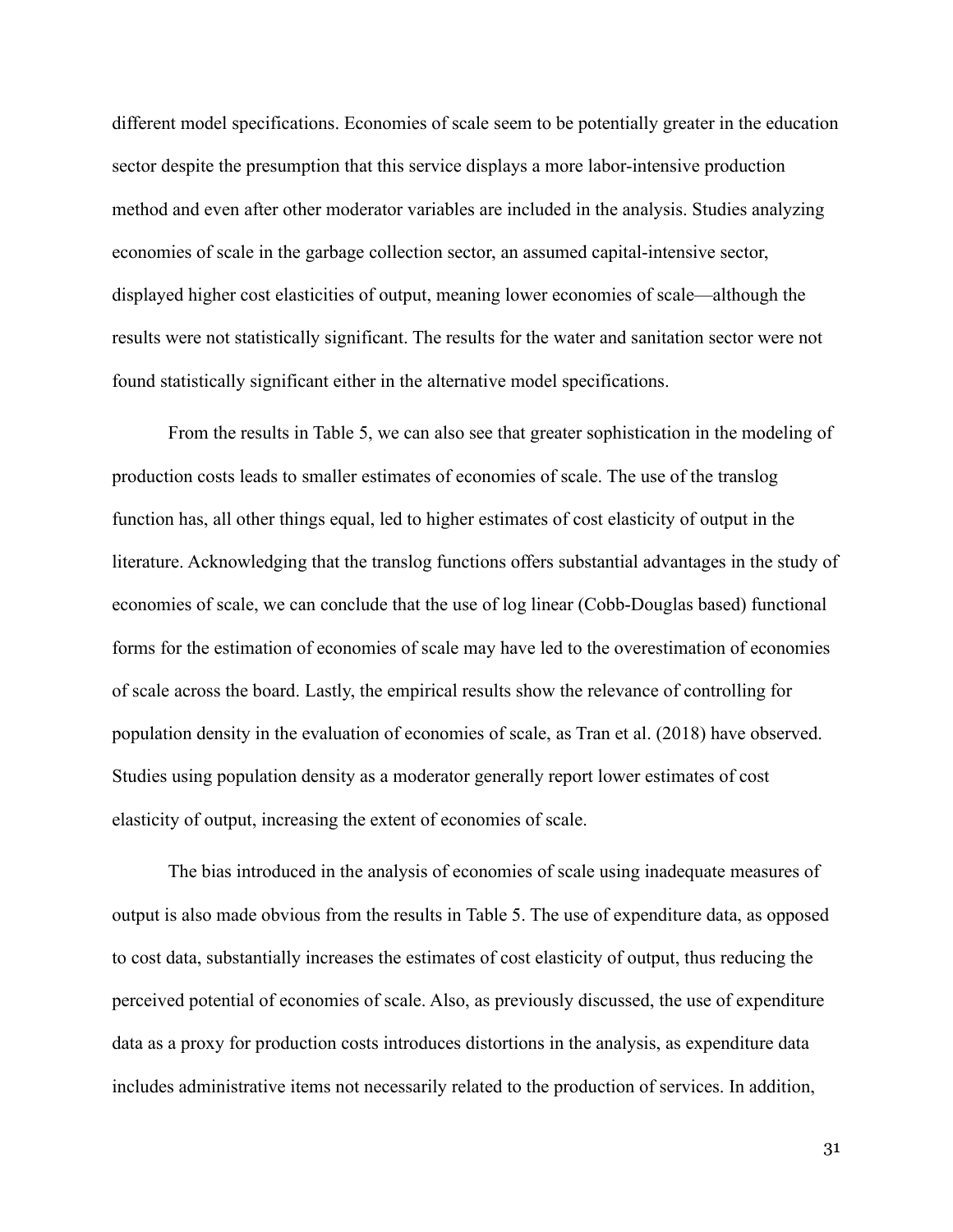different model specifications. Economies of scale seem to be potentially greater in the education sector despite the presumption that this service displays a more labor-intensive production method and even after other moderator variables are included in the analysis. Studies analyzing economies of scale in the garbage collection sector, an assumed capital-intensive sector, displayed higher cost elasticities of output, meaning lower economies of scale—although the results were not statistically significant. The results for the water and sanitation sector were not found statistically significant either in the alternative model specifications.

From the results in Table 5, we can also see that greater sophistication in the modeling of production costs leads to smaller estimates of economies of scale. The use of the translog function has, all other things equal, led to higher estimates of cost elasticity of output in the literature. Acknowledging that the translog functions offers substantial advantages in the study of economies of scale, we can conclude that the use of log linear (Cobb-Douglas based) functional forms for the estimation of economies of scale may have led to the overestimation of economies of scale across the board. Lastly, the empirical results show the relevance of controlling for population density in the evaluation of economies of scale, as Tran et al. (2018) have observed. Studies using population density as a moderator generally report lower estimates of cost elasticity of output, increasing the extent of economies of scale.

The bias introduced in the analysis of economies of scale using inadequate measures of output is also made obvious from the results in Table 5. The use of expenditure data, as opposed to cost data, substantially increases the estimates of cost elasticity of output, thus reducing the perceived potential of economies of scale. Also, as previously discussed, the use of expenditure data as a proxy for production costs introduces distortions in the analysis, as expenditure data includes administrative items not necessarily related to the production of services. In addition,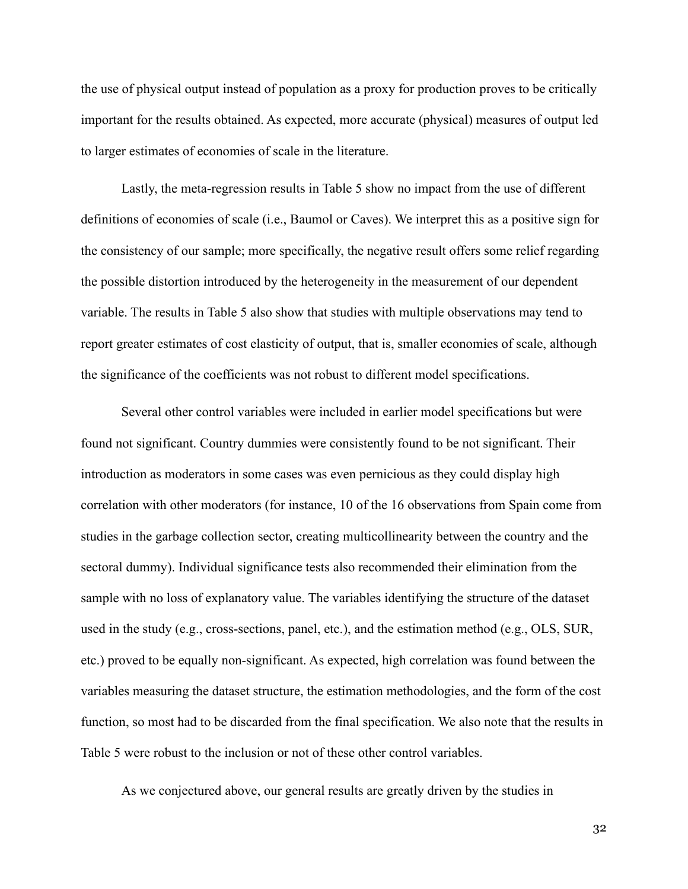the use of physical output instead of population as a proxy for production proves to be critically important for the results obtained. As expected, more accurate (physical) measures of output led to larger estimates of economies of scale in the literature.

Lastly, the meta-regression results in Table 5 show no impact from the use of different definitions of economies of scale (i.e., Baumol or Caves). We interpret this as a positive sign for the consistency of our sample; more specifically, the negative result offers some relief regarding the possible distortion introduced by the heterogeneity in the measurement of our dependent variable. The results in Table 5 also show that studies with multiple observations may tend to report greater estimates of cost elasticity of output, that is, smaller economies of scale, although the significance of the coefficients was not robust to different model specifications.

Several other control variables were included in earlier model specifications but were found not significant. Country dummies were consistently found to be not significant. Their introduction as moderators in some cases was even pernicious as they could display high correlation with other moderators (for instance, 10 of the 16 observations from Spain come from studies in the garbage collection sector, creating multicollinearity between the country and the sectoral dummy). Individual significance tests also recommended their elimination from the sample with no loss of explanatory value. The variables identifying the structure of the dataset used in the study (e.g., cross-sections, panel, etc.), and the estimation method (e.g., OLS, SUR, etc.) proved to be equally non-significant. As expected, high correlation was found between the variables measuring the dataset structure, the estimation methodologies, and the form of the cost function, so most had to be discarded from the final specification. We also note that the results in Table 5 were robust to the inclusion or not of these other control variables.

As we conjectured above, our general results are greatly driven by the studies in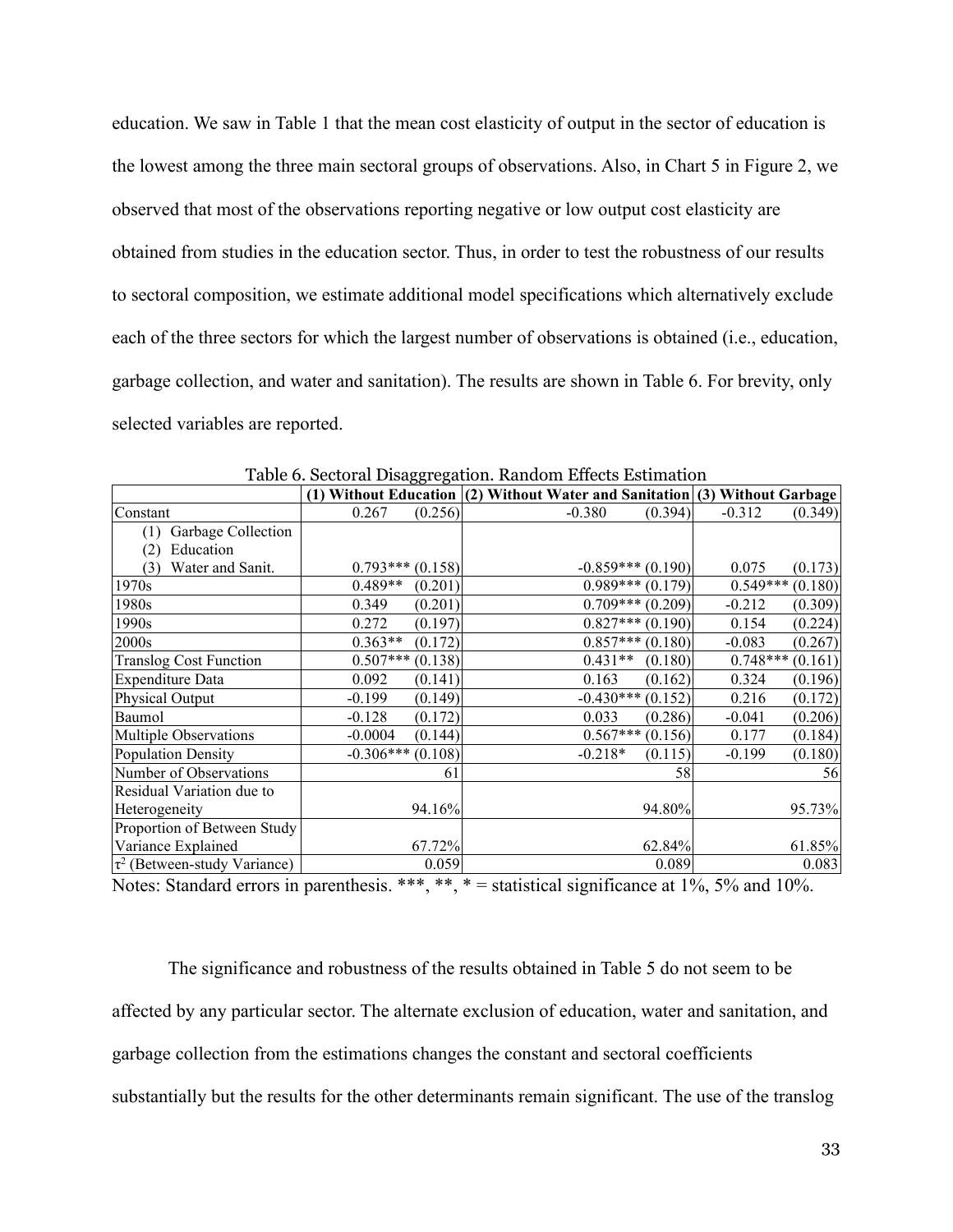education. We saw in Table 1 that the mean cost elasticity of output in the sector of education is the lowest among the three main sectoral groups of observations. Also, in Chart 5 in Figure 2, we observed that most of the observations reporting negative or low output cost elasticity are obtained from studies in the education sector. Thus, in order to test the robustness of our results to sectoral composition, we estimate additional model specifications which alternatively exclude each of the three sectors for which the largest number of observations is obtained (i.e., education, garbage collection, and water and sanitation). The results are shown in Table 6. For brevity, only selected variables are reported.

Table 6. Sectoral Disaggregation. Random Effects Estimation

| | (1) Without Education | | (2) Without Water and Sanitation | | (3) Without Garbage | |
|---|---|---|---|---|---|---|
| Constant | 0.267 | (0.256) | -0.380 | (0.394) | -0.312 | (0.349) |
| (1) Garbage Collection<br>(2) Education<br>(3) Water and Sanit. | 0.793*** | (0.158) | -0.859*** | (0.190) | 0.075 | (0.173) |
| 1970s | 0.489** | (0.201) | 0.989*** | (0.179) | 0.549*** | (0.180) |
| 1980s | 0.349 | (0.201) | 0.709*** | (0.209) | -0.212 | (0.309) |
| 1990s | 0.272 | (0.197) | 0.827*** | (0.190) | 0.154 | (0.224) |
| 2000s | 0.363** | (0.172) | 0.857*** | (0.180) | -0.083 | (0.267) |
| Translog Cost Function | 0.507*** | (0.138) | 0.431** | (0.180) | 0.748*** | (0.161) |
| Expenditure Data | 0.092 | (0.141) | 0.163 | (0.162) | 0.324 | (0.196) |
| Physical Output | -0.199 | (0.149) | -0.430*** | (0.152) | 0.216 | (0.172) |
| Baumol | -0.128 | (0.172) | 0.033 | (0.286) | -0.041 | (0.206) |
| Multiple Observations | -0.0004 | (0.144) | 0.567*** | (0.156) | 0.177 | (0.184) |
| Population Density | -0.306*** | (0.108) | -0.218* | (0.115) | -0.199 | (0.180) |
| Number of Observations | | 61 | | 58 | | 56 |
| Residual Variation due to Heterogeneity | | 94.16% | | 94.80% | | 95.73% |
| Proportion of Between Study Variance Explained | | 67.72% | | 62.84% | | 61.85% |
| $\tau^2$ (Between-study Variance) | | 0.059 | | 0.089 | | 0.083 |

Notes: Standard errors in parenthesis. ***, **, * = statistical significance at 1%, 5% and 10%.

The significance and robustness of the results obtained in Table 5 do not seem to be affected by any particular sector. The alternate exclusion of education, water and sanitation, and garbage collection from the estimations changes the constant and sectoral coefficients substantially but the results for the other determinants remain significant. The use of the translog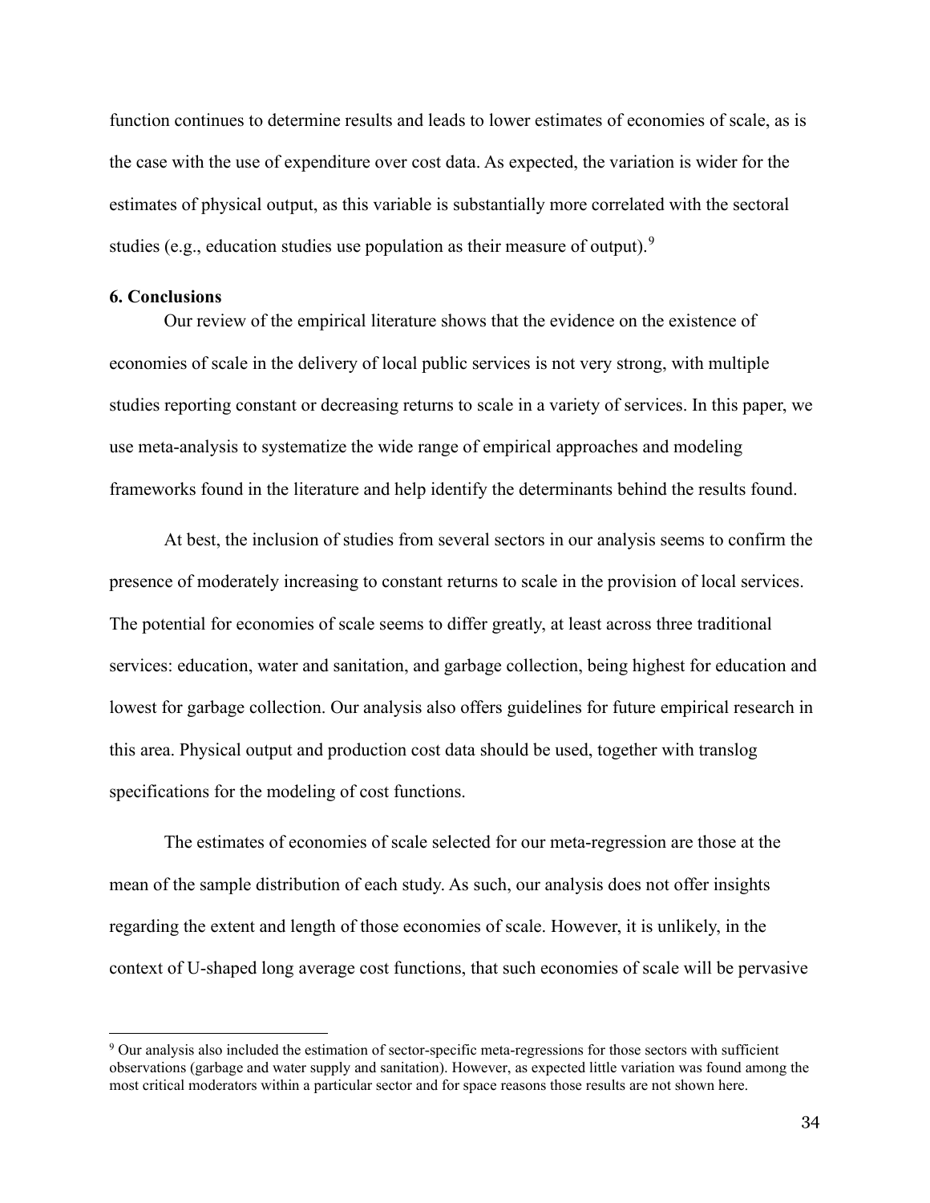function continues to determine results and leads to lower estimates of economies of scale, as is the case with the use of expenditure over cost data. As expected, the variation is wider for the estimates of physical output, as this variable is substantially more correlated with the sectoral studies (e.g., education studies use population as their measure of output).[9]

## 6. Conclusions

Our review of the empirical literature shows that the evidence on the existence of economies of scale in the delivery of local public services is not very strong, with multiple studies reporting constant or decreasing returns to scale in a variety of services. In this paper, we use meta-analysis to systematize the wide range of empirical approaches and modeling frameworks found in the literature and help identify the determinants behind the results found.

At best, the inclusion of studies from several sectors in our analysis seems to confirm the presence of moderately increasing to constant returns to scale in the provision of local services. The potential for economies of scale seems to differ greatly, at least across three traditional services: education, water and sanitation, and garbage collection, being highest for education and lowest for garbage collection. Our analysis also offers guidelines for future empirical research in this area. Physical output and production cost data should be used, together with translog specifications for the modeling of cost functions.

The estimates of economies of scale selected for our meta-regression are those at the mean of the sample distribution of each study. As such, our analysis does not offer insights regarding the extent and length of those economies of scale. However, it is unlikely, in the context of U-shaped long average cost functions, that such economies of scale will be pervasive

[9] Our analysis also included the estimation of sector-specific meta-regressions for those sectors with sufficient observations (garbage and water supply and sanitation). However, as expected little variation was found among the most critical moderators within a particular sector and for space reasons those results are not shown here.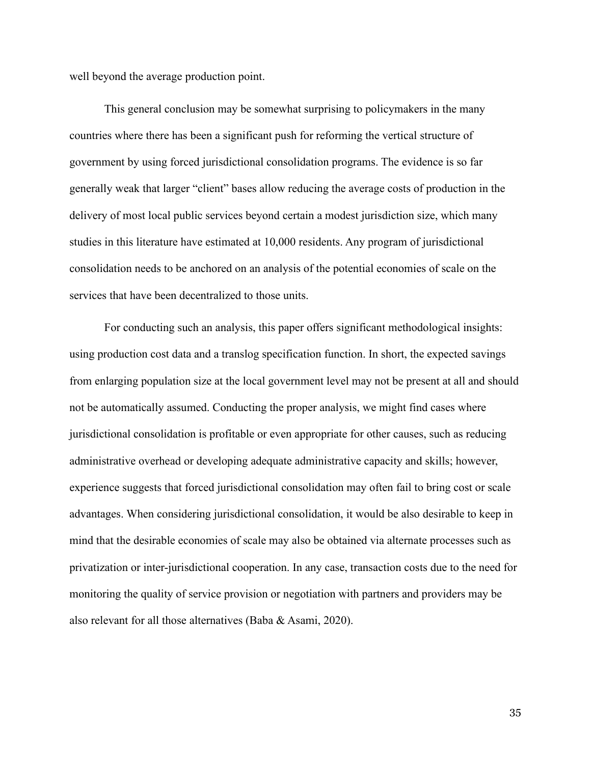well beyond the average production point.

This general conclusion may be somewhat surprising to policymakers in the many countries where there has been a significant push for reforming the vertical structure of government by using forced jurisdictional consolidation programs. The evidence is so far generally weak that larger "client" bases allow reducing the average costs of production in the delivery of most local public services beyond certain a modest jurisdiction size, which many studies in this literature have estimated at 10,000 residents. Any program of jurisdictional consolidation needs to be anchored on an analysis of the potential economies of scale on the services that have been decentralized to those units.

For conducting such an analysis, this paper offers significant methodological insights: using production cost data and a translog specification function. In short, the expected savings from enlarging population size at the local government level may not be present at all and should not be automatically assumed. Conducting the proper analysis, we might find cases where jurisdictional consolidation is profitable or even appropriate for other causes, such as reducing administrative overhead or developing adequate administrative capacity and skills; however, experience suggests that forced jurisdictional consolidation may often fail to bring cost or scale advantages. When considering jurisdictional consolidation, it would be also desirable to keep in mind that the desirable economies of scale may also be obtained via alternate processes such as privatization or inter-jurisdictional cooperation. In any case, transaction costs due to the need for monitoring the quality of service provision or negotiation with partners and providers may be also relevant for all those alternatives (Baba & Asami, 2020).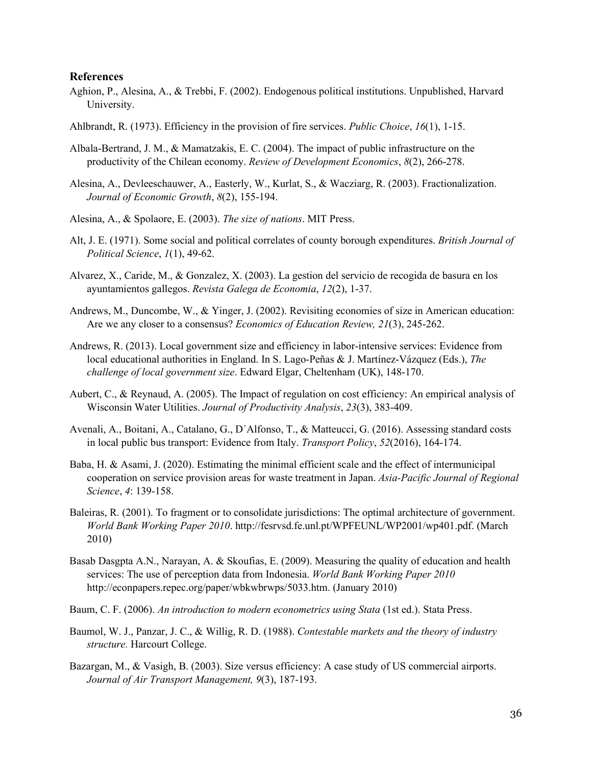## References

Aghion, P., Alesina, A., & Trebbi, F. (2002). Endogenous political institutions. Unpublished, Harvard University.

Ahlbrandt, R. (1973). Efficiency in the provision of fire services. *Public Choice*, *16*(1), 1-15.

Albala-Bertrand, J. M., & Mamatzakis, E. C. (2004). The impact of public infrastructure on the productivity of the Chilean economy. *Review of Development Economics*, *8*(2), 266-278.

Alesina, A., Devleeschauwer, A., Easterly, W., Kurlat, S., & Wacziarg, R. (2003). Fractionalization. *Journal of Economic Growth*, *8*(2), 155-194.

Alesina, A., & Spolaore, E. (2003). *The size of nations*. MIT Press.

Alt, J. E. (1971). Some social and political correlates of county borough expenditures. *British Journal of Political Science*, *1*(1), 49-62.

Alvarez, X., Caride, M., & Gonzalez, X. (2003). La gestion del servicio de recogida de basura en los ayuntamientos gallegos. *Revista Galega de Economia*, *12*(2), 1-37.

Andrews, M., Duncombe, W., & Yinger, J. (2002). Revisiting economies of size in American education: Are we any closer to a consensus? *Economics of Education Review, 21*(3), 245-262.

Andrews, R. (2013). Local government size and efficiency in labor-intensive services: Evidence from local educational authorities in England. In S. Lago-Peñas & J. Martínez-Vázquez (Eds.), *The challenge of local government size*. Edward Elgar, Cheltenham (UK), 148-170.

Aubert, C., & Reynaud, A. (2005). The Impact of regulation on cost efficiency: An empirical analysis of Wisconsin Water Utilities. *Journal of Productivity Analysis*, *23*(3), 383-409.

Avenali, A., Boitani, A., Catalano, G., D´Alfonso, T., & Matteucci, G. (2016). Assessing standard costs in local public bus transport: Evidence from Italy. *Transport Policy*, *52*(2016), 164-174.

Baba, H. & Asami, J. (2020). Estimating the minimal efficient scale and the effect of intermunicipal cooperation on service provision areas for waste treatment in Japan. *Asia-Pacific Journal of Regional Science*, *4*: 139-158.

Baleiras, R. (2001). To fragment or to consolidate jurisdictions: The optimal architecture of government. *World Bank Working Paper 2010*. http://fesrvsd.fe.unl.pt/WPFEUNL/WP2001/wp401.pdf. (March 2010)

Basab Dasgpta A.N., Narayan, A. & Skoufias, E. (2009). Measuring the quality of education and health services: The use of perception data from Indonesia. *World Bank Working Paper 2010* http://econpapers.repec.org/paper/wbkwbrwps/5033.htm. (January 2010)

Baum, C. F. (2006). *An introduction to modern econometrics using Stata* (1st ed.). Stata Press.

Baumol, W. J., Panzar, J. C., & Willig, R. D. (1988). *Contestable markets and the theory of industry structure.* Harcourt College.

Bazargan, M., & Vasigh, B. (2003). Size versus efficiency: A case study of US commercial airports. *Journal of Air Transport Management, 9*(3), 187-193.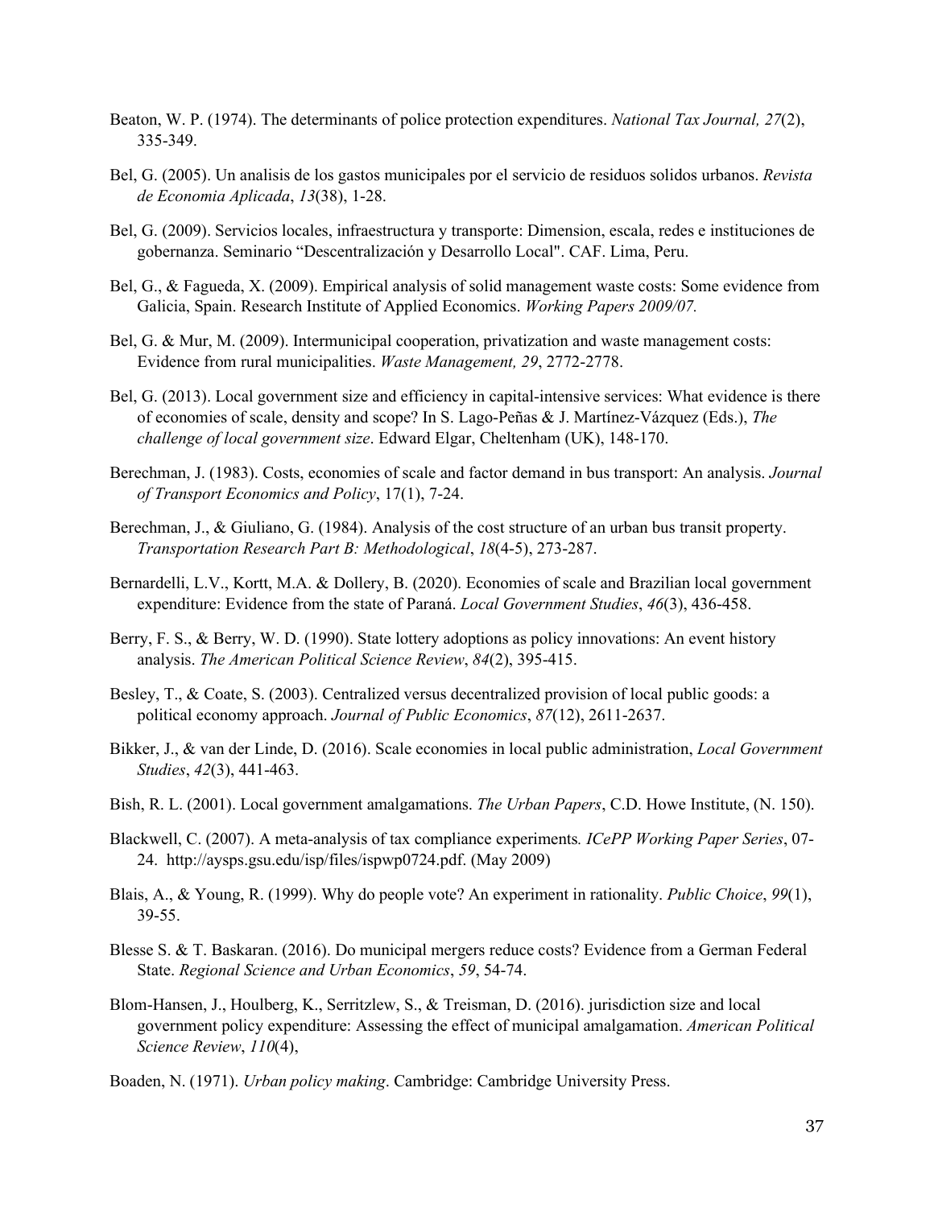Beaton, W. P. (1974). The determinants of police protection expenditures. *National Tax Journal, 27*(2), 335-349.

Bel, G. (2005). Un analisis de los gastos municipales por el servicio de residuos solidos urbanos. *Revista de Economia Aplicada*, *13*(38), 1-28.

Bel, G. (2009). Servicios locales, infraestructura y transporte: Dimension, escala, redes e instituciones de gobernanza. Seminario "Descentralización y Desarrollo Local". CAF. Lima, Peru.

Bel, G., & Fagueda, X. (2009). Empirical analysis of solid management waste costs: Some evidence from Galicia, Spain. Research Institute of Applied Economics. *Working Papers 2009/07.*

Bel, G. & Mur, M. (2009). Intermunicipal cooperation, privatization and waste management costs: Evidence from rural municipalities. *Waste Management, 29*, 2772-2778.

Bel, G. (2013). Local government size and efficiency in capital-intensive services: What evidence is there of economies of scale, density and scope? In S. Lago-Peñas & J. Martínez-Vázquez (Eds.), *The challenge of local government size*. Edward Elgar, Cheltenham (UK), 148-170.

Berechman, J. (1983). Costs, economies of scale and factor demand in bus transport: An analysis. *Journal of Transport Economics and Policy*, 17(1), 7-24.

Berechman, J., & Giuliano, G. (1984). Analysis of the cost structure of an urban bus transit property. *Transportation Research Part B: Methodological*, *18*(4-5), 273-287.

Bernardelli, L.V., Kortt, M.A. & Dollery, B. (2020). Economies of scale and Brazilian local government expenditure: Evidence from the state of Paraná. *Local Government Studies*, *46*(3), 436-458.

Berry, F. S., & Berry, W. D. (1990). State lottery adoptions as policy innovations: An event history analysis. *The American Political Science Review*, *84*(2), 395-415.

Besley, T., & Coate, S. (2003). Centralized versus decentralized provision of local public goods: a political economy approach. *Journal of Public Economics*, *87*(12), 2611-2637.

Bikker, J., & van der Linde, D. (2016). Scale economies in local public administration, *Local Government Studies*, *42*(3), 441-463.

Bish, R. L. (2001). Local government amalgamations. *The Urban Papers*, C.D. Howe Institute, (N. 150).

Blackwell, C. (2007). A meta-analysis of tax compliance experiments*. ICePP Working Paper Series*, 07-24. http://aysps.gsu.edu/isp/files/ispwp0724.pdf. (May 2009)

Blais, A., & Young, R. (1999). Why do people vote? An experiment in rationality. *Public Choice*, *99*(1), 39-55.

Blesse S. & T. Baskaran. (2016). Do municipal mergers reduce costs? Evidence from a German Federal State. *Regional Science and Urban Economics*, *59*, 54-74.

Blom-Hansen, J., Houlberg, K., Serritzlew, S., & Treisman, D. (2016). jurisdiction size and local government policy expenditure: Assessing the effect of municipal amalgamation. *American Political Science Review*, *110*(4),

Boaden, N. (1971). *Urban policy making*. Cambridge: Cambridge University Press.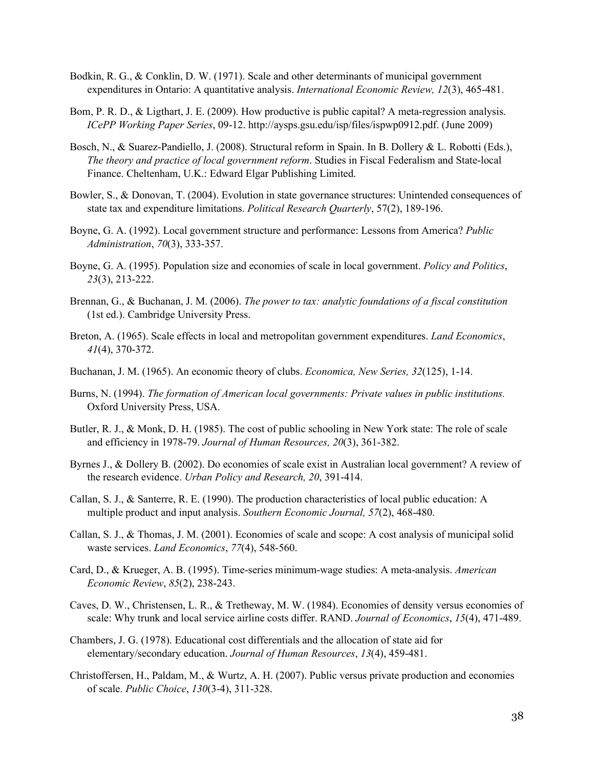Bodkin, R. G., & Conklin, D. W. (1971). Scale and other determinants of municipal government expenditures in Ontario: A quantitative analysis. *International Economic Review, 12*(3), 465-481.

Bom, P. R. D., & Ligthart, J. E. (2009). How productive is public capital? A meta-regression analysis. *ICePP Working Paper Series*, 09-12. http://aysps.gsu.edu/isp/files/ispwp0912.pdf. (June 2009)

Bosch, N., & Suarez-Pandiello, J. (2008). Structural reform in Spain. In B. Dollery & L. Robotti (Eds.), *The theory and practice of local government reform*. Studies in Fiscal Federalism and State-local Finance. Cheltenham, U.K.: Edward Elgar Publishing Limited.

Bowler, S., & Donovan, T. (2004). Evolution in state governance structures: Unintended consequences of state tax and expenditure limitations. *Political Research Quarterly*, 57(2), 189-196.

Boyne, G. A. (1992). Local government structure and performance: Lessons from America? *Public Administration*, *70*(3), 333-357.

Boyne, G. A. (1995). Population size and economies of scale in local government. *Policy and Politics*, *23*(3), 213-222.

Brennan, G., & Buchanan, J. M. (2006). *The power to tax: analytic foundations of a fiscal constitution* (1st ed.). Cambridge University Press.

Breton, A. (1965). Scale effects in local and metropolitan government expenditures. *Land Economics*, *41*(4), 370-372.

Buchanan, J. M. (1965). An economic theory of clubs. *Economica, New Series, 32*(125), 1-14.

Burns, N. (1994). *The formation of American local governments: Private values in public institutions.* Oxford University Press, USA.

Butler, R. J., & Monk, D. H. (1985). The cost of public schooling in New York state: The role of scale and efficiency in 1978-79. *Journal of Human Resources, 20*(3), 361-382.

Byrnes J., & Dollery B. (2002). Do economies of scale exist in Australian local government? A review of the research evidence. *Urban Policy and Research, 20*, 391-414.

Callan, S. J., & Santerre, R. E. (1990). The production characteristics of local public education: A multiple product and input analysis. *Southern Economic Journal, 57*(2), 468-480.

Callan, S. J., & Thomas, J. M. (2001). Economies of scale and scope: A cost analysis of municipal solid waste services. *Land Economics*, *77*(4), 548-560.

Card, D., & Krueger, A. B. (1995). Time-series minimum-wage studies: A meta-analysis. *American Economic Review*, *85*(2), 238-243.

Caves, D. W., Christensen, L. R., & Tretheway, M. W. (1984). Economies of density versus economies of scale: Why trunk and local service airline costs differ. RAND. *Journal of Economics*, *15*(4), 471-489.

Chambers, J. G. (1978). Educational cost differentials and the allocation of state aid for elementary/secondary education. *Journal of Human Resources*, *13*(4), 459-481.

Christoffersen, H., Paldam, M., & Wurtz, A. H. (2007). Public versus private production and economies of scale. *Public Choice*, *130*(3-4), 311-328.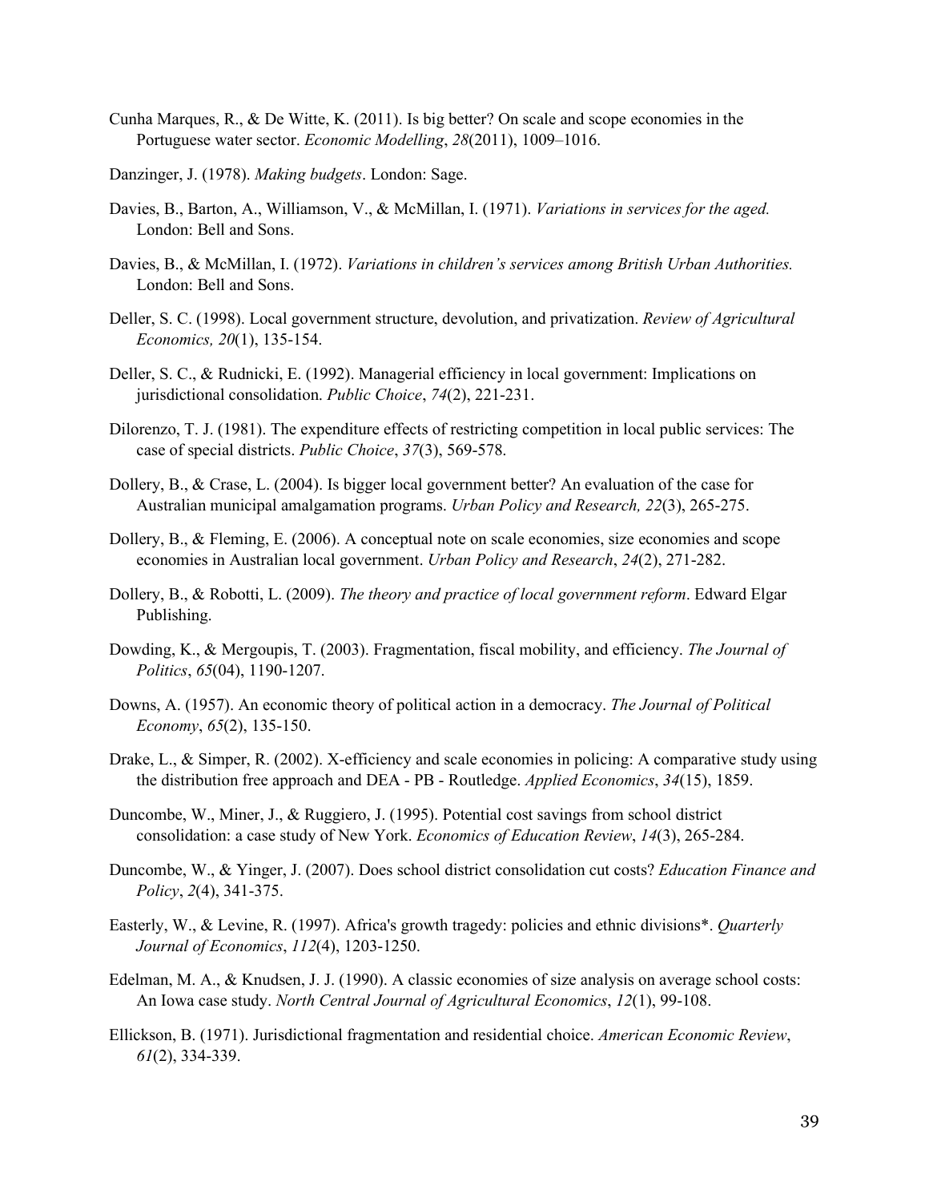Cunha Marques, R., & De Witte, K. (2011). Is big better? On scale and scope economies in the Portuguese water sector. *Economic Modelling*, *28*(2011), 1009–1016.

Danzinger, J. (1978). *Making budgets*. London: Sage.

Davies, B., Barton, A., Williamson, V., & McMillan, I. (1971). *Variations in services for the aged.* London: Bell and Sons.

Davies, B., & McMillan, I. (1972). *Variations in children's services among British Urban Authorities.* London: Bell and Sons.

Deller, S. C. (1998). Local government structure, devolution, and privatization. *Review of Agricultural Economics, 20*(1), 135-154.

Deller, S. C., & Rudnicki, E. (1992). Managerial efficiency in local government: Implications on jurisdictional consolidation. *Public Choice*, *74*(2), 221-231.

Dilorenzo, T. J. (1981). The expenditure effects of restricting competition in local public services: The case of special districts. *Public Choice*, *37*(3), 569-578.

Dollery, B., & Crase, L. (2004). Is bigger local government better? An evaluation of the case for Australian municipal amalgamation programs. *Urban Policy and Research, 22*(3), 265-275.

Dollery, B., & Fleming, E. (2006). A conceptual note on scale economies, size economies and scope economies in Australian local government. *Urban Policy and Research*, *24*(2), 271-282.

Dollery, B., & Robotti, L. (2009). *The theory and practice of local government reform*. Edward Elgar Publishing.

Dowding, K., & Mergoupis, T. (2003). Fragmentation, fiscal mobility, and efficiency. *The Journal of Politics*, *65*(04), 1190-1207.

Downs, A. (1957). An economic theory of political action in a democracy. *The Journal of Political Economy*, *65*(2), 135-150.

Drake, L., & Simper, R. (2002). X-efficiency and scale economies in policing: A comparative study using the distribution free approach and DEA - PB - Routledge. *Applied Economics*, *34*(15), 1859.

Duncombe, W., Miner, J., & Ruggiero, J. (1995). Potential cost savings from school district consolidation: a case study of New York. *Economics of Education Review*, *14*(3), 265-284.

Duncombe, W., & Yinger, J. (2007). Does school district consolidation cut costs? *Education Finance and Policy*, *2*(4), 341-375.

Easterly, W., & Levine, R. (1997). Africa's growth tragedy: policies and ethnic divisions*. *Quarterly Journal of Economics*, *112*(4), 1203-1250.

Edelman, M. A., & Knudsen, J. J. (1990). A classic economies of size analysis on average school costs: An Iowa case study. *North Central Journal of Agricultural Economics*, *12*(1), 99-108.

Ellickson, B. (1971). Jurisdictional fragmentation and residential choice. *American Economic Review*, *61*(2), 334-339.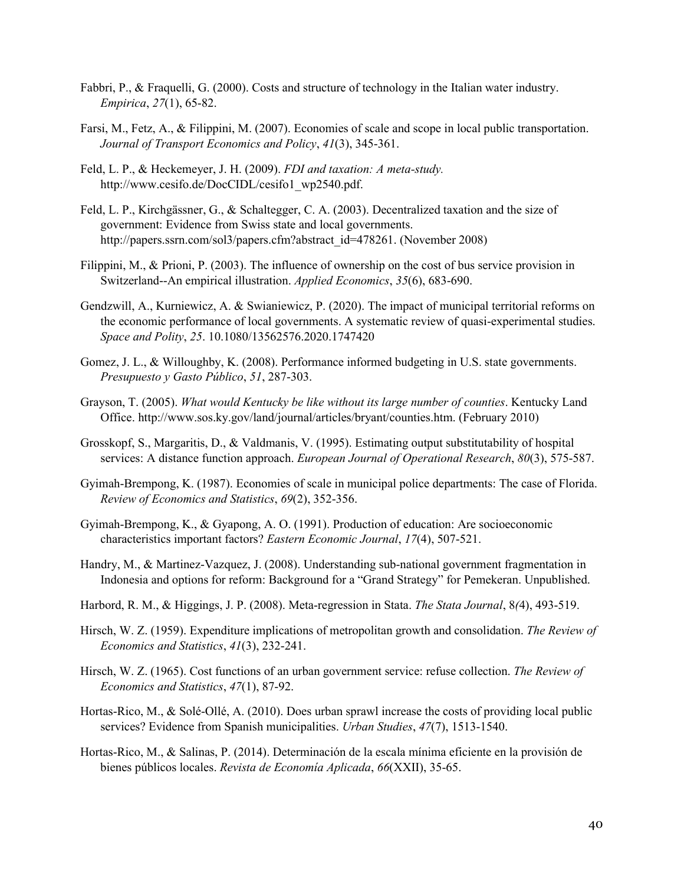Fabbri, P., & Fraquelli, G. (2000). Costs and structure of technology in the Italian water industry. *Empirica*, *27*(1), 65-82.

Farsi, M., Fetz, A., & Filippini, M. (2007). Economies of scale and scope in local public transportation. *Journal of Transport Economics and Policy*, *41*(3), 345-361.

Feld, L. P., & Heckemeyer, J. H. (2009). *FDI and taxation: A meta-study.* http://www.cesifo.de/DocCIDL/cesifo1_wp2540.pdf.

Feld, L. P., Kirchgässner, G., & Schaltegger, C. A. (2003). Decentralized taxation and the size of government: Evidence from Swiss state and local governments. http://papers.ssrn.com/sol3/papers.cfm?abstract_id=478261. (November 2008)

Filippini, M., & Prioni, P. (2003). The influence of ownership on the cost of bus service provision in Switzerland--An empirical illustration. *Applied Economics*, *35*(6), 683-690.

Gendzwill, A., Kurniewicz, A. & Swianiewicz, P. (2020). The impact of municipal territorial reforms on the economic performance of local governments. A systematic review of quasi-experimental studies. *Space and Polity*, *25*. 10.1080/13562576.2020.1747420

Gomez, J. L., & Willoughby, K. (2008). Performance informed budgeting in U.S. state governments. *Presupuesto y Gasto Público*, *51*, 287-303.

Grayson, T. (2005). *What would Kentucky be like without its large number of counties*. Kentucky Land Office. http://www.sos.ky.gov/land/journal/articles/bryant/counties.htm. (February 2010)

Grosskopf, S., Margaritis, D., & Valdmanis, V. (1995). Estimating output substitutability of hospital services: A distance function approach. *European Journal of Operational Research*, *80*(3), 575-587.

Gyimah-Brempong, K. (1987). Economies of scale in municipal police departments: The case of Florida. *Review of Economics and Statistics*, *69*(2), 352-356.

Gyimah-Brempong, K., & Gyapong, A. O. (1991). Production of education: Are socioeconomic characteristics important factors? *Eastern Economic Journal*, *17*(4), 507-521.

Handry, M., & Martinez-Vazquez, J. (2008). Understanding sub-national government fragmentation in Indonesia and options for reform: Background for a "Grand Strategy" for Pemekeran. Unpublished.

Harbord, R. M., & Higgings, J. P. (2008). Meta-regression in Stata. *The Stata Journal*, 8*(*4), 493-519.

Hirsch, W. Z. (1959). Expenditure implications of metropolitan growth and consolidation. *The Review of Economics and Statistics*, *41*(3), 232-241.

Hirsch, W. Z. (1965). Cost functions of an urban government service: refuse collection. *The Review of Economics and Statistics*, *47*(1), 87-92.

Hortas-Rico, M., & Solé-Ollé, A. (2010). Does urban sprawl increase the costs of providing local public services? Evidence from Spanish municipalities. *Urban Studies*, *47*(7), 1513-1540.

Hortas-Rico, M., & Salinas, P. (2014). Determinación de la escala mínima eficiente en la provisión de bienes públicos locales. *Revista de Economía Aplicada*, *66*(XXII), 35-65.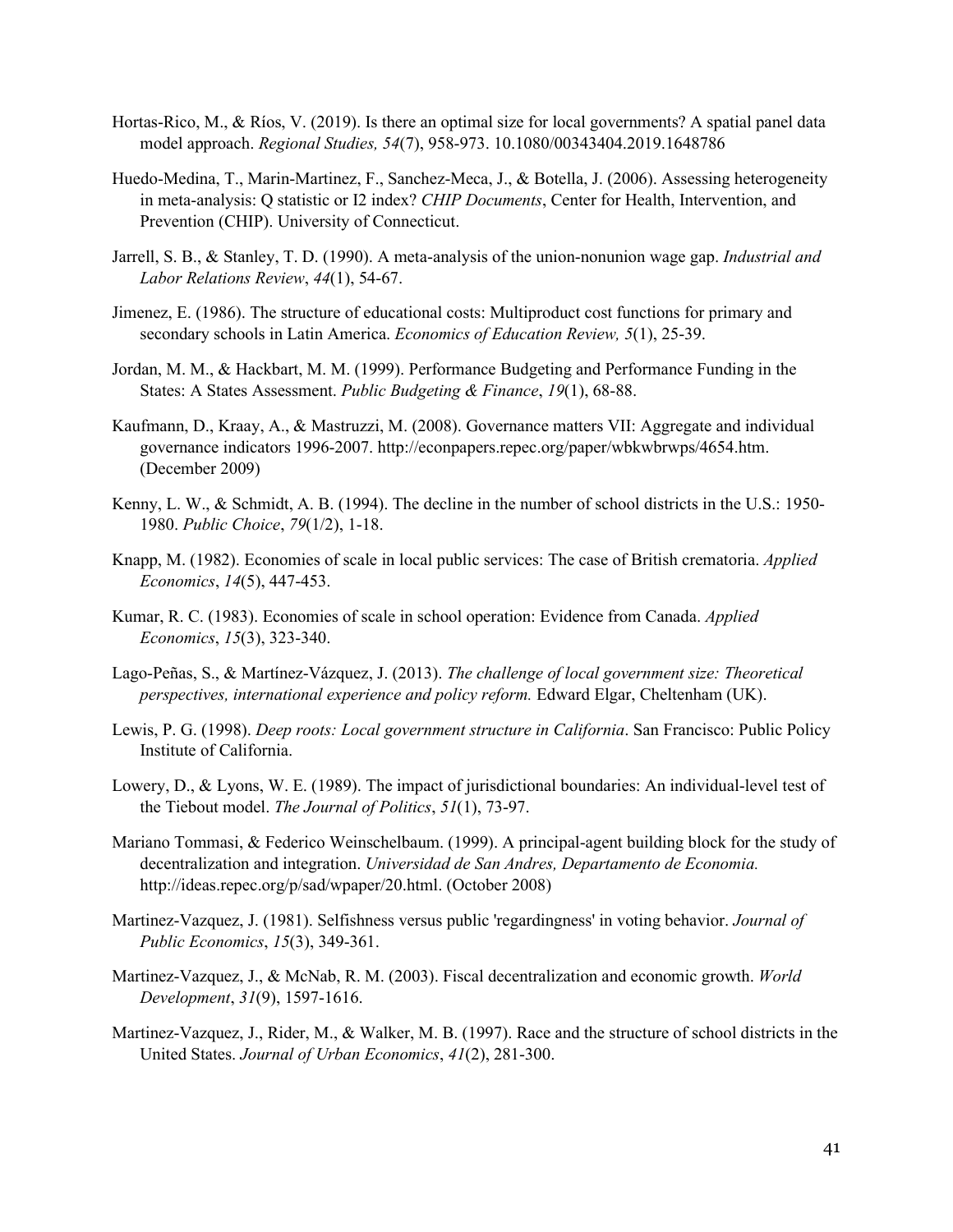Hortas-Rico, M., & Ríos, V. (2019). Is there an optimal size for local governments? A spatial panel data model approach. *Regional Studies, 54*(7), 958-973. 10.1080/00343404.2019.1648786

Huedo-Medina, T., Marin-Martinez, F., Sanchez-Meca, J., & Botella, J. (2006). Assessing heterogeneity in meta-analysis: Q statistic or I2 index? *CHIP Documents*, Center for Health, Intervention, and Prevention (CHIP). University of Connecticut.

Jarrell, S. B., & Stanley, T. D. (1990). A meta-analysis of the union-nonunion wage gap. *Industrial and Labor Relations Review*, *44*(1), 54-67.

Jimenez, E. (1986). The structure of educational costs: Multiproduct cost functions for primary and secondary schools in Latin America. *Economics of Education Review, 5*(1), 25-39.

Jordan, M. M., & Hackbart, M. M. (1999). Performance Budgeting and Performance Funding in the States: A States Assessment. *Public Budgeting & Finance*, *19*(1), 68-88.

Kaufmann, D., Kraay, A., & Mastruzzi, M. (2008). Governance matters VII: Aggregate and individual governance indicators 1996-2007. http://econpapers.repec.org/paper/wbkwbrwps/4654.htm. (December 2009)

Kenny, L. W., & Schmidt, A. B. (1994). The decline in the number of school districts in the U.S.: 1950-1980. *Public Choice*, *79*(1/2), 1-18.

Knapp, M. (1982). Economies of scale in local public services: The case of British crematoria. *Applied Economics*, *14*(5), 447-453.

Kumar, R. C. (1983). Economies of scale in school operation: Evidence from Canada. *Applied Economics*, *15*(3), 323-340.

Lago-Peñas, S., & Martínez-Vázquez, J. (2013). *The challenge of local government size: Theoretical perspectives, international experience and policy reform.* Edward Elgar, Cheltenham (UK).

Lewis, P. G. (1998). *Deep roots: Local government structure in California*. San Francisco: Public Policy Institute of California.

Lowery, D., & Lyons, W. E. (1989). The impact of jurisdictional boundaries: An individual-level test of the Tiebout model. *The Journal of Politics*, *51*(1), 73-97.

Mariano Tommasi, & Federico Weinschelbaum. (1999). A principal-agent building block for the study of decentralization and integration. *Universidad de San Andres, Departamento de Economia.* http://ideas.repec.org/p/sad/wpaper/20.html. (October 2008)

Martinez-Vazquez, J. (1981). Selfishness versus public 'regardingness' in voting behavior. *Journal of Public Economics*, *15*(3), 349-361.

Martinez-Vazquez, J., & McNab, R. M. (2003). Fiscal decentralization and economic growth. *World Development*, *31*(9), 1597-1616.

Martinez-Vazquez, J., Rider, M., & Walker, M. B. (1997). Race and the structure of school districts in the United States. *Journal of Urban Economics*, *41*(2), 281-300.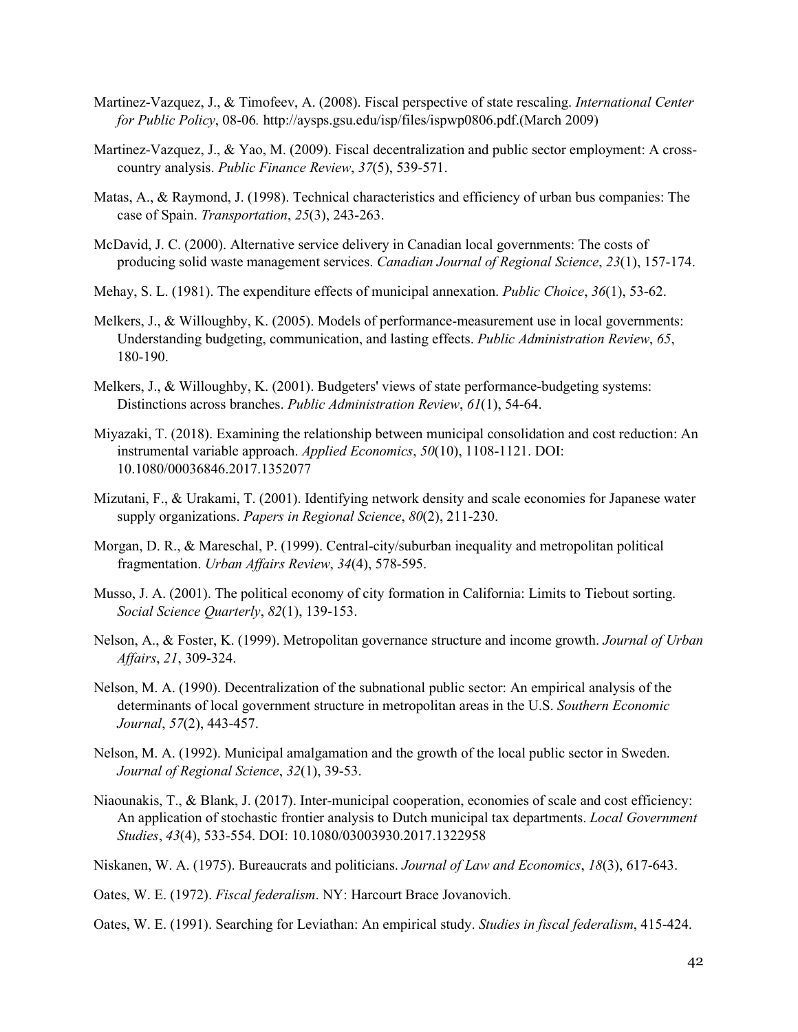Martinez-Vazquez, J., & Timofeev, A. (2008). Fiscal perspective of state rescaling. *International Center for Public Policy*, 08-06. http://aysps.gsu.edu/isp/files/ispwp0806.pdf.(March 2009)

Martinez-Vazquez, J., & Yao, M. (2009). Fiscal decentralization and public sector employment: A cross-country analysis. *Public Finance Review*, *37*(5), 539-571.

Matas, A., & Raymond, J. (1998). Technical characteristics and efficiency of urban bus companies: The case of Spain. *Transportation*, *25*(3), 243-263.

McDavid, J. C. (2000). Alternative service delivery in Canadian local governments: The costs of producing solid waste management services. *Canadian Journal of Regional Science*, *23*(1), 157-174.

Mehay, S. L. (1981). The expenditure effects of municipal annexation. *Public Choice*, *36*(1), 53-62.

Melkers, J., & Willoughby, K. (2005). Models of performance-measurement use in local governments: Understanding budgeting, communication, and lasting effects. *Public Administration Review*, *65*, 180-190.

Melkers, J., & Willoughby, K. (2001). Budgeters' views of state performance-budgeting systems: Distinctions across branches. *Public Administration Review*, *61*(1), 54-64.

Miyazaki, T. (2018). Examining the relationship between municipal consolidation and cost reduction: An instrumental variable approach. *Applied Economics*, *50*(10), 1108-1121. DOI: 10.1080/00036846.2017.1352077

Mizutani, F., & Urakami, T. (2001). Identifying network density and scale economies for Japanese water supply organizations. *Papers in Regional Science*, *80*(2), 211-230.

Morgan, D. R., & Mareschal, P. (1999). Central-city/suburban inequality and metropolitan political fragmentation. *Urban Affairs Review*, *34*(4), 578-595.

Musso, J. A. (2001). The political economy of city formation in California: Limits to Tiebout sorting. *Social Science Quarterly*, *82*(1), 139-153.

Nelson, A., & Foster, K. (1999). Metropolitan governance structure and income growth. *Journal of Urban Affairs*, *21*, 309-324.

Nelson, M. A. (1990). Decentralization of the subnational public sector: An empirical analysis of the determinants of local government structure in metropolitan areas in the U.S. *Southern Economic Journal*, *57*(2), 443-457.

Nelson, M. A. (1992). Municipal amalgamation and the growth of the local public sector in Sweden. *Journal of Regional Science*, *32*(1), 39-53.

Niaounakis, T., & Blank, J. (2017). Inter-municipal cooperation, economies of scale and cost efficiency: An application of stochastic frontier analysis to Dutch municipal tax departments. *Local Government Studies*, *43*(4), 533-554. DOI: 10.1080/03003930.2017.1322958

Niskanen, W. A. (1975). Bureaucrats and politicians. *Journal of Law and Economics*, *18*(3), 617-643.

Oates, W. E. (1972). *Fiscal federalism*. NY: Harcourt Brace Jovanovich.

Oates, W. E. (1991). Searching for Leviathan: An empirical study. *Studies in fiscal federalism*, 415-424.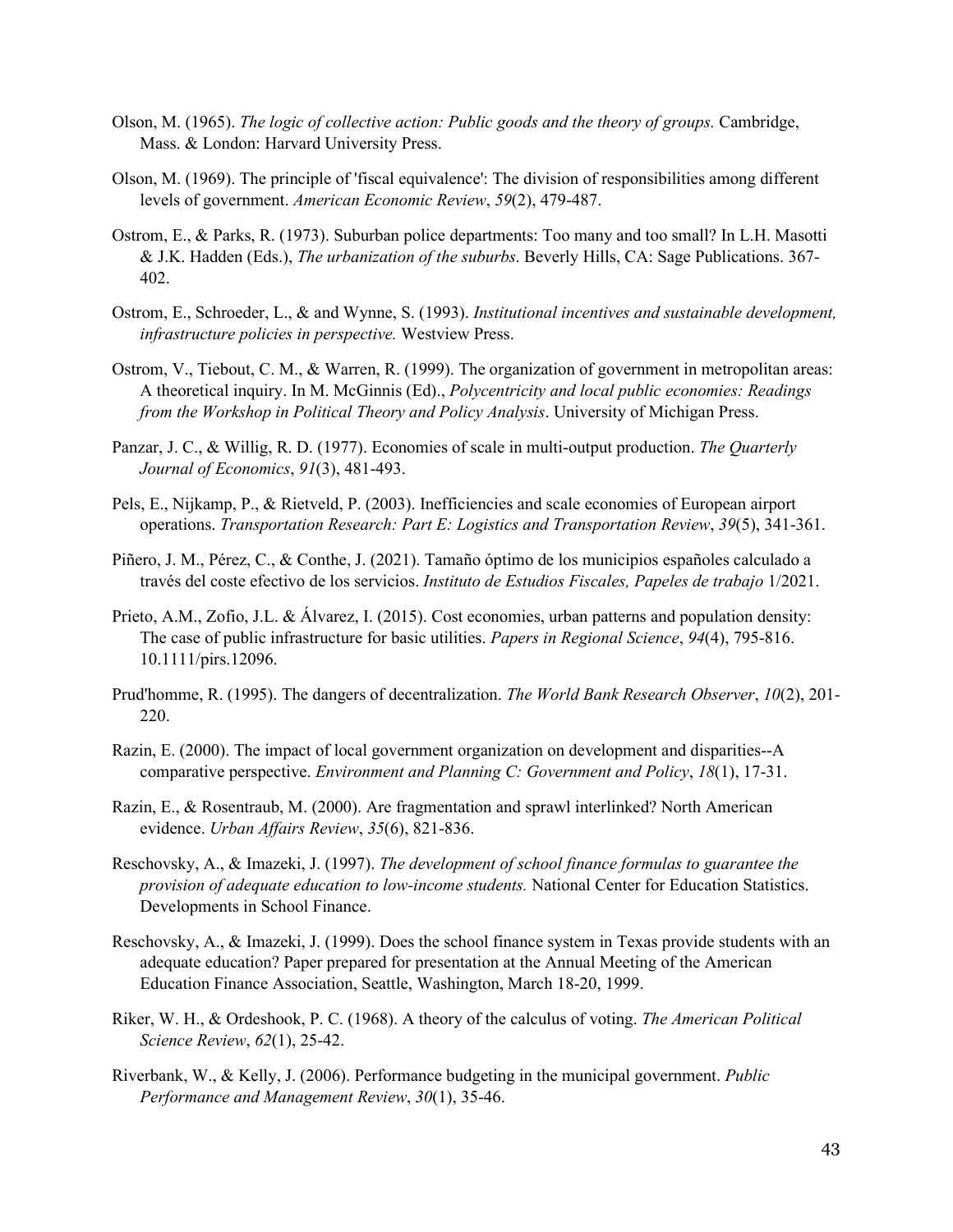Olson, M. (1965). *The logic of collective action: Public goods and the theory of groups.* Cambridge, Mass. & London: Harvard University Press.

Olson, M. (1969). The principle of 'fiscal equivalence': The division of responsibilities among different levels of government. *American Economic Review*, *59*(2), 479-487.

Ostrom, E., & Parks, R. (1973). Suburban police departments: Too many and too small? In L.H. Masotti & J.K. Hadden (Eds.), *The urbanization of the suburbs*. Beverly Hills, CA: Sage Publications. 367-402.

Ostrom, E., Schroeder, L., & and Wynne, S. (1993). *Institutional incentives and sustainable development, infrastructure policies in perspective.* Westview Press.

Ostrom, V., Tiebout, C. M., & Warren, R. (1999). The organization of government in metropolitan areas: A theoretical inquiry. In M. McGinnis (Ed)., *Polycentricity and local public economies: Readings from the Workshop in Political Theory and Policy Analysis*. University of Michigan Press.

Panzar, J. C., & Willig, R. D. (1977). Economies of scale in multi-output production. *The Quarterly Journal of Economics*, *91*(3), 481-493.

Pels, E., Nijkamp, P., & Rietveld, P. (2003). Inefficiencies and scale economies of European airport operations. *Transportation Research: Part E: Logistics and Transportation Review*, *39*(5), 341-361.

Piñero, J. M., Pérez, C., & Conthe, J. (2021). Tamaño óptimo de los municipios españoles calculado a través del coste efectivo de los servicios. *Instituto de Estudios Fiscales, Papeles de trabajo* 1/2021.

Prieto, A.M., Zofio, J.L. & Álvarez, I. (2015). Cost economies, urban patterns and population density: The case of public infrastructure for basic utilities. *Papers in Regional Science*, *94*(4), 795-816. 10.1111/pirs.12096.

Prud'homme, R. (1995). The dangers of decentralization. *The World Bank Research Observer*, *10*(2), 201-220.

Razin, E. (2000). The impact of local government organization on development and disparities--A comparative perspective. *Environment and Planning C: Government and Policy*, *18*(1), 17-31.

Razin, E., & Rosentraub, M. (2000). Are fragmentation and sprawl interlinked? North American evidence. *Urban Affairs Review*, *35*(6), 821-836.

Reschovsky, A., & Imazeki, J. (1997). *The development of school finance formulas to guarantee the provision of adequate education to low-income students.* National Center for Education Statistics. Developments in School Finance.

Reschovsky, A., & Imazeki, J. (1999). Does the school finance system in Texas provide students with an adequate education? Paper prepared for presentation at the Annual Meeting of the American Education Finance Association, Seattle, Washington, March 18-20, 1999.

Riker, W. H., & Ordeshook, P. C. (1968). A theory of the calculus of voting. *The American Political Science Review*, *62*(1), 25-42.

Riverbank, W., & Kelly, J. (2006). Performance budgeting in the municipal government. *Public Performance and Management Review*, *30*(1), 35-46.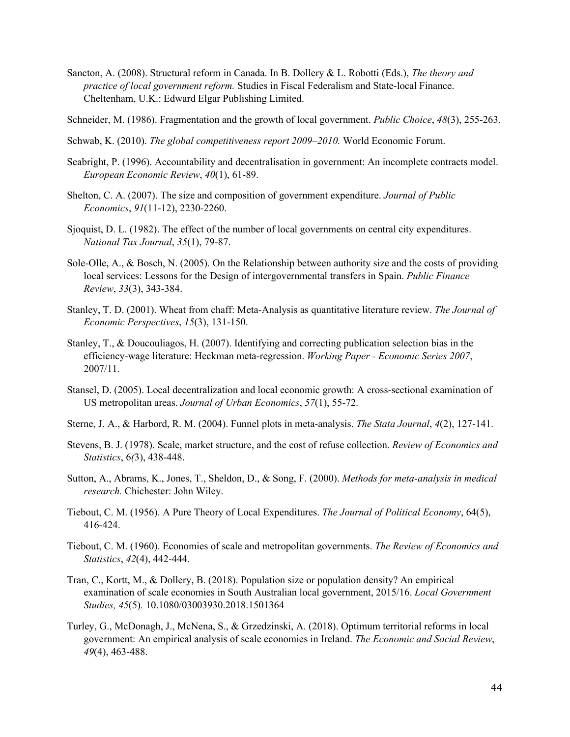Sancton, A. (2008). Structural reform in Canada. In B. Dollery & L. Robotti (Eds.), *The theory and practice of local government reform.* Studies in Fiscal Federalism and State-local Finance. Cheltenham, U.K.: Edward Elgar Publishing Limited.

Schneider, M. (1986). Fragmentation and the growth of local government. *Public Choice*, *48*(3), 255-263.

Schwab, K. (2010). *The global competitiveness report 2009–2010.* World Economic Forum.

Seabright, P. (1996). Accountability and decentralisation in government: An incomplete contracts model. *European Economic Review*, *40*(1), 61-89.

Shelton, C. A. (2007). The size and composition of government expenditure. *Journal of Public Economics*, *91*(11-12), 2230-2260.

Sjoquist, D. L. (1982). The effect of the number of local governments on central city expenditures. *National Tax Journal*, *35*(1), 79-87.

Sole-Olle, A., & Bosch, N. (2005). On the Relationship between authority size and the costs of providing local services: Lessons for the Design of intergovernmental transfers in Spain. *Public Finance Review*, *33*(3), 343-384.

Stanley, T. D. (2001). Wheat from chaff: Meta-Analysis as quantitative literature review. *The Journal of Economic Perspectives*, *15*(3), 131-150.

Stanley, T., & Doucouliagos, H. (2007). Identifying and correcting publication selection bias in the efficiency-wage literature: Heckman meta-regression. *Working Paper - Economic Series 2007*, 2007/11.

Stansel, D. (2005). Local decentralization and local economic growth: A cross-sectional examination of US metropolitan areas. *Journal of Urban Economics*, *57*(1), 55-72.

Sterne, J. A., & Harbord, R. M. (2004). Funnel plots in meta-analysis. *The Stata Journal*, *4*(2), 127-141.

Stevens, B. J. (1978). Scale, market structure, and the cost of refuse collection. *Review of Economics and Statistics*, 6*(*3), 438-448.

Sutton, A., Abrams, K., Jones, T., Sheldon, D., & Song, F. (2000). *Methods for meta-analysis in medical research.* Chichester: John Wiley.

Tiebout, C. M. (1956). A Pure Theory of Local Expenditures. *The Journal of Political Economy*, 64(5), 416-424.

Tiebout, C. M. (1960). Economies of scale and metropolitan governments. *The Review of Economics and Statistics*, *42*(4), 442-444.

Tran, C., Kortt, M., & Dollery, B. (2018). Population size or population density? An empirical examination of scale economies in South Australian local government, 2015/16. *Local Government Studies, 45*(5)*.* 10.1080/03003930.2018.1501364

Turley, G., McDonagh, J., McNena, S., & Grzedzinski, A. (2018). Optimum territorial reforms in local government: An empirical analysis of scale economies in Ireland. *The Economic and Social Review*, *49*(4), 463-488.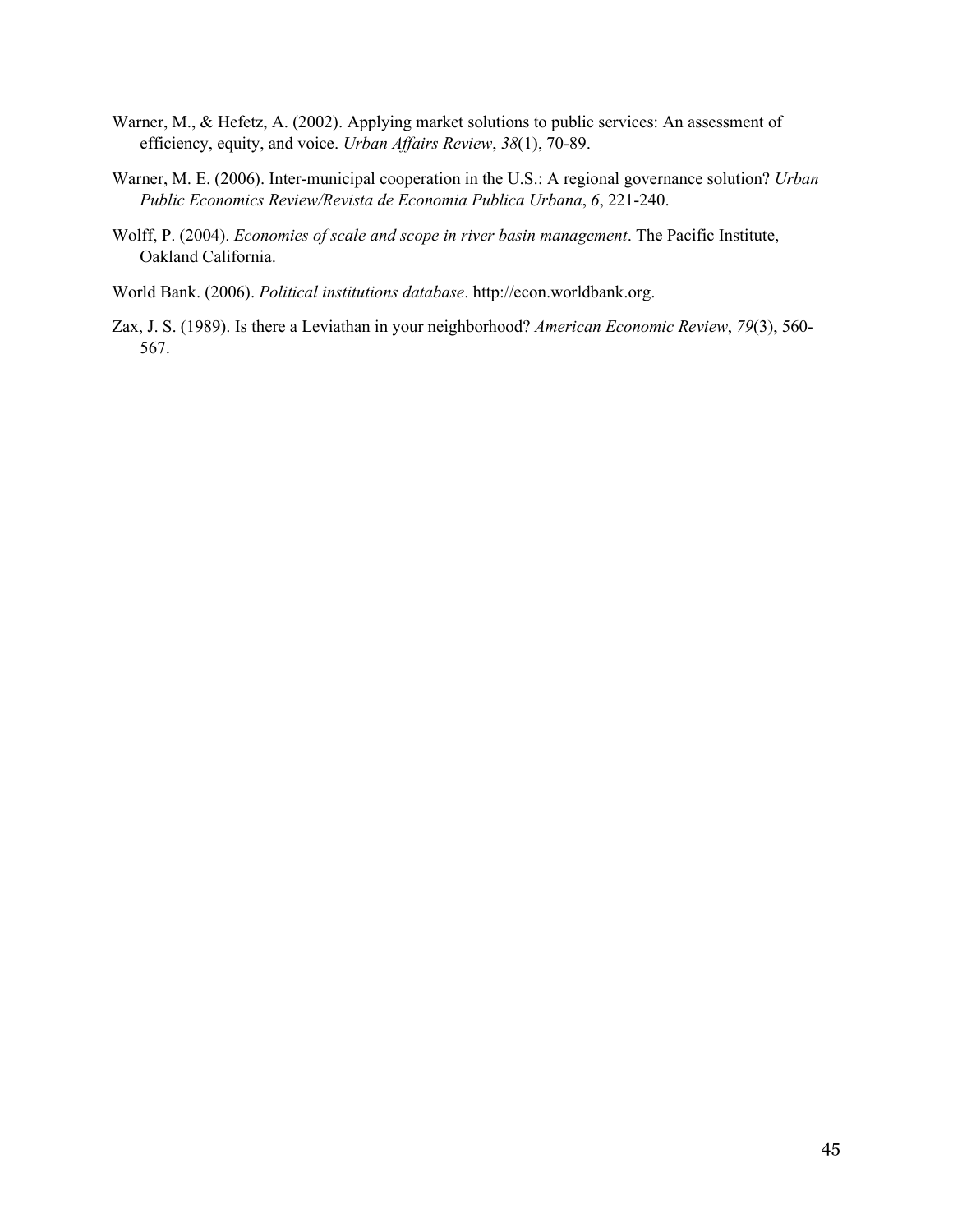Warner, M., & Hefetz, A. (2002). Applying market solutions to public services: An assessment of efficiency, equity, and voice. *Urban Affairs Review*, *38*(1), 70-89.

Warner, M. E. (2006). Inter-municipal cooperation in the U.S.: A regional governance solution? *Urban Public Economics Review/Revista de Economia Publica Urbana*, *6*, 221-240.

Wolff, P. (2004). *Economies of scale and scope in river basin management*. The Pacific Institute, Oakland California.

World Bank. (2006). *Political institutions database*. http://econ.worldbank.org.

Zax, J. S. (1989). Is there a Leviathan in your neighborhood? *American Economic Review*, *79*(3), 560-567.